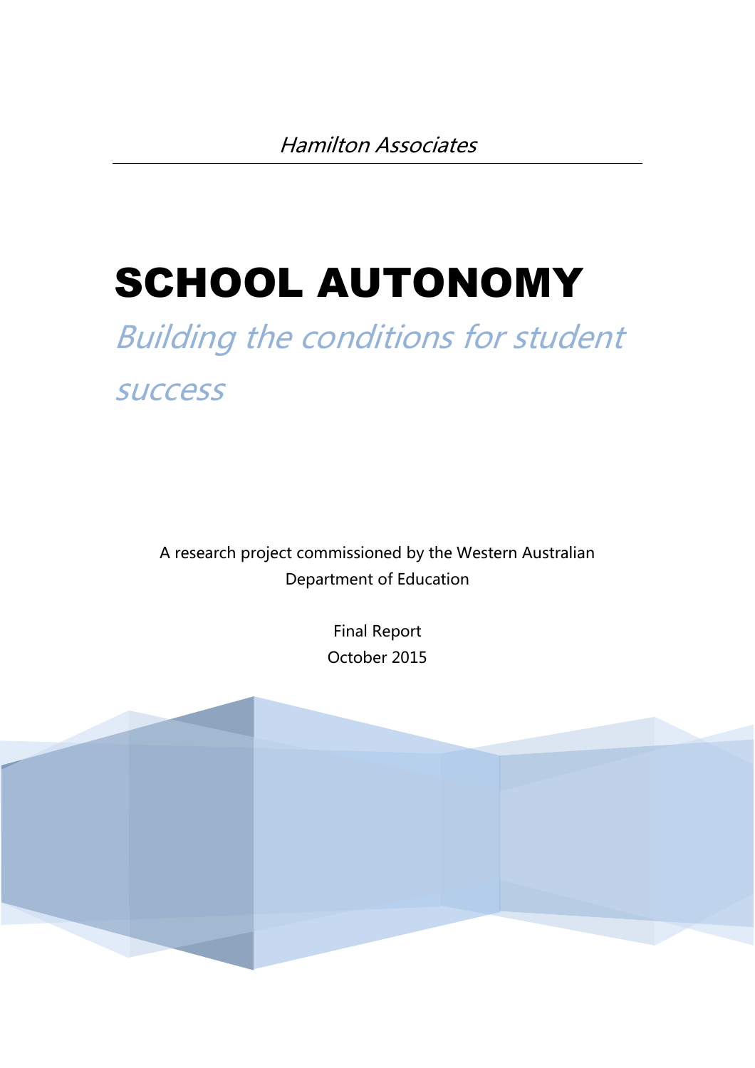*Hamilton Associates*

# SCHOOL AUTONOMY

## *Building the conditions for student success*

A research project commissioned by the Western Australian Department of Education

Final Report

October 2015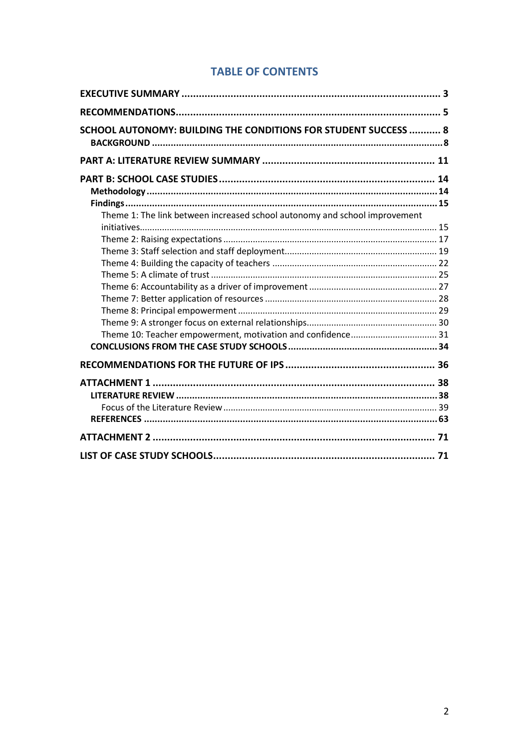# TABLE OF CONTENTS

**EXECUTIVE SUMMARY** .......................................................................................... 3

**RECOMMENDATIONS**........................................................................................... 5

**SCHOOL AUTONOMY: BUILDING THE CONDITIONS FOR STUDENT SUCCESS** ........... 8
- **BACKGROUND** ............................................................................................................ 8

**PART A: LITERATURE REVIEW SUMMARY** ........................................................... 11

**PART B: SCHOOL CASE STUDIES** ........................................................................... 14
- **Methodology** ........................................................................................................... 14
- **Findings** .................................................................................................................. 15
  - Theme 1: The link between increased school autonomy and school improvement initiatives....................................................................................................................... 15
  - Theme 2: Raising expectations ..................................................................................... 17
  - Theme 3: Staff selection and staff deployment............................................................ 19
  - Theme 4: Building the capacity of teachers .................................................................. 22
  - Theme 5: A climate of trust .......................................................................................... 25
  - Theme 6: Accountability as a driver of improvement ................................................... 27
  - Theme 7: Better application of resources ..................................................................... 28
  - Theme 8: Principal empowerment ................................................................................ 29
  - Theme 9: A stronger focus on external relationships.................................................... 30
  - Theme 10: Teacher empowerment, motivation and confidence.................................. 31
- **CONCLUSIONS FROM THE CASE STUDY SCHOOLS** ....................................................... 34

**RECOMMENDATIONS FOR THE FUTURE OF IPS** .................................................... 36

**ATTACHMENT 1** ................................................................................................... 38
- **LITERATURE REVIEW** ................................................................................................. 38
  - Focus of the Literature Review ..................................................................................... 39
- **REFERENCES** ............................................................................................................ 63

**ATTACHMENT 2** ................................................................................................... 71

**LIST OF CASE STUDY SCHOOLS**............................................................................ 71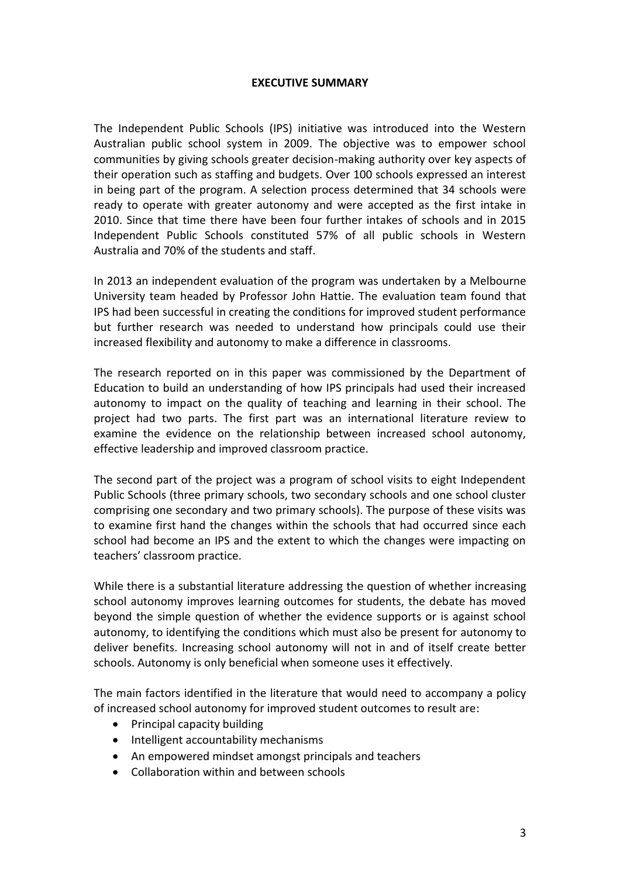# EXECUTIVE SUMMARY

The Independent Public Schools (IPS) initiative was introduced into the Western Australian public school system in 2009. The objective was to empower school communities by giving schools greater decision-making authority over key aspects of their operation such as staffing and budgets. Over 100 schools expressed an interest in being part of the program. A selection process determined that 34 schools were ready to operate with greater autonomy and were accepted as the first intake in 2010. Since that time there have been four further intakes of schools and in 2015 Independent Public Schools constituted 57% of all public schools in Western Australia and 70% of the students and staff.

In 2013 an independent evaluation of the program was undertaken by a Melbourne University team headed by Professor John Hattie. The evaluation team found that IPS had been successful in creating the conditions for improved student performance but further research was needed to understand how principals could use their increased flexibility and autonomy to make a difference in classrooms.

The research reported on in this paper was commissioned by the Department of Education to build an understanding of how IPS principals had used their increased autonomy to impact on the quality of teaching and learning in their school. The project had two parts. The first part was an international literature review to examine the evidence on the relationship between increased school autonomy, effective leadership and improved classroom practice.

The second part of the project was a program of school visits to eight Independent Public Schools (three primary schools, two secondary schools and one school cluster comprising one secondary and two primary schools). The purpose of these visits was to examine first hand the changes within the schools that had occurred since each school had become an IPS and the extent to which the changes were impacting on teachers' classroom practice.

While there is a substantial literature addressing the question of whether increasing school autonomy improves learning outcomes for students, the debate has moved beyond the simple question of whether the evidence supports or is against school autonomy, to identifying the conditions which must also be present for autonomy to deliver benefits. Increasing school autonomy will not in and of itself create better schools. Autonomy is only beneficial when someone uses it effectively.

The main factors identified in the literature that would need to accompany a policy of increased school autonomy for improved student outcomes to result are:

- Principal capacity building
- Intelligent accountability mechanisms
- An empowered mindset amongst principals and teachers
- Collaboration within and between schools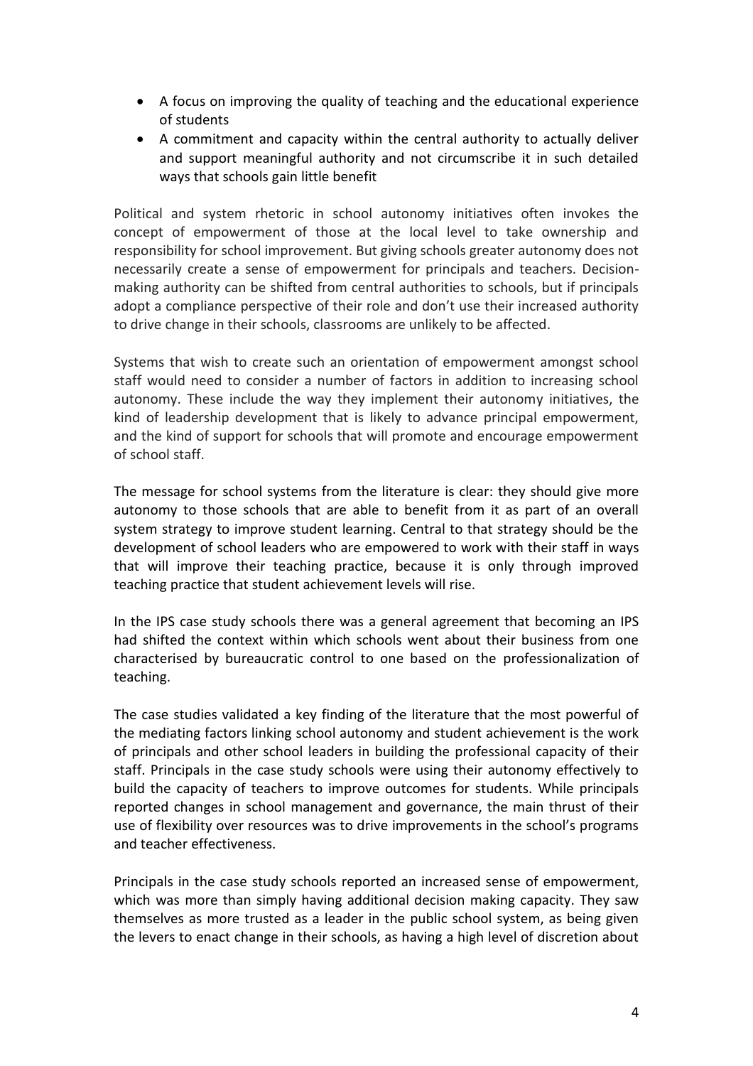- A focus on improving the quality of teaching and the educational experience of students
- A commitment and capacity within the central authority to actually deliver and support meaningful authority and not circumscribe it in such detailed ways that schools gain little benefit

Political and system rhetoric in school autonomy initiatives often invokes the concept of empowerment of those at the local level to take ownership and responsibility for school improvement. But giving schools greater autonomy does not necessarily create a sense of empowerment for principals and teachers. Decision-making authority can be shifted from central authorities to schools, but if principals adopt a compliance perspective of their role and don't use their increased authority to drive change in their schools, classrooms are unlikely to be affected.

Systems that wish to create such an orientation of empowerment amongst school staff would need to consider a number of factors in addition to increasing school autonomy. These include the way they implement their autonomy initiatives, the kind of leadership development that is likely to advance principal empowerment, and the kind of support for schools that will promote and encourage empowerment of school staff.

The message for school systems from the literature is clear: they should give more autonomy to those schools that are able to benefit from it as part of an overall system strategy to improve student learning. Central to that strategy should be the development of school leaders who are empowered to work with their staff in ways that will improve their teaching practice, because it is only through improved teaching practice that student achievement levels will rise.

In the IPS case study schools there was a general agreement that becoming an IPS had shifted the context within which schools went about their business from one characterised by bureaucratic control to one based on the professionalization of teaching.

The case studies validated a key finding of the literature that the most powerful of the mediating factors linking school autonomy and student achievement is the work of principals and other school leaders in building the professional capacity of their staff. Principals in the case study schools were using their autonomy effectively to build the capacity of teachers to improve outcomes for students. While principals reported changes in school management and governance, the main thrust of their use of flexibility over resources was to drive improvements in the school's programs and teacher effectiveness.

Principals in the case study schools reported an increased sense of empowerment, which was more than simply having additional decision making capacity. They saw themselves as more trusted as a leader in the public school system, as being given the levers to enact change in their schools, as having a high level of discretion about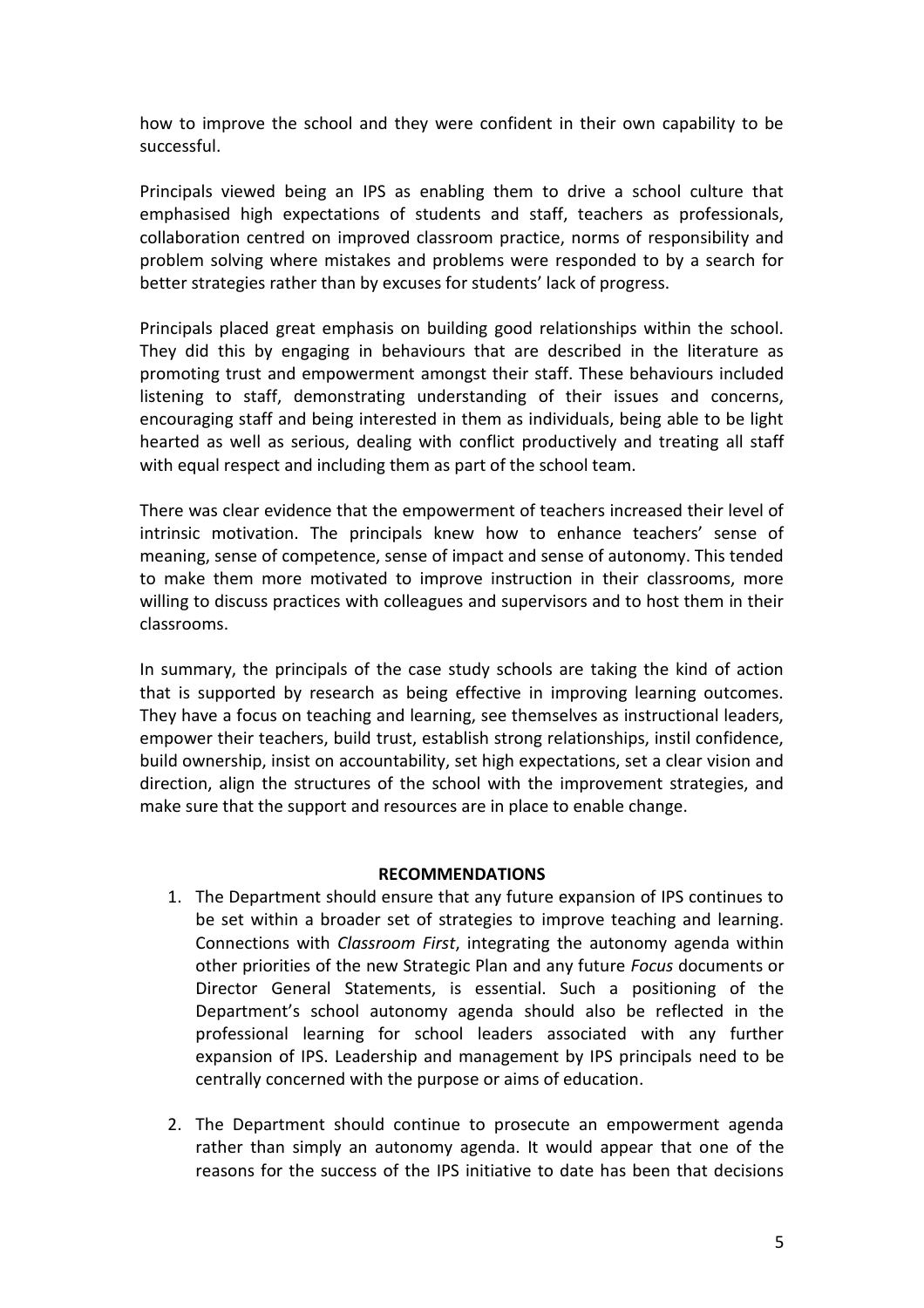how to improve the school and they were confident in their own capability to be successful.

Principals viewed being an IPS as enabling them to drive a school culture that emphasised high expectations of students and staff, teachers as professionals, collaboration centred on improved classroom practice, norms of responsibility and problem solving where mistakes and problems were responded to by a search for better strategies rather than by excuses for students' lack of progress.

Principals placed great emphasis on building good relationships within the school. They did this by engaging in behaviours that are described in the literature as promoting trust and empowerment amongst their staff. These behaviours included listening to staff, demonstrating understanding of their issues and concerns, encouraging staff and being interested in them as individuals, being able to be light hearted as well as serious, dealing with conflict productively and treating all staff with equal respect and including them as part of the school team.

There was clear evidence that the empowerment of teachers increased their level of intrinsic motivation. The principals knew how to enhance teachers' sense of meaning, sense of competence, sense of impact and sense of autonomy. This tended to make them more motivated to improve instruction in their classrooms, more willing to discuss practices with colleagues and supervisors and to host them in their classrooms.

In summary, the principals of the case study schools are taking the kind of action that is supported by research as being effective in improving learning outcomes. They have a focus on teaching and learning, see themselves as instructional leaders, empower their teachers, build trust, establish strong relationships, instil confidence, build ownership, insist on accountability, set high expectations, set a clear vision and direction, align the structures of the school with the improvement strategies, and make sure that the support and resources are in place to enable change.

## RECOMMENDATIONS

1. The Department should ensure that any future expansion of IPS continues to be set within a broader set of strategies to improve teaching and learning. Connections with *Classroom First*, integrating the autonomy agenda within other priorities of the new Strategic Plan and any future *Focus* documents or Director General Statements, is essential. Such a positioning of the Department's school autonomy agenda should also be reflected in the professional learning for school leaders associated with any further expansion of IPS. Leadership and management by IPS principals need to be centrally concerned with the purpose or aims of education.

2. The Department should continue to prosecute an empowerment agenda rather than simply an autonomy agenda. It would appear that one of the reasons for the success of the IPS initiative to date has been that decisions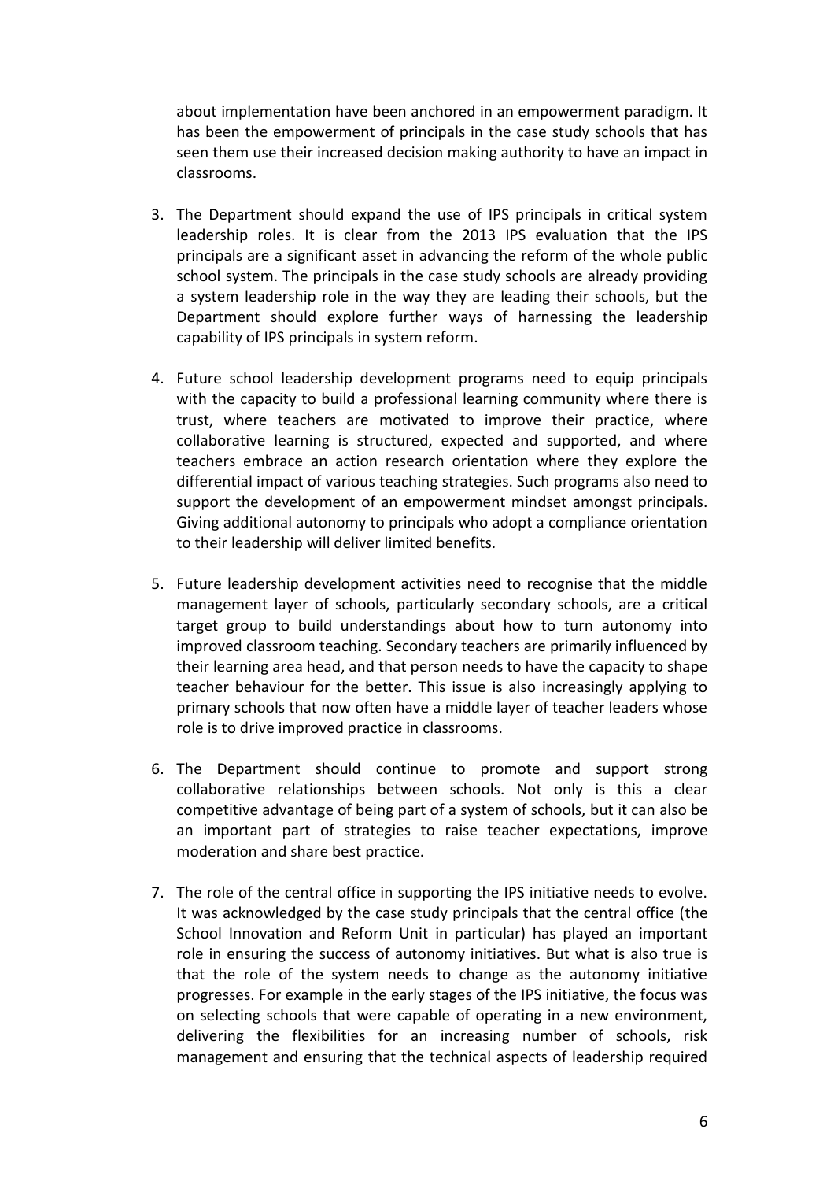about implementation have been anchored in an empowerment paradigm. It has been the empowerment of principals in the case study schools that has seen them use their increased decision making authority to have an impact in classrooms.

3. The Department should expand the use of IPS principals in critical system leadership roles. It is clear from the 2013 IPS evaluation that the IPS principals are a significant asset in advancing the reform of the whole public school system. The principals in the case study schools are already providing a system leadership role in the way they are leading their schools, but the Department should explore further ways of harnessing the leadership capability of IPS principals in system reform.

4. Future school leadership development programs need to equip principals with the capacity to build a professional learning community where there is trust, where teachers are motivated to improve their practice, where collaborative learning is structured, expected and supported, and where teachers embrace an action research orientation where they explore the differential impact of various teaching strategies. Such programs also need to support the development of an empowerment mindset amongst principals. Giving additional autonomy to principals who adopt a compliance orientation to their leadership will deliver limited benefits.

5. Future leadership development activities need to recognise that the middle management layer of schools, particularly secondary schools, are a critical target group to build understandings about how to turn autonomy into improved classroom teaching. Secondary teachers are primarily influenced by their learning area head, and that person needs to have the capacity to shape teacher behaviour for the better. This issue is also increasingly applying to primary schools that now often have a middle layer of teacher leaders whose role is to drive improved practice in classrooms.

6. The Department should continue to promote and support strong collaborative relationships between schools. Not only is this a clear competitive advantage of being part of a system of schools, but it can also be an important part of strategies to raise teacher expectations, improve moderation and share best practice.

7. The role of the central office in supporting the IPS initiative needs to evolve. It was acknowledged by the case study principals that the central office (the School Innovation and Reform Unit in particular) has played an important role in ensuring the success of autonomy initiatives. But what is also true is that the role of the system needs to change as the autonomy initiative progresses. For example in the early stages of the IPS initiative, the focus was on selecting schools that were capable of operating in a new environment, delivering the flexibilities for an increasing number of schools, risk management and ensuring that the technical aspects of leadership required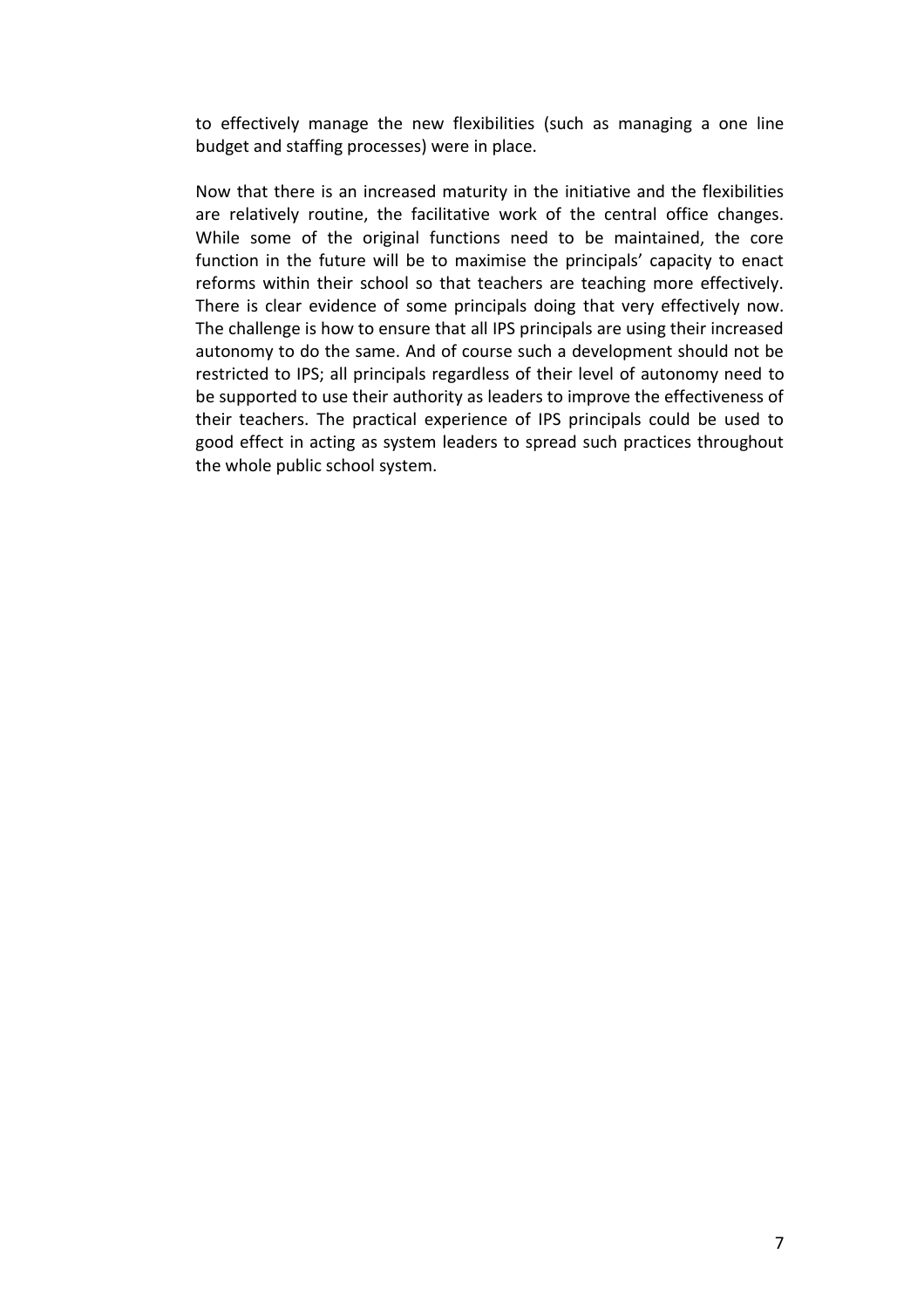to effectively manage the new flexibilities (such as managing a one line budget and staffing processes) were in place.

Now that there is an increased maturity in the initiative and the flexibilities are relatively routine, the facilitative work of the central office changes. While some of the original functions need to be maintained, the core function in the future will be to maximise the principals' capacity to enact reforms within their school so that teachers are teaching more effectively. There is clear evidence of some principals doing that very effectively now. The challenge is how to ensure that all IPS principals are using their increased autonomy to do the same. And of course such a development should not be restricted to IPS; all principals regardless of their level of autonomy need to be supported to use their authority as leaders to improve the effectiveness of their teachers. The practical experience of IPS principals could be used to good effect in acting as system leaders to spread such practices throughout the whole public school system.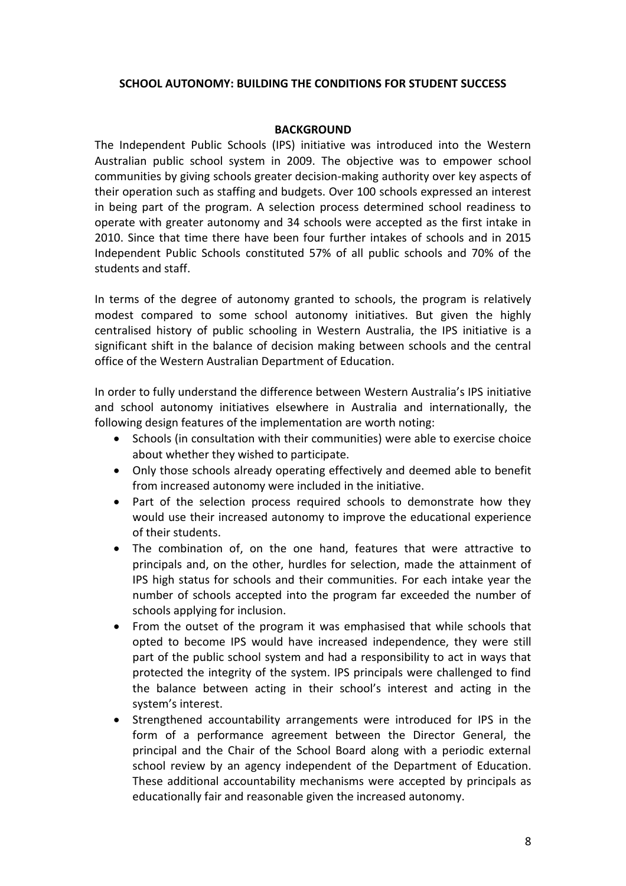## SCHOOL AUTONOMY: BUILDING THE CONDITIONS FOR STUDENT SUCCESS

### BACKGROUND

The Independent Public Schools (IPS) initiative was introduced into the Western Australian public school system in 2009. The objective was to empower school communities by giving schools greater decision-making authority over key aspects of their operation such as staffing and budgets. Over 100 schools expressed an interest in being part of the program. A selection process determined school readiness to operate with greater autonomy and 34 schools were accepted as the first intake in 2010. Since that time there have been four further intakes of schools and in 2015 Independent Public Schools constituted 57% of all public schools and 70% of the students and staff.

In terms of the degree of autonomy granted to schools, the program is relatively modest compared to some school autonomy initiatives. But given the highly centralised history of public schooling in Western Australia, the IPS initiative is a significant shift in the balance of decision making between schools and the central office of the Western Australian Department of Education.

In order to fully understand the difference between Western Australia's IPS initiative and school autonomy initiatives elsewhere in Australia and internationally, the following design features of the implementation are worth noting:

- Schools (in consultation with their communities) were able to exercise choice about whether they wished to participate.
- Only those schools already operating effectively and deemed able to benefit from increased autonomy were included in the initiative.
- Part of the selection process required schools to demonstrate how they would use their increased autonomy to improve the educational experience of their students.
- The combination of, on the one hand, features that were attractive to principals and, on the other, hurdles for selection, made the attainment of IPS high status for schools and their communities. For each intake year the number of schools accepted into the program far exceeded the number of schools applying for inclusion.
- From the outset of the program it was emphasised that while schools that opted to become IPS would have increased independence, they were still part of the public school system and had a responsibility to act in ways that protected the integrity of the system. IPS principals were challenged to find the balance between acting in their school's interest and acting in the system's interest.
- Strengthened accountability arrangements were introduced for IPS in the form of a performance agreement between the Director General, the principal and the Chair of the School Board along with a periodic external school review by an agency independent of the Department of Education. These additional accountability mechanisms were accepted by principals as educationally fair and reasonable given the increased autonomy.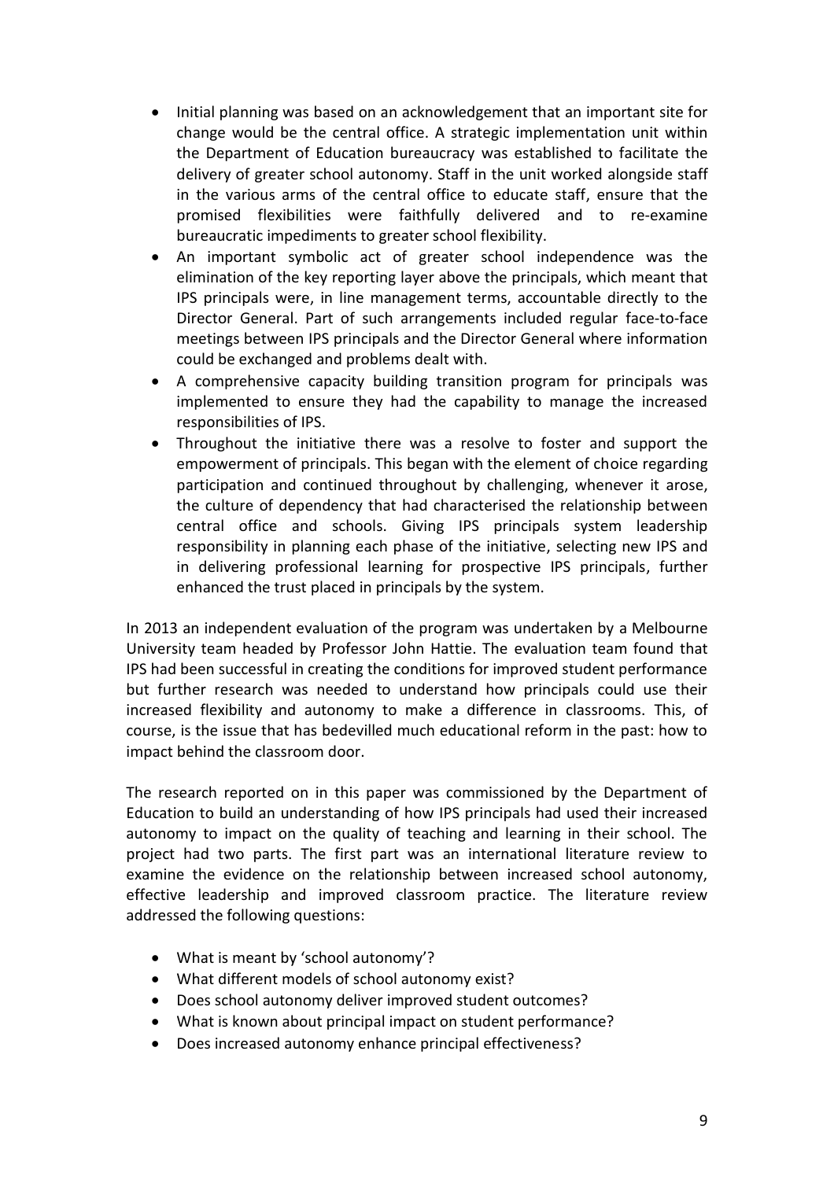- Initial planning was based on an acknowledgement that an important site for change would be the central office. A strategic implementation unit within the Department of Education bureaucracy was established to facilitate the delivery of greater school autonomy. Staff in the unit worked alongside staff in the various arms of the central office to educate staff, ensure that the promised flexibilities were faithfully delivered and to re-examine bureaucratic impediments to greater school flexibility.
- An important symbolic act of greater school independence was the elimination of the key reporting layer above the principals, which meant that IPS principals were, in line management terms, accountable directly to the Director General. Part of such arrangements included regular face-to-face meetings between IPS principals and the Director General where information could be exchanged and problems dealt with.
- A comprehensive capacity building transition program for principals was implemented to ensure they had the capability to manage the increased responsibilities of IPS.
- Throughout the initiative there was a resolve to foster and support the empowerment of principals. This began with the element of choice regarding participation and continued throughout by challenging, whenever it arose, the culture of dependency that had characterised the relationship between central office and schools. Giving IPS principals system leadership responsibility in planning each phase of the initiative, selecting new IPS and in delivering professional learning for prospective IPS principals, further enhanced the trust placed in principals by the system.

In 2013 an independent evaluation of the program was undertaken by a Melbourne University team headed by Professor John Hattie. The evaluation team found that IPS had been successful in creating the conditions for improved student performance but further research was needed to understand how principals could use their increased flexibility and autonomy to make a difference in classrooms. This, of course, is the issue that has bedevilled much educational reform in the past: how to impact behind the classroom door.

The research reported on in this paper was commissioned by the Department of Education to build an understanding of how IPS principals had used their increased autonomy to impact on the quality of teaching and learning in their school. The project had two parts. The first part was an international literature review to examine the evidence on the relationship between increased school autonomy, effective leadership and improved classroom practice. The literature review addressed the following questions:

- What is meant by 'school autonomy'?
- What different models of school autonomy exist?
- Does school autonomy deliver improved student outcomes?
- What is known about principal impact on student performance?
- Does increased autonomy enhance principal effectiveness?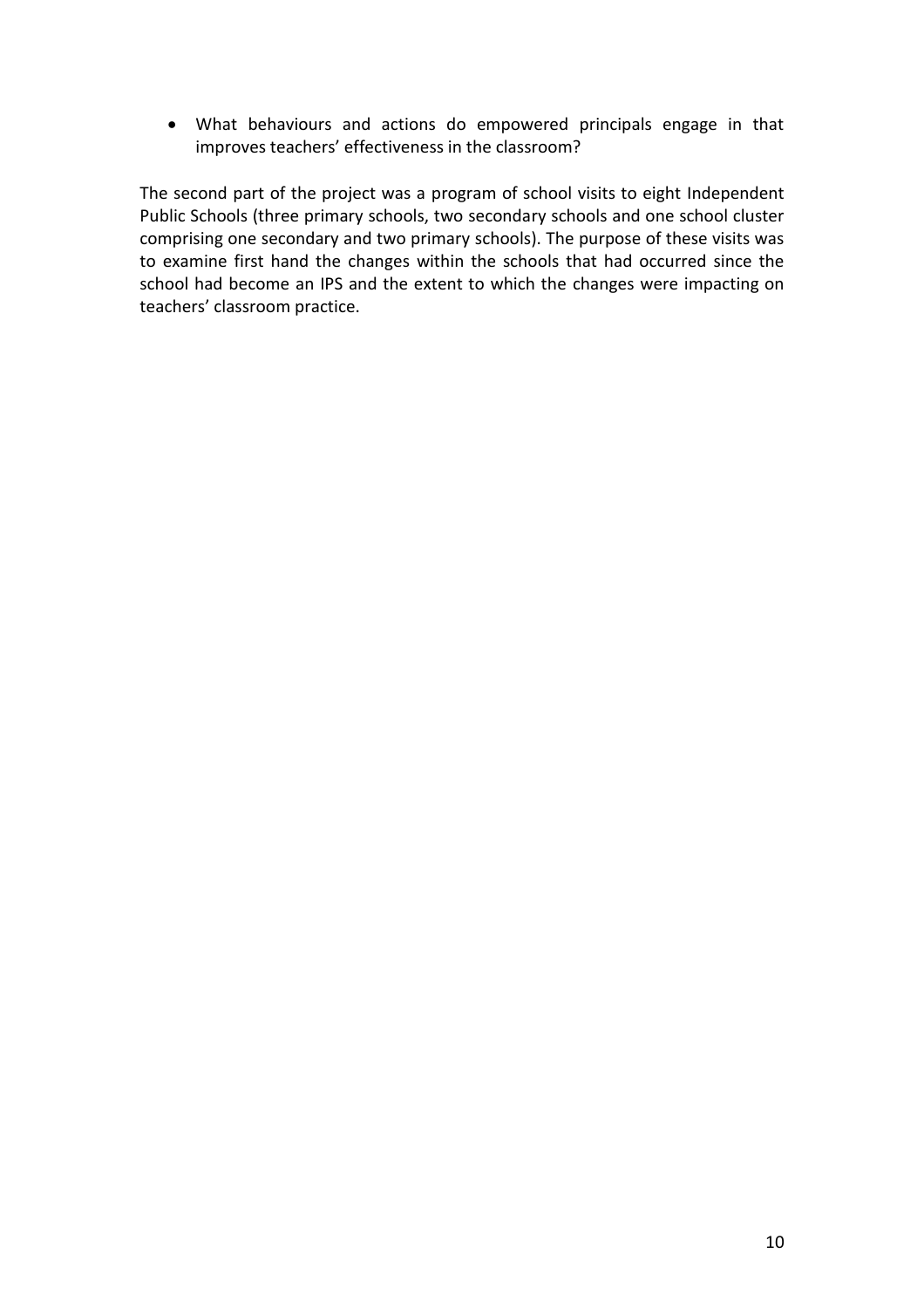- What behaviours and actions do empowered principals engage in that improves teachers' effectiveness in the classroom?

The second part of the project was a program of school visits to eight Independent Public Schools (three primary schools, two secondary schools and one school cluster comprising one secondary and two primary schools). The purpose of these visits was to examine first hand the changes within the schools that had occurred since the school had become an IPS and the extent to which the changes were impacting on teachers' classroom practice.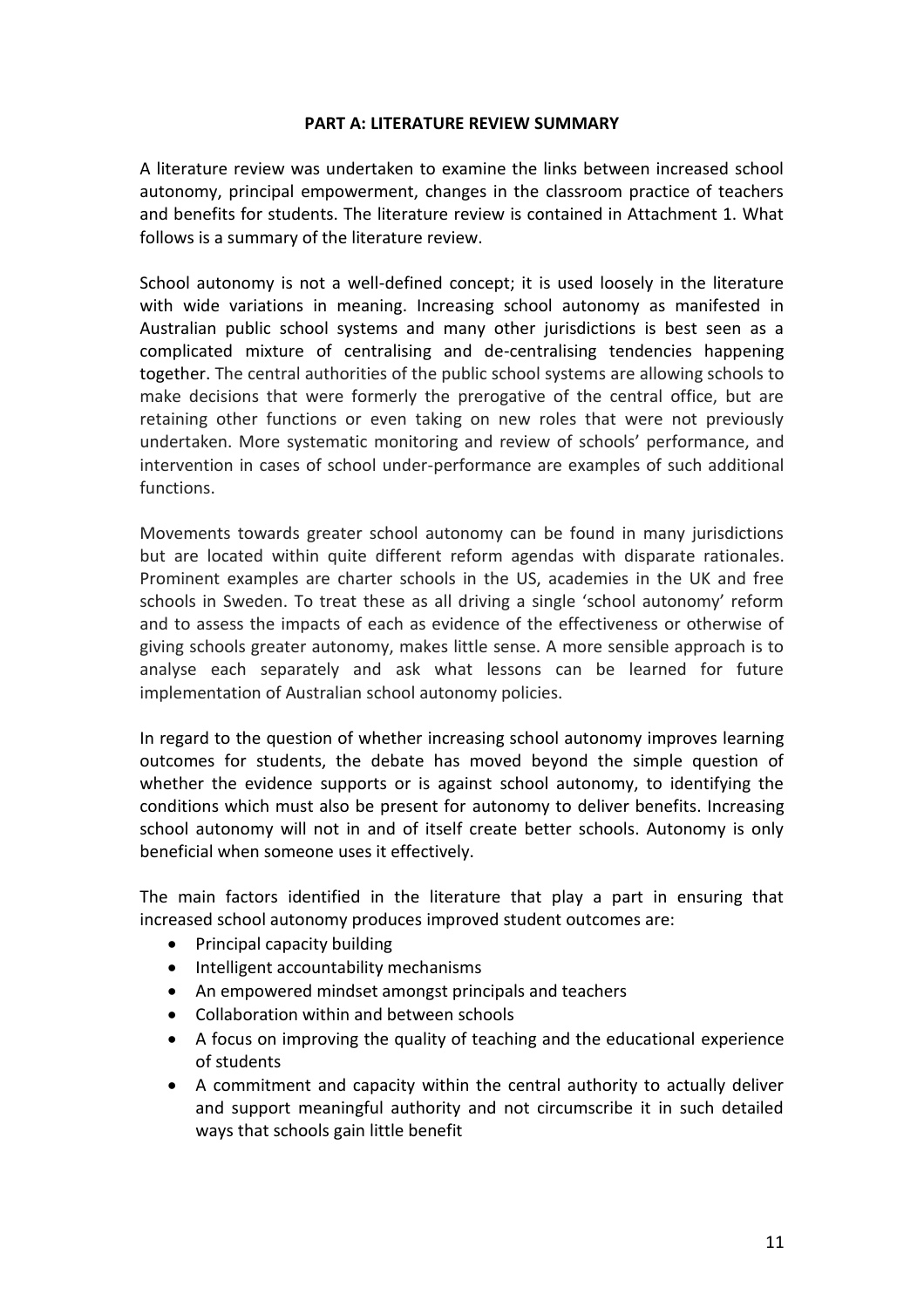## PART A: LITERATURE REVIEW SUMMARY

A literature review was undertaken to examine the links between increased school autonomy, principal empowerment, changes in the classroom practice of teachers and benefits for students. The literature review is contained in Attachment 1. What follows is a summary of the literature review.

School autonomy is not a well-defined concept; it is used loosely in the literature with wide variations in meaning. Increasing school autonomy as manifested in Australian public school systems and many other jurisdictions is best seen as a complicated mixture of centralising and de-centralising tendencies happening together. The central authorities of the public school systems are allowing schools to make decisions that were formerly the prerogative of the central office, but are retaining other functions or even taking on new roles that were not previously undertaken. More systematic monitoring and review of schools' performance, and intervention in cases of school under-performance are examples of such additional functions.

Movements towards greater school autonomy can be found in many jurisdictions but are located within quite different reform agendas with disparate rationales. Prominent examples are charter schools in the US, academies in the UK and free schools in Sweden. To treat these as all driving a single 'school autonomy' reform and to assess the impacts of each as evidence of the effectiveness or otherwise of giving schools greater autonomy, makes little sense. A more sensible approach is to analyse each separately and ask what lessons can be learned for future implementation of Australian school autonomy policies.

In regard to the question of whether increasing school autonomy improves learning outcomes for students, the debate has moved beyond the simple question of whether the evidence supports or is against school autonomy, to identifying the conditions which must also be present for autonomy to deliver benefits. Increasing school autonomy will not in and of itself create better schools. Autonomy is only beneficial when someone uses it effectively.

The main factors identified in the literature that play a part in ensuring that increased school autonomy produces improved student outcomes are:

- Principal capacity building
- Intelligent accountability mechanisms
- An empowered mindset amongst principals and teachers
- Collaboration within and between schools
- A focus on improving the quality of teaching and the educational experience of students
- A commitment and capacity within the central authority to actually deliver and support meaningful authority and not circumscribe it in such detailed ways that schools gain little benefit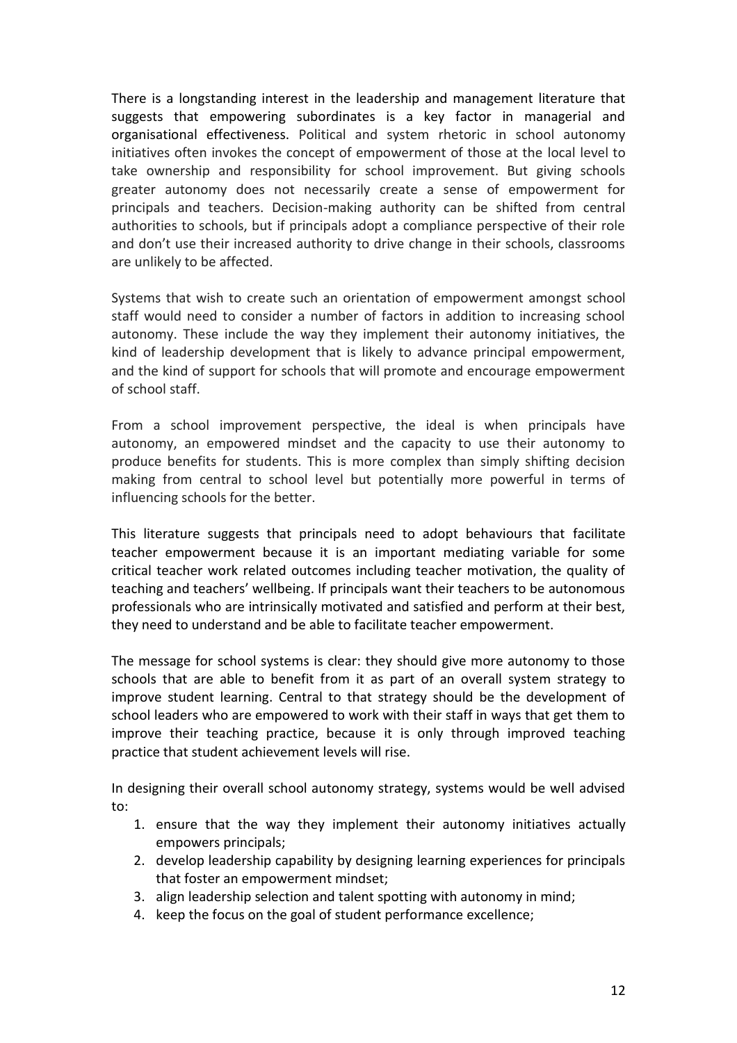There is a longstanding interest in the leadership and management literature that suggests that empowering subordinates is a key factor in managerial and organisational effectiveness. Political and system rhetoric in school autonomy initiatives often invokes the concept of empowerment of those at the local level to take ownership and responsibility for school improvement. But giving schools greater autonomy does not necessarily create a sense of empowerment for principals and teachers. Decision-making authority can be shifted from central authorities to schools, but if principals adopt a compliance perspective of their role and don't use their increased authority to drive change in their schools, classrooms are unlikely to be affected.

Systems that wish to create such an orientation of empowerment amongst school staff would need to consider a number of factors in addition to increasing school autonomy. These include the way they implement their autonomy initiatives, the kind of leadership development that is likely to advance principal empowerment, and the kind of support for schools that will promote and encourage empowerment of school staff.

From a school improvement perspective, the ideal is when principals have autonomy, an empowered mindset and the capacity to use their autonomy to produce benefits for students. This is more complex than simply shifting decision making from central to school level but potentially more powerful in terms of influencing schools for the better.

This literature suggests that principals need to adopt behaviours that facilitate teacher empowerment because it is an important mediating variable for some critical teacher work related outcomes including teacher motivation, the quality of teaching and teachers' wellbeing. If principals want their teachers to be autonomous professionals who are intrinsically motivated and satisfied and perform at their best, they need to understand and be able to facilitate teacher empowerment.

The message for school systems is clear: they should give more autonomy to those schools that are able to benefit from it as part of an overall system strategy to improve student learning. Central to that strategy should be the development of school leaders who are empowered to work with their staff in ways that get them to improve their teaching practice, because it is only through improved teaching practice that student achievement levels will rise.

In designing their overall school autonomy strategy, systems would be well advised to:

1. ensure that the way they implement their autonomy initiatives actually empowers principals;
2. develop leadership capability by designing learning experiences for principals that foster an empowerment mindset;
3. align leadership selection and talent spotting with autonomy in mind;
4. keep the focus on the goal of student performance excellence;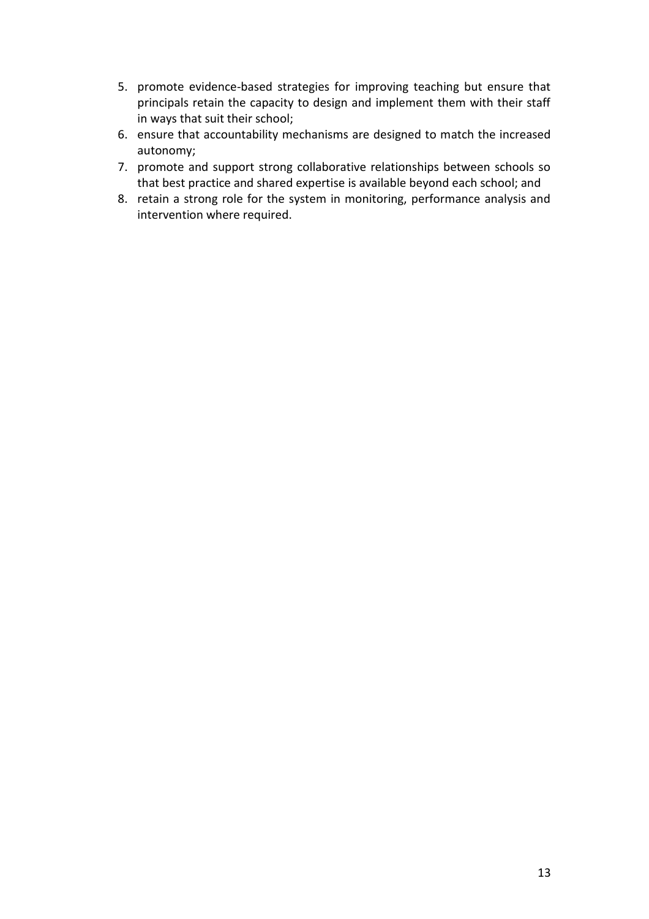5. promote evidence-based strategies for improving teaching but ensure that principals retain the capacity to design and implement them with their staff in ways that suit their school;
6. ensure that accountability mechanisms are designed to match the increased autonomy;
7. promote and support strong collaborative relationships between schools so that best practice and shared expertise is available beyond each school; and
8. retain a strong role for the system in monitoring, performance analysis and intervention where required.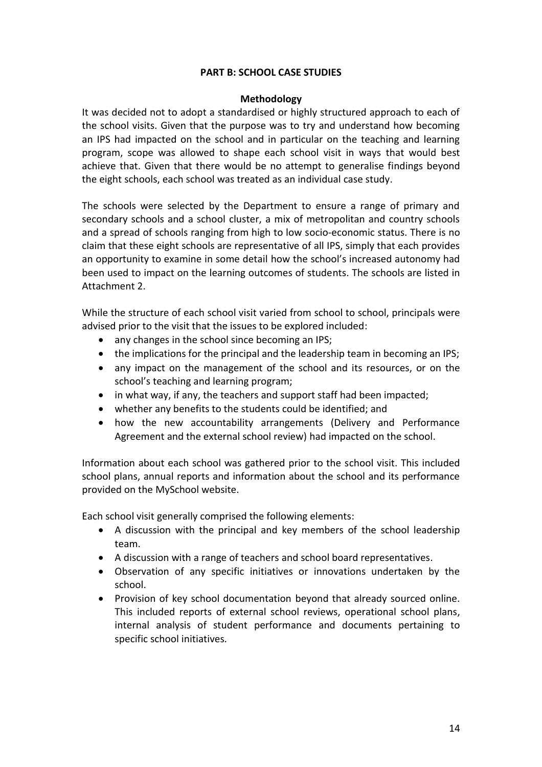## PART B: SCHOOL CASE STUDIES

### Methodology

It was decided not to adopt a standardised or highly structured approach to each of the school visits. Given that the purpose was to try and understand how becoming an IPS had impacted on the school and in particular on the teaching and learning program, scope was allowed to shape each school visit in ways that would best achieve that. Given that there would be no attempt to generalise findings beyond the eight schools, each school was treated as an individual case study.

The schools were selected by the Department to ensure a range of primary and secondary schools and a school cluster, a mix of metropolitan and country schools and a spread of schools ranging from high to low socio-economic status. There is no claim that these eight schools are representative of all IPS, simply that each provides an opportunity to examine in some detail how the school's increased autonomy had been used to impact on the learning outcomes of students. The schools are listed in Attachment 2.

While the structure of each school visit varied from school to school, principals were advised prior to the visit that the issues to be explored included:

- any changes in the school since becoming an IPS;
- the implications for the principal and the leadership team in becoming an IPS;
- any impact on the management of the school and its resources, or on the school's teaching and learning program;
- in what way, if any, the teachers and support staff had been impacted;
- whether any benefits to the students could be identified; and
- how the new accountability arrangements (Delivery and Performance Agreement and the external school review) had impacted on the school.

Information about each school was gathered prior to the school visit. This included school plans, annual reports and information about the school and its performance provided on the MySchool website.

Each school visit generally comprised the following elements:

- A discussion with the principal and key members of the school leadership team.
- A discussion with a range of teachers and school board representatives.
- Observation of any specific initiatives or innovations undertaken by the school.
- Provision of key school documentation beyond that already sourced online. This included reports of external school reviews, operational school plans, internal analysis of student performance and documents pertaining to specific school initiatives.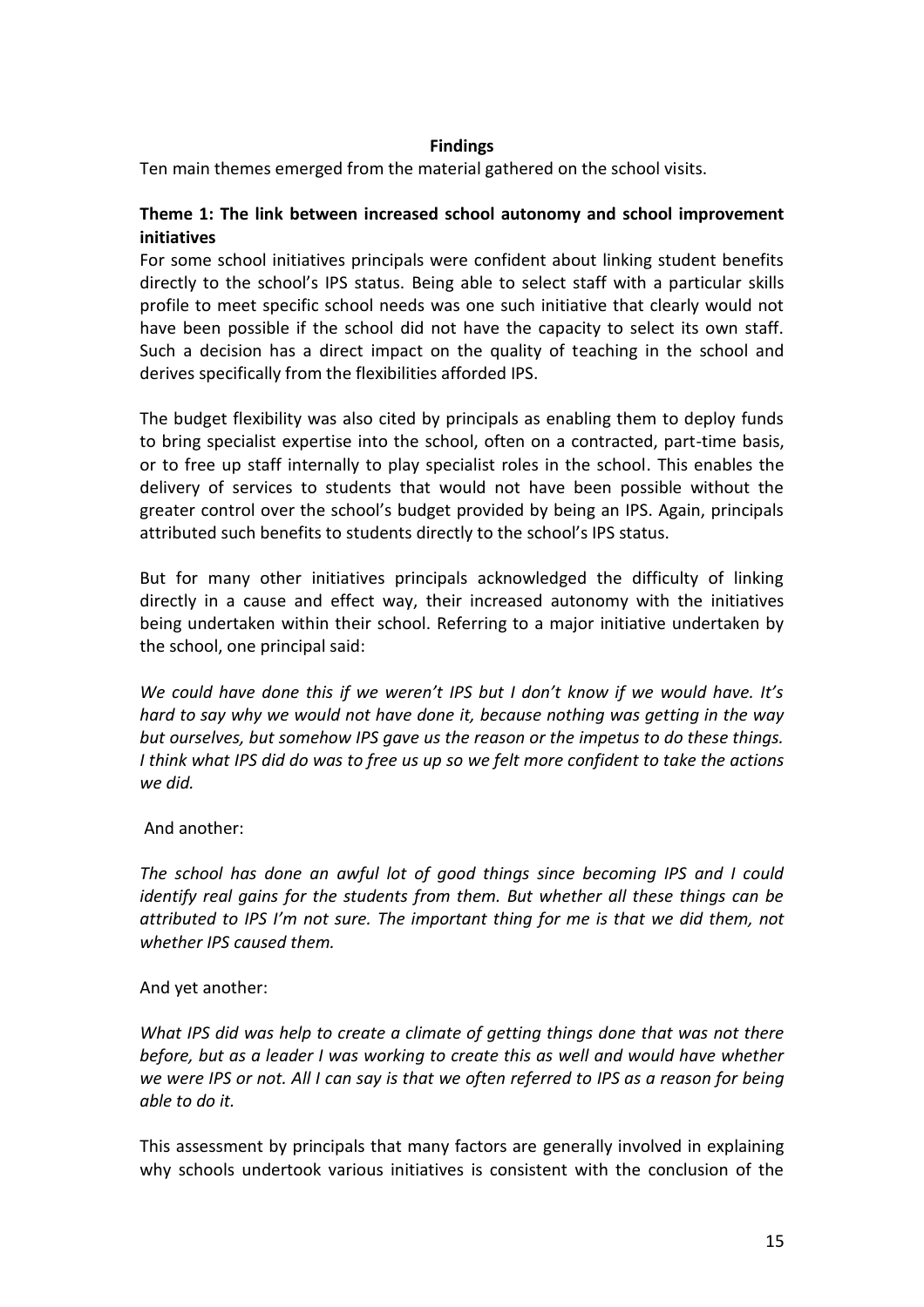## Findings

Ten main themes emerged from the material gathered on the school visits.

### Theme 1: The link between increased school autonomy and school improvement initiatives

For some school initiatives principals were confident about linking student benefits directly to the school's IPS status. Being able to select staff with a particular skills profile to meet specific school needs was one such initiative that clearly would not have been possible if the school did not have the capacity to select its own staff. Such a decision has a direct impact on the quality of teaching in the school and derives specifically from the flexibilities afforded IPS.

The budget flexibility was also cited by principals as enabling them to deploy funds to bring specialist expertise into the school, often on a contracted, part-time basis, or to free up staff internally to play specialist roles in the school. This enables the delivery of services to students that would not have been possible without the greater control over the school's budget provided by being an IPS. Again, principals attributed such benefits to students directly to the school's IPS status.

But for many other initiatives principals acknowledged the difficulty of linking directly in a cause and effect way, their increased autonomy with the initiatives being undertaken within their school. Referring to a major initiative undertaken by the school, one principal said:

*We could have done this if we weren't IPS but I don't know if we would have. It's hard to say why we would not have done it, because nothing was getting in the way but ourselves, but somehow IPS gave us the reason or the impetus to do these things. I think what IPS did do was to free us up so we felt more confident to take the actions we did.*

And another:

*The school has done an awful lot of good things since becoming IPS and I could identify real gains for the students from them. But whether all these things can be attributed to IPS I'm not sure. The important thing for me is that we did them, not whether IPS caused them.*

And yet another:

*What IPS did was help to create a climate of getting things done that was not there before, but as a leader I was working to create this as well and would have whether we were IPS or not. All I can say is that we often referred to IPS as a reason for being able to do it.*

This assessment by principals that many factors are generally involved in explaining why schools undertook various initiatives is consistent with the conclusion of the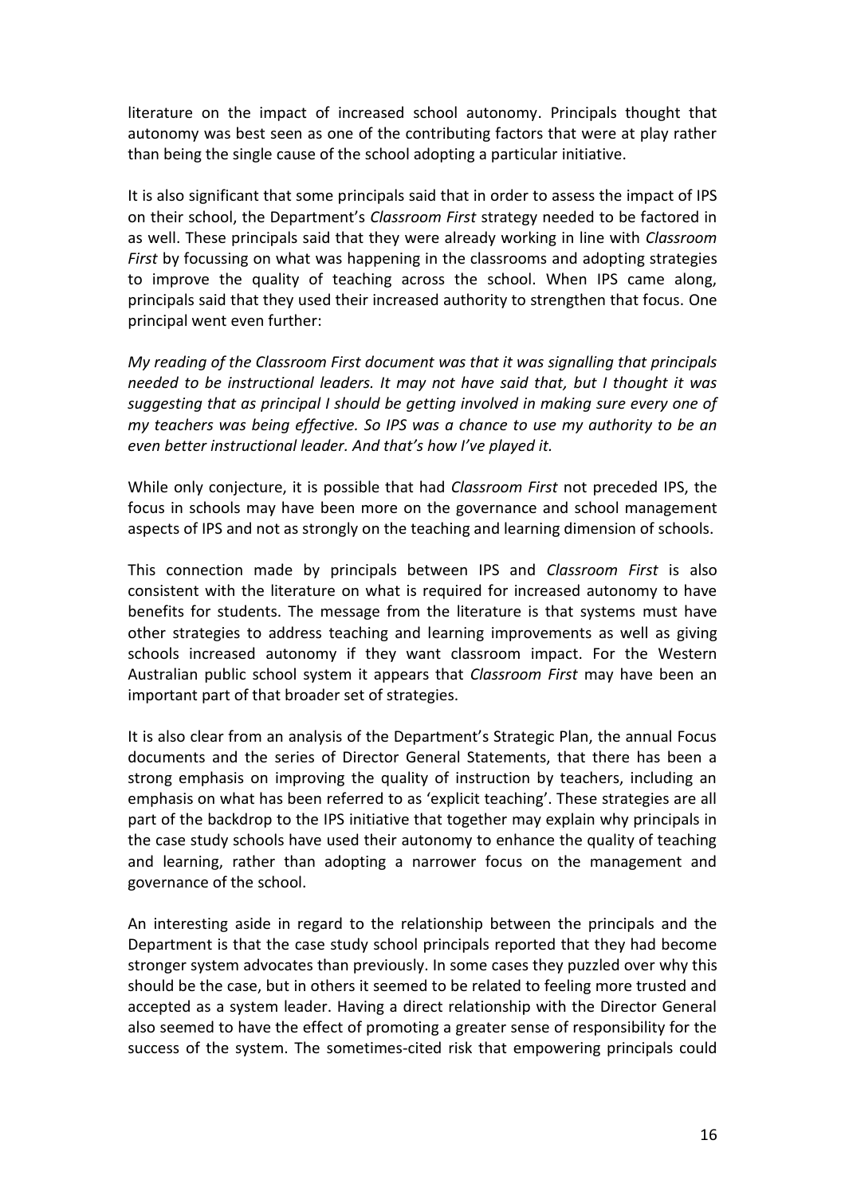literature on the impact of increased school autonomy. Principals thought that autonomy was best seen as one of the contributing factors that were at play rather than being the single cause of the school adopting a particular initiative.

It is also significant that some principals said that in order to assess the impact of IPS on their school, the Department's *Classroom First* strategy needed to be factored in as well. These principals said that they were already working in line with *Classroom First* by focussing on what was happening in the classrooms and adopting strategies to improve the quality of teaching across the school. When IPS came along, principals said that they used their increased authority to strengthen that focus. One principal went even further:

*My reading of the Classroom First document was that it was signalling that principals needed to be instructional leaders. It may not have said that, but I thought it was suggesting that as principal I should be getting involved in making sure every one of my teachers was being effective. So IPS was a chance to use my authority to be an even better instructional leader. And that's how I've played it.*

While only conjecture, it is possible that had *Classroom First* not preceded IPS, the focus in schools may have been more on the governance and school management aspects of IPS and not as strongly on the teaching and learning dimension of schools.

This connection made by principals between IPS and *Classroom First* is also consistent with the literature on what is required for increased autonomy to have benefits for students. The message from the literature is that systems must have other strategies to address teaching and learning improvements as well as giving schools increased autonomy if they want classroom impact. For the Western Australian public school system it appears that *Classroom First* may have been an important part of that broader set of strategies.

It is also clear from an analysis of the Department's Strategic Plan, the annual Focus documents and the series of Director General Statements, that there has been a strong emphasis on improving the quality of instruction by teachers, including an emphasis on what has been referred to as 'explicit teaching'. These strategies are all part of the backdrop to the IPS initiative that together may explain why principals in the case study schools have used their autonomy to enhance the quality of teaching and learning, rather than adopting a narrower focus on the management and governance of the school.

An interesting aside in regard to the relationship between the principals and the Department is that the case study school principals reported that they had become stronger system advocates than previously. In some cases they puzzled over why this should be the case, but in others it seemed to be related to feeling more trusted and accepted as a system leader. Having a direct relationship with the Director General also seemed to have the effect of promoting a greater sense of responsibility for the success of the system. The sometimes-cited risk that empowering principals could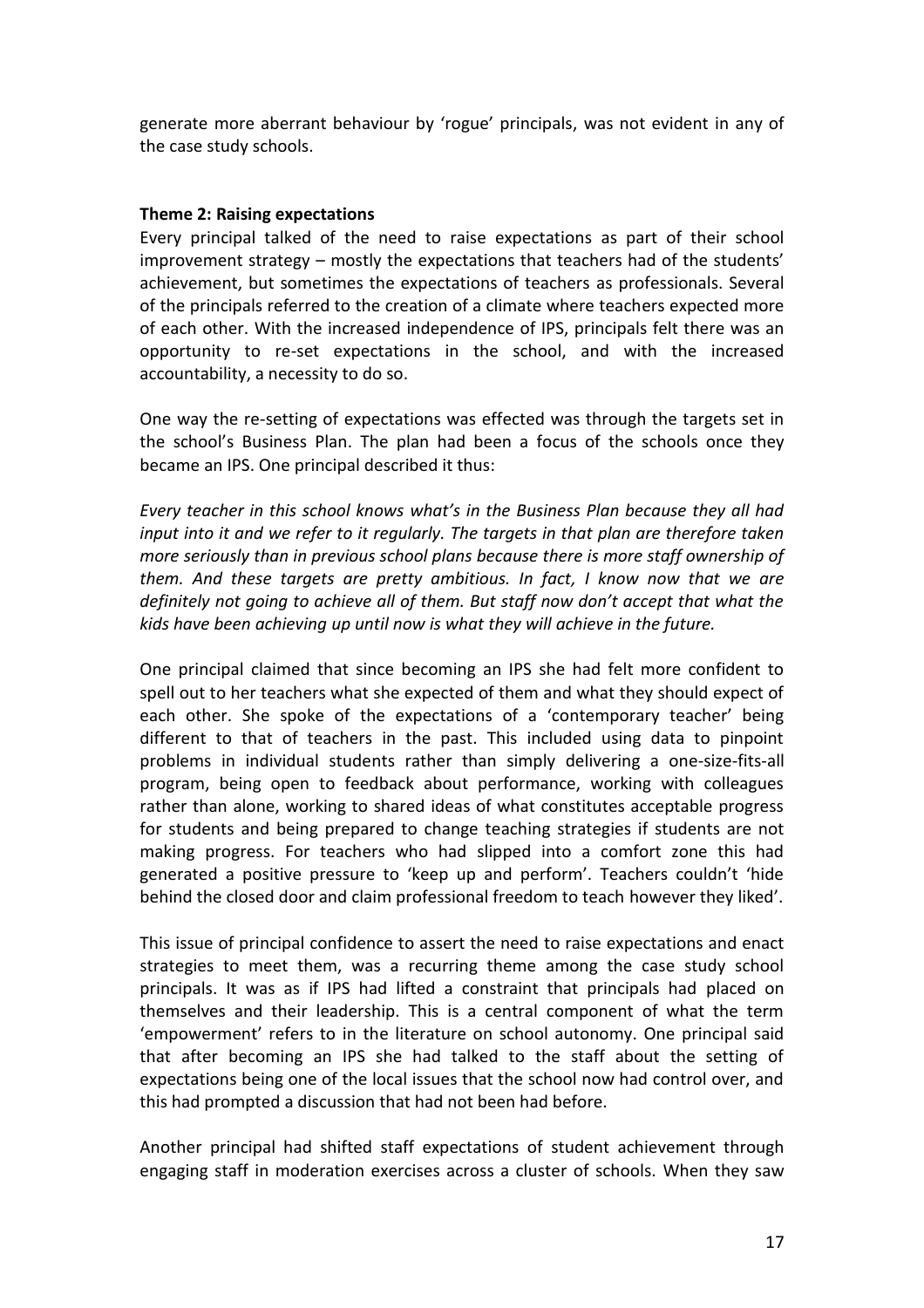generate more aberrant behaviour by 'rogue' principals, was not evident in any of the case study schools.

**Theme 2: Raising expectations**

Every principal talked of the need to raise expectations as part of their school improvement strategy – mostly the expectations that teachers had of the students' achievement, but sometimes the expectations of teachers as professionals. Several of the principals referred to the creation of a climate where teachers expected more of each other. With the increased independence of IPS, principals felt there was an opportunity to re-set expectations in the school, and with the increased accountability, a necessity to do so.

One way the re-setting of expectations was effected was through the targets set in the school's Business Plan. The plan had been a focus of the schools once they became an IPS. One principal described it thus:

*Every teacher in this school knows what's in the Business Plan because they all had input into it and we refer to it regularly. The targets in that plan are therefore taken more seriously than in previous school plans because there is more staff ownership of them. And these targets are pretty ambitious. In fact, I know now that we are definitely not going to achieve all of them. But staff now don't accept that what the kids have been achieving up until now is what they will achieve in the future.*

One principal claimed that since becoming an IPS she had felt more confident to spell out to her teachers what she expected of them and what they should expect of each other. She spoke of the expectations of a 'contemporary teacher' being different to that of teachers in the past. This included using data to pinpoint problems in individual students rather than simply delivering a one-size-fits-all program, being open to feedback about performance, working with colleagues rather than alone, working to shared ideas of what constitutes acceptable progress for students and being prepared to change teaching strategies if students are not making progress. For teachers who had slipped into a comfort zone this had generated a positive pressure to 'keep up and perform'. Teachers couldn't 'hide behind the closed door and claim professional freedom to teach however they liked'.

This issue of principal confidence to assert the need to raise expectations and enact strategies to meet them, was a recurring theme among the case study school principals. It was as if IPS had lifted a constraint that principals had placed on themselves and their leadership. This is a central component of what the term 'empowerment' refers to in the literature on school autonomy. One principal said that after becoming an IPS she had talked to the staff about the setting of expectations being one of the local issues that the school now had control over, and this had prompted a discussion that had not been had before.

Another principal had shifted staff expectations of student achievement through engaging staff in moderation exercises across a cluster of schools. When they saw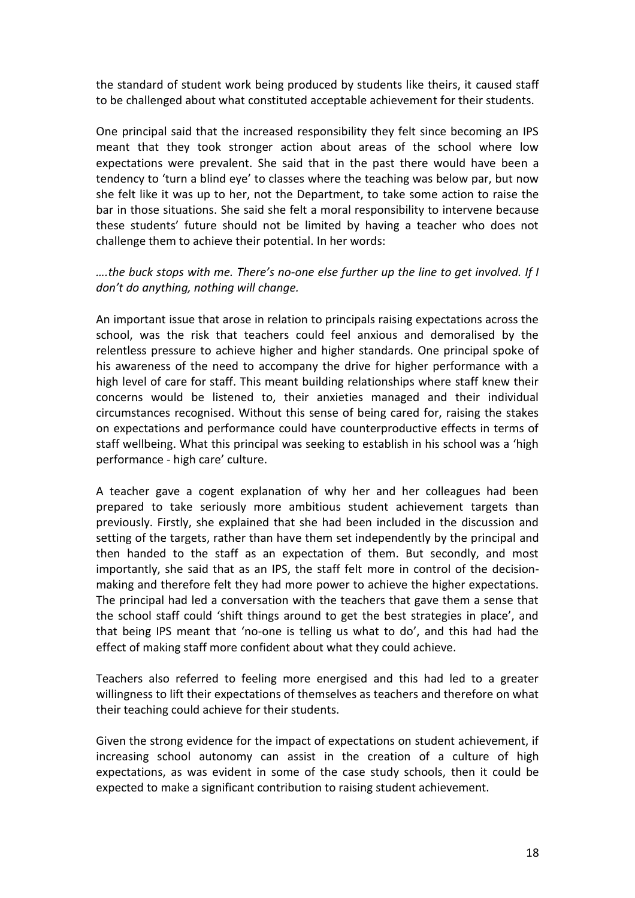the standard of student work being produced by students like theirs, it caused staff to be challenged about what constituted acceptable achievement for their students.

One principal said that the increased responsibility they felt since becoming an IPS meant that they took stronger action about areas of the school where low expectations were prevalent. She said that in the past there would have been a tendency to 'turn a blind eye' to classes where the teaching was below par, but now she felt like it was up to her, not the Department, to take some action to raise the bar in those situations. She said she felt a moral responsibility to intervene because these students' future should not be limited by having a teacher who does not challenge them to achieve their potential. In her words:

*….the buck stops with me. There's no-one else further up the line to get involved. If I don't do anything, nothing will change.*

An important issue that arose in relation to principals raising expectations across the school, was the risk that teachers could feel anxious and demoralised by the relentless pressure to achieve higher and higher standards. One principal spoke of his awareness of the need to accompany the drive for higher performance with a high level of care for staff. This meant building relationships where staff knew their concerns would be listened to, their anxieties managed and their individual circumstances recognised. Without this sense of being cared for, raising the stakes on expectations and performance could have counterproductive effects in terms of staff wellbeing. What this principal was seeking to establish in his school was a 'high performance - high care' culture.

A teacher gave a cogent explanation of why her and her colleagues had been prepared to take seriously more ambitious student achievement targets than previously. Firstly, she explained that she had been included in the discussion and setting of the targets, rather than have them set independently by the principal and then handed to the staff as an expectation of them. But secondly, and most importantly, she said that as an IPS, the staff felt more in control of the decision-making and therefore felt they had more power to achieve the higher expectations. The principal had led a conversation with the teachers that gave them a sense that the school staff could 'shift things around to get the best strategies in place', and that being IPS meant that 'no-one is telling us what to do', and this had had the effect of making staff more confident about what they could achieve.

Teachers also referred to feeling more energised and this had led to a greater willingness to lift their expectations of themselves as teachers and therefore on what their teaching could achieve for their students.

Given the strong evidence for the impact of expectations on student achievement, if increasing school autonomy can assist in the creation of a culture of high expectations, as was evident in some of the case study schools, then it could be expected to make a significant contribution to raising student achievement.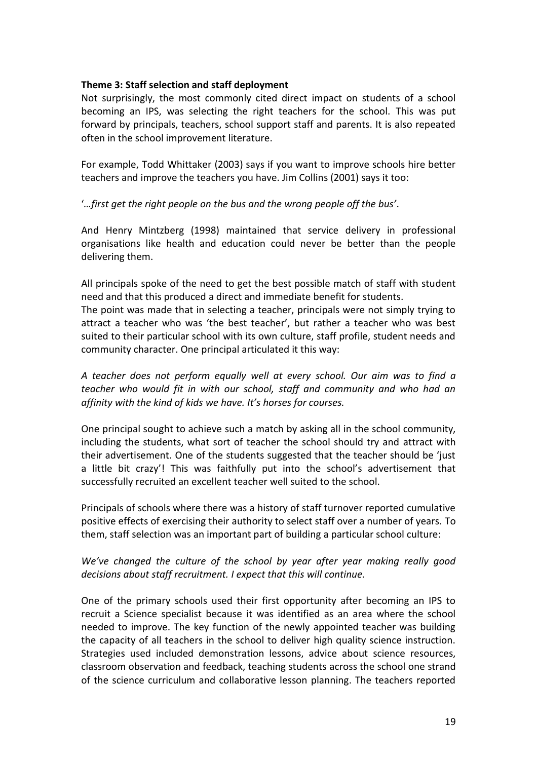**Theme 3: Staff selection and staff deployment**

Not surprisingly, the most commonly cited direct impact on students of a school becoming an IPS, was selecting the right teachers for the school. This was put forward by principals, teachers, school support staff and parents. It is also repeated often in the school improvement literature.

For example, Todd Whittaker (2003) says if you want to improve schools hire better teachers and improve the teachers you have. Jim Collins (2001) says it too:

'*…first get the right people on the bus and the wrong people off the bus*'.

And Henry Mintzberg (1998) maintained that service delivery in professional organisations like health and education could never be better than the people delivering them.

All principals spoke of the need to get the best possible match of staff with student need and that this produced a direct and immediate benefit for students.
The point was made that in selecting a teacher, principals were not simply trying to attract a teacher who was 'the best teacher', but rather a teacher who was best suited to their particular school with its own culture, staff profile, student needs and community character. One principal articulated it this way:

*A teacher does not perform equally well at every school. Our aim was to find a teacher who would fit in with our school, staff and community and who had an affinity with the kind of kids we have. It's horses for courses.*

One principal sought to achieve such a match by asking all in the school community, including the students, what sort of teacher the school should try and attract with their advertisement. One of the students suggested that the teacher should be 'just a little bit crazy'! This was faithfully put into the school's advertisement that successfully recruited an excellent teacher well suited to the school.

Principals of schools where there was a history of staff turnover reported cumulative positive effects of exercising their authority to select staff over a number of years. To them, staff selection was an important part of building a particular school culture:

*We've changed the culture of the school by year after year making really good decisions about staff recruitment. I expect that this will continue.*

One of the primary schools used their first opportunity after becoming an IPS to recruit a Science specialist because it was identified as an area where the school needed to improve. The key function of the newly appointed teacher was building the capacity of all teachers in the school to deliver high quality science instruction. Strategies used included demonstration lessons, advice about science resources, classroom observation and feedback, teaching students across the school one strand of the science curriculum and collaborative lesson planning. The teachers reported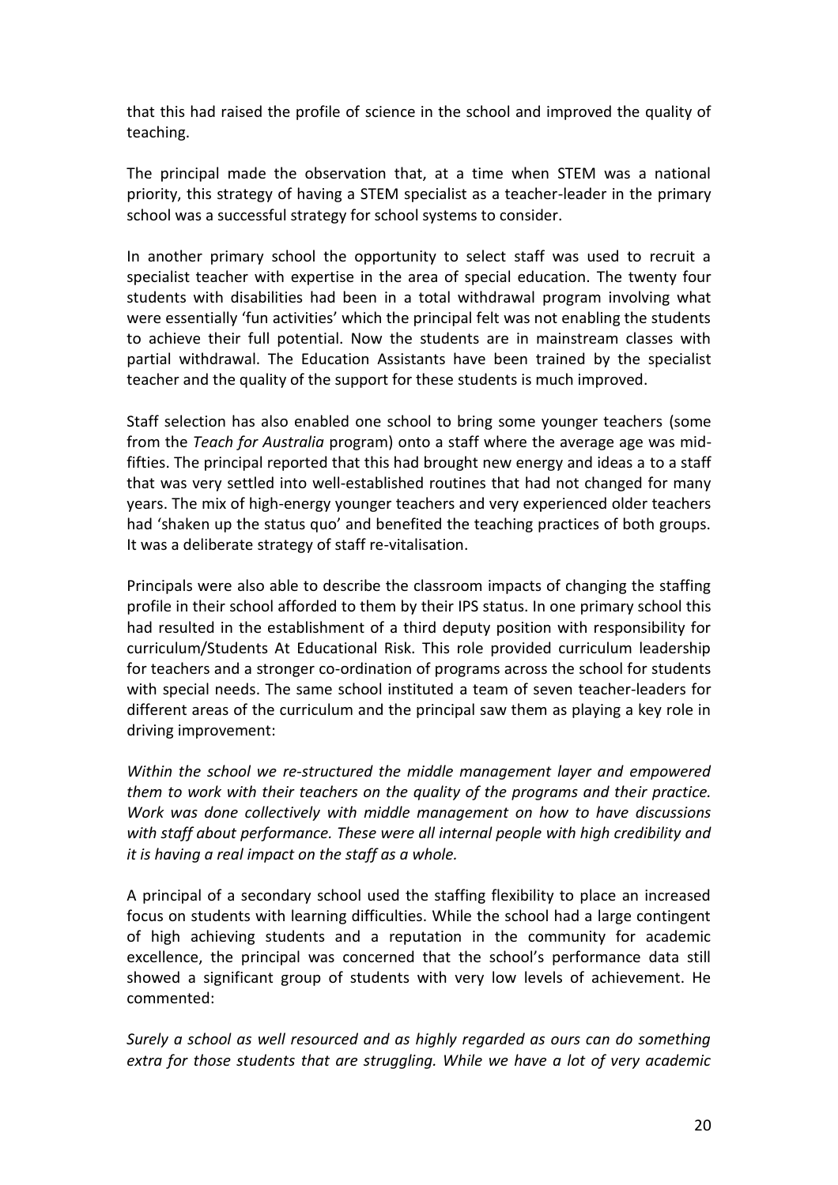that this had raised the profile of science in the school and improved the quality of teaching.

The principal made the observation that, at a time when STEM was a national priority, this strategy of having a STEM specialist as a teacher-leader in the primary school was a successful strategy for school systems to consider.

In another primary school the opportunity to select staff was used to recruit a specialist teacher with expertise in the area of special education. The twenty four students with disabilities had been in a total withdrawal program involving what were essentially 'fun activities' which the principal felt was not enabling the students to achieve their full potential. Now the students are in mainstream classes with partial withdrawal. The Education Assistants have been trained by the specialist teacher and the quality of the support for these students is much improved.

Staff selection has also enabled one school to bring some younger teachers (some from the *Teach for Australia* program) onto a staff where the average age was mid-fifties. The principal reported that this had brought new energy and ideas a to a staff that was very settled into well-established routines that had not changed for many years. The mix of high-energy younger teachers and very experienced older teachers had 'shaken up the status quo' and benefited the teaching practices of both groups. It was a deliberate strategy of staff re-vitalisation.

Principals were also able to describe the classroom impacts of changing the staffing profile in their school afforded to them by their IPS status. In one primary school this had resulted in the establishment of a third deputy position with responsibility for curriculum/Students At Educational Risk. This role provided curriculum leadership for teachers and a stronger co-ordination of programs across the school for students with special needs. The same school instituted a team of seven teacher-leaders for different areas of the curriculum and the principal saw them as playing a key role in driving improvement:

*Within the school we re-structured the middle management layer and empowered them to work with their teachers on the quality of the programs and their practice. Work was done collectively with middle management on how to have discussions with staff about performance. These were all internal people with high credibility and it is having a real impact on the staff as a whole.*

A principal of a secondary school used the staffing flexibility to place an increased focus on students with learning difficulties. While the school had a large contingent of high achieving students and a reputation in the community for academic excellence, the principal was concerned that the school's performance data still showed a significant group of students with very low levels of achievement. He commented:

*Surely a school as well resourced and as highly regarded as ours can do something extra for those students that are struggling. While we have a lot of very academic*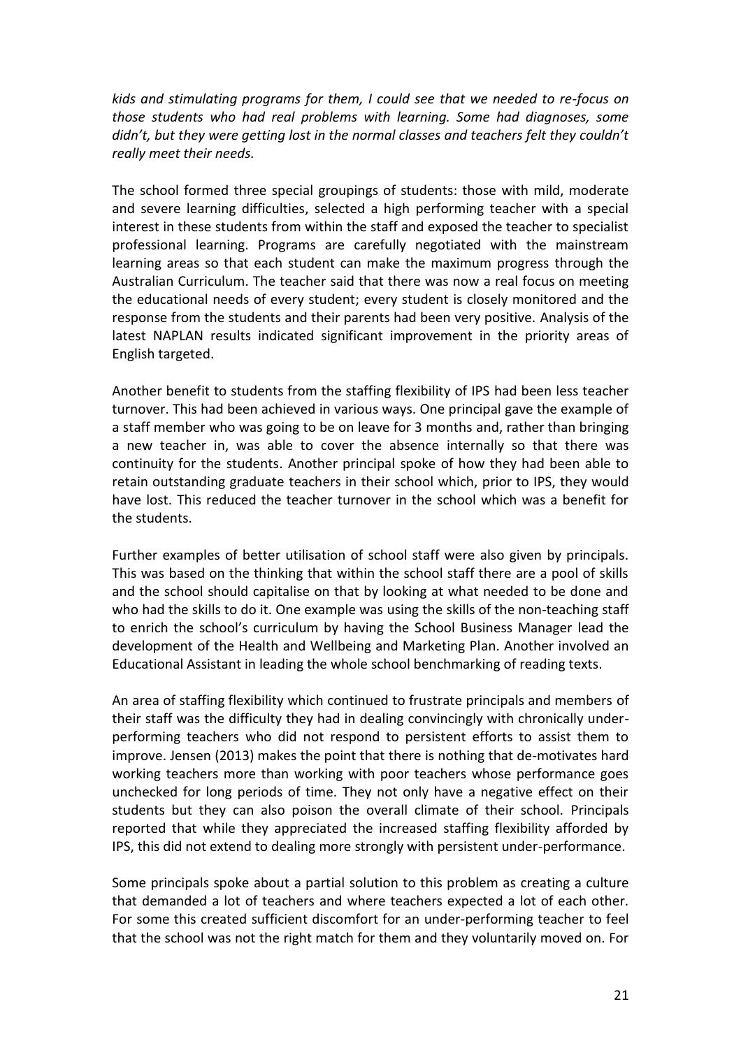*kids and stimulating programs for them, I could see that we needed to re-focus on those students who had real problems with learning. Some had diagnoses, some didn't, but they were getting lost in the normal classes and teachers felt they couldn't really meet their needs.*

The school formed three special groupings of students: those with mild, moderate and severe learning difficulties, selected a high performing teacher with a special interest in these students from within the staff and exposed the teacher to specialist professional learning. Programs are carefully negotiated with the mainstream learning areas so that each student can make the maximum progress through the Australian Curriculum. The teacher said that there was now a real focus on meeting the educational needs of every student; every student is closely monitored and the response from the students and their parents had been very positive. Analysis of the latest NAPLAN results indicated significant improvement in the priority areas of English targeted.

Another benefit to students from the staffing flexibility of IPS had been less teacher turnover. This had been achieved in various ways. One principal gave the example of a staff member who was going to be on leave for 3 months and, rather than bringing a new teacher in, was able to cover the absence internally so that there was continuity for the students. Another principal spoke of how they had been able to retain outstanding graduate teachers in their school which, prior to IPS, they would have lost. This reduced the teacher turnover in the school which was a benefit for the students.

Further examples of better utilisation of school staff were also given by principals. This was based on the thinking that within the school staff there are a pool of skills and the school should capitalise on that by looking at what needed to be done and who had the skills to do it. One example was using the skills of the non-teaching staff to enrich the school's curriculum by having the School Business Manager lead the development of the Health and Wellbeing and Marketing Plan. Another involved an Educational Assistant in leading the whole school benchmarking of reading texts.

An area of staffing flexibility which continued to frustrate principals and members of their staff was the difficulty they had in dealing convincingly with chronically under-performing teachers who did not respond to persistent efforts to assist them to improve. Jensen (2013) makes the point that there is nothing that de-motivates hard working teachers more than working with poor teachers whose performance goes unchecked for long periods of time. They not only have a negative effect on their students but they can also poison the overall climate of their school. Principals reported that while they appreciated the increased staffing flexibility afforded by IPS, this did not extend to dealing more strongly with persistent under-performance.

Some principals spoke about a partial solution to this problem as creating a culture that demanded a lot of teachers and where teachers expected a lot of each other. For some this created sufficient discomfort for an under-performing teacher to feel that the school was not the right match for them and they voluntarily moved on. For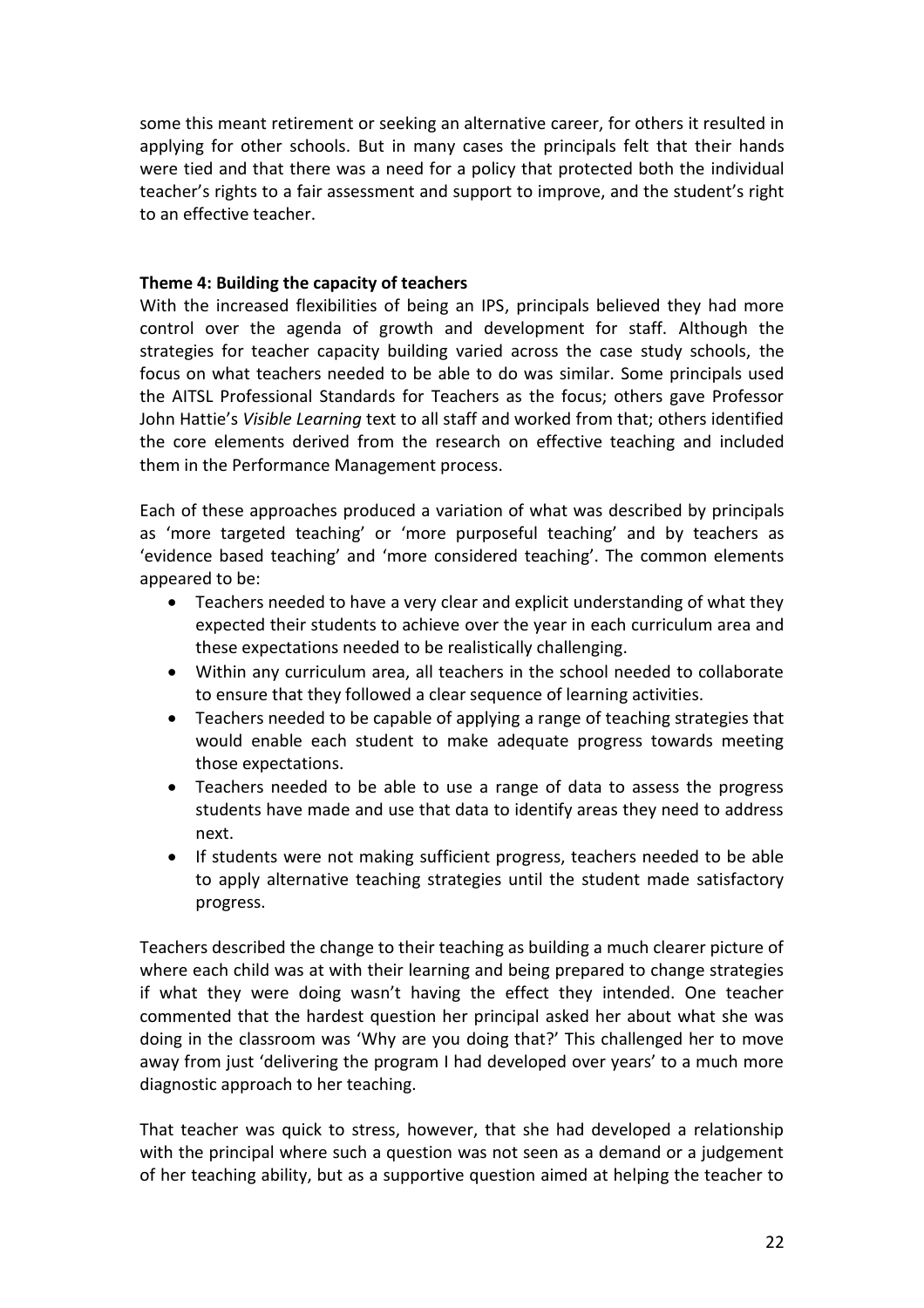some this meant retirement or seeking an alternative career, for others it resulted in applying for other schools. But in many cases the principals felt that their hands were tied and that there was a need for a policy that protected both the individual teacher's rights to a fair assessment and support to improve, and the student's right to an effective teacher.

**Theme 4: Building the capacity of teachers**

With the increased flexibilities of being an IPS, principals believed they had more control over the agenda of growth and development for staff. Although the strategies for teacher capacity building varied across the case study schools, the focus on what teachers needed to be able to do was similar. Some principals used the AITSL Professional Standards for Teachers as the focus; others gave Professor John Hattie's *Visible Learning* text to all staff and worked from that; others identified the core elements derived from the research on effective teaching and included them in the Performance Management process.

Each of these approaches produced a variation of what was described by principals as 'more targeted teaching' or 'more purposeful teaching' and by teachers as 'evidence based teaching' and 'more considered teaching'. The common elements appeared to be:

- Teachers needed to have a very clear and explicit understanding of what they expected their students to achieve over the year in each curriculum area and these expectations needed to be realistically challenging.
- Within any curriculum area, all teachers in the school needed to collaborate to ensure that they followed a clear sequence of learning activities.
- Teachers needed to be capable of applying a range of teaching strategies that would enable each student to make adequate progress towards meeting those expectations.
- Teachers needed to be able to use a range of data to assess the progress students have made and use that data to identify areas they need to address next.
- If students were not making sufficient progress, teachers needed to be able to apply alternative teaching strategies until the student made satisfactory progress.

Teachers described the change to their teaching as building a much clearer picture of where each child was at with their learning and being prepared to change strategies if what they were doing wasn't having the effect they intended. One teacher commented that the hardest question her principal asked her about what she was doing in the classroom was 'Why are you doing that?' This challenged her to move away from just 'delivering the program I had developed over years' to a much more diagnostic approach to her teaching.

That teacher was quick to stress, however, that she had developed a relationship with the principal where such a question was not seen as a demand or a judgement of her teaching ability, but as a supportive question aimed at helping the teacher to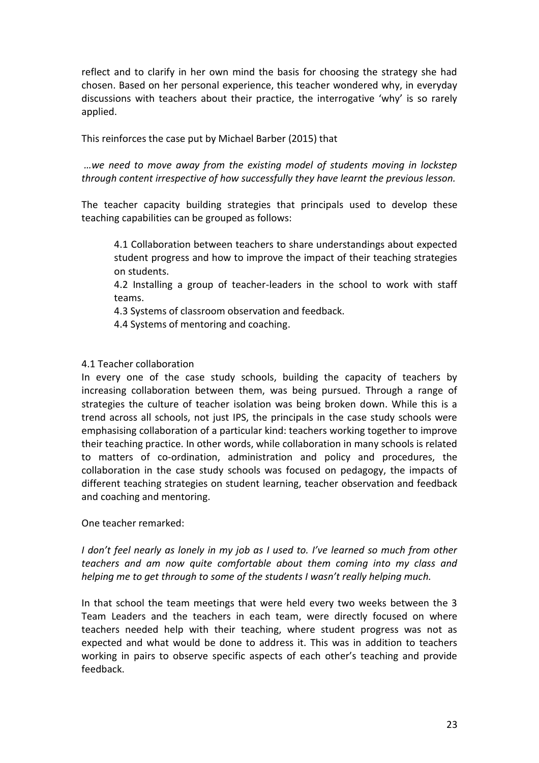reflect and to clarify in her own mind the basis for choosing the strategy she had chosen. Based on her personal experience, this teacher wondered why, in everyday discussions with teachers about their practice, the interrogative 'why' is so rarely applied.

This reinforces the case put by Michael Barber (2015) that

*…we need to move away from the existing model of students moving in lockstep through content irrespective of how successfully they have learnt the previous lesson.*

The teacher capacity building strategies that principals used to develop these teaching capabilities can be grouped as follows:

> 4.1 Collaboration between teachers to share understandings about expected student progress and how to improve the impact of their teaching strategies on students.
> 4.2 Installing a group of teacher-leaders in the school to work with staff teams.
> 4.3 Systems of classroom observation and feedback.
> 4.4 Systems of mentoring and coaching.

4.1 Teacher collaboration

In every one of the case study schools, building the capacity of teachers by increasing collaboration between them, was being pursued. Through a range of strategies the culture of teacher isolation was being broken down. While this is a trend across all schools, not just IPS, the principals in the case study schools were emphasising collaboration of a particular kind: teachers working together to improve their teaching practice. In other words, while collaboration in many schools is related to matters of co-ordination, administration and policy and procedures, the collaboration in the case study schools was focused on pedagogy, the impacts of different teaching strategies on student learning, teacher observation and feedback and coaching and mentoring.

One teacher remarked:

*I don't feel nearly as lonely in my job as I used to. I've learned so much from other teachers and am now quite comfortable about them coming into my class and helping me to get through to some of the students I wasn't really helping much.*

In that school the team meetings that were held every two weeks between the 3 Team Leaders and the teachers in each team, were directly focused on where teachers needed help with their teaching, where student progress was not as expected and what would be done to address it. This was in addition to teachers working in pairs to observe specific aspects of each other's teaching and provide feedback.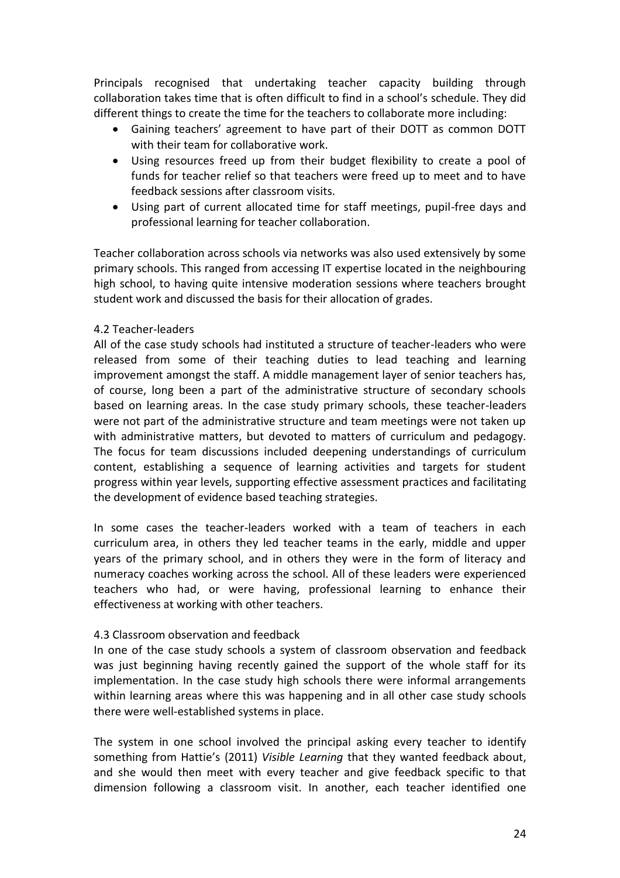Principals recognised that undertaking teacher capacity building through collaboration takes time that is often difficult to find in a school's schedule. They did different things to create the time for the teachers to collaborate more including:

- Gaining teachers' agreement to have part of their DOTT as common DOTT with their team for collaborative work.
- Using resources freed up from their budget flexibility to create a pool of funds for teacher relief so that teachers were freed up to meet and to have feedback sessions after classroom visits.
- Using part of current allocated time for staff meetings, pupil-free days and professional learning for teacher collaboration.

Teacher collaboration across schools via networks was also used extensively by some primary schools. This ranged from accessing IT expertise located in the neighbouring high school, to having quite intensive moderation sessions where teachers brought student work and discussed the basis for their allocation of grades.

### 4.2 Teacher-leaders

All of the case study schools had instituted a structure of teacher-leaders who were released from some of their teaching duties to lead teaching and learning improvement amongst the staff. A middle management layer of senior teachers has, of course, long been a part of the administrative structure of secondary schools based on learning areas. In the case study primary schools, these teacher-leaders were not part of the administrative structure and team meetings were not taken up with administrative matters, but devoted to matters of curriculum and pedagogy. The focus for team discussions included deepening understandings of curriculum content, establishing a sequence of learning activities and targets for student progress within year levels, supporting effective assessment practices and facilitating the development of evidence based teaching strategies.

In some cases the teacher-leaders worked with a team of teachers in each curriculum area, in others they led teacher teams in the early, middle and upper years of the primary school, and in others they were in the form of literacy and numeracy coaches working across the school. All of these leaders were experienced teachers who had, or were having, professional learning to enhance their effectiveness at working with other teachers.

### 4.3 Classroom observation and feedback

In one of the case study schools a system of classroom observation and feedback was just beginning having recently gained the support of the whole staff for its implementation. In the case study high schools there were informal arrangements within learning areas where this was happening and in all other case study schools there were well-established systems in place.

The system in one school involved the principal asking every teacher to identify something from Hattie's (2011) *Visible Learning* that they wanted feedback about, and she would then meet with every teacher and give feedback specific to that dimension following a classroom visit. In another, each teacher identified one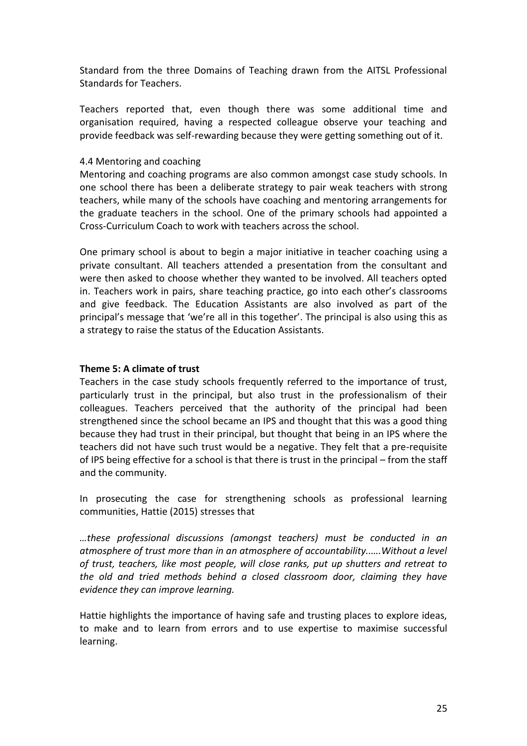Standard from the three Domains of Teaching drawn from the AITSL Professional Standards for Teachers.

Teachers reported that, even though there was some additional time and organisation required, having a respected colleague observe your teaching and provide feedback was self-rewarding because they were getting something out of it.

4.4 Mentoring and coaching

Mentoring and coaching programs are also common amongst case study schools. In one school there has been a deliberate strategy to pair weak teachers with strong teachers, while many of the schools have coaching and mentoring arrangements for the graduate teachers in the school. One of the primary schools had appointed a Cross-Curriculum Coach to work with teachers across the school.

One primary school is about to begin a major initiative in teacher coaching using a private consultant. All teachers attended a presentation from the consultant and were then asked to choose whether they wanted to be involved. All teachers opted in. Teachers work in pairs, share teaching practice, go into each other's classrooms and give feedback. The Education Assistants are also involved as part of the principal's message that 'we're all in this together'. The principal is also using this as a strategy to raise the status of the Education Assistants.

**Theme 5: A climate of trust**

Teachers in the case study schools frequently referred to the importance of trust, particularly trust in the principal, but also trust in the professionalism of their colleagues. Teachers perceived that the authority of the principal had been strengthened since the school became an IPS and thought that this was a good thing because they had trust in their principal, but thought that being in an IPS where the teachers did not have such trust would be a negative. They felt that a pre-requisite of IPS being effective for a school is that there is trust in the principal – from the staff and the community.

In prosecuting the case for strengthening schools as professional learning communities, Hattie (2015) stresses that

*…these professional discussions (amongst teachers) must be conducted in an atmosphere of trust more than in an atmosphere of accountability……Without a level of trust, teachers, like most people, will close ranks, put up shutters and retreat to the old and tried methods behind a closed classroom door, claiming they have evidence they can improve learning.*

Hattie highlights the importance of having safe and trusting places to explore ideas, to make and to learn from errors and to use expertise to maximise successful learning.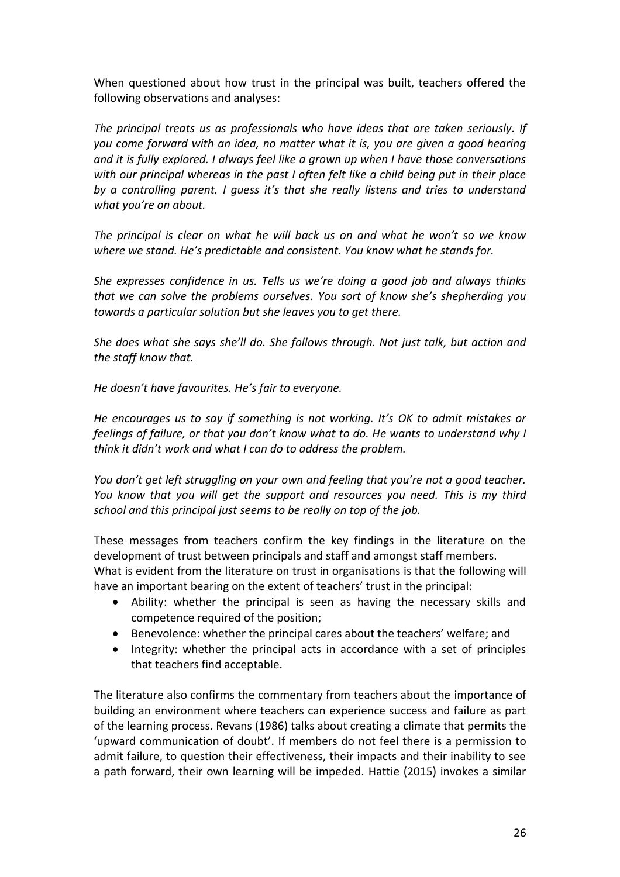When questioned about how trust in the principal was built, teachers offered the following observations and analyses:

*The principal treats us as professionals who have ideas that are taken seriously. If you come forward with an idea, no matter what it is, you are given a good hearing and it is fully explored. I always feel like a grown up when I have those conversations with our principal whereas in the past I often felt like a child being put in their place by a controlling parent. I guess it's that she really listens and tries to understand what you're on about.*

*The principal is clear on what he will back us on and what he won't so we know where we stand. He's predictable and consistent. You know what he stands for.*

*She expresses confidence in us. Tells us we're doing a good job and always thinks that we can solve the problems ourselves. You sort of know she's shepherding you towards a particular solution but she leaves you to get there.*

*She does what she says she'll do. She follows through. Not just talk, but action and the staff know that.*

*He doesn't have favourites. He's fair to everyone.*

*He encourages us to say if something is not working. It's OK to admit mistakes or feelings of failure, or that you don't know what to do. He wants to understand why I think it didn't work and what I can do to address the problem.*

*You don't get left struggling on your own and feeling that you're not a good teacher. You know that you will get the support and resources you need. This is my third school and this principal just seems to be really on top of the job.*

These messages from teachers confirm the key findings in the literature on the development of trust between principals and staff and amongst staff members. What is evident from the literature on trust in organisations is that the following will have an important bearing on the extent of teachers' trust in the principal:

- Ability: whether the principal is seen as having the necessary skills and competence required of the position;
- Benevolence: whether the principal cares about the teachers' welfare; and
- Integrity: whether the principal acts in accordance with a set of principles that teachers find acceptable.

The literature also confirms the commentary from teachers about the importance of building an environment where teachers can experience success and failure as part of the learning process. Revans (1986) talks about creating a climate that permits the 'upward communication of doubt'. If members do not feel there is a permission to admit failure, to question their effectiveness, their impacts and their inability to see a path forward, their own learning will be impeded. Hattie (2015) invokes a similar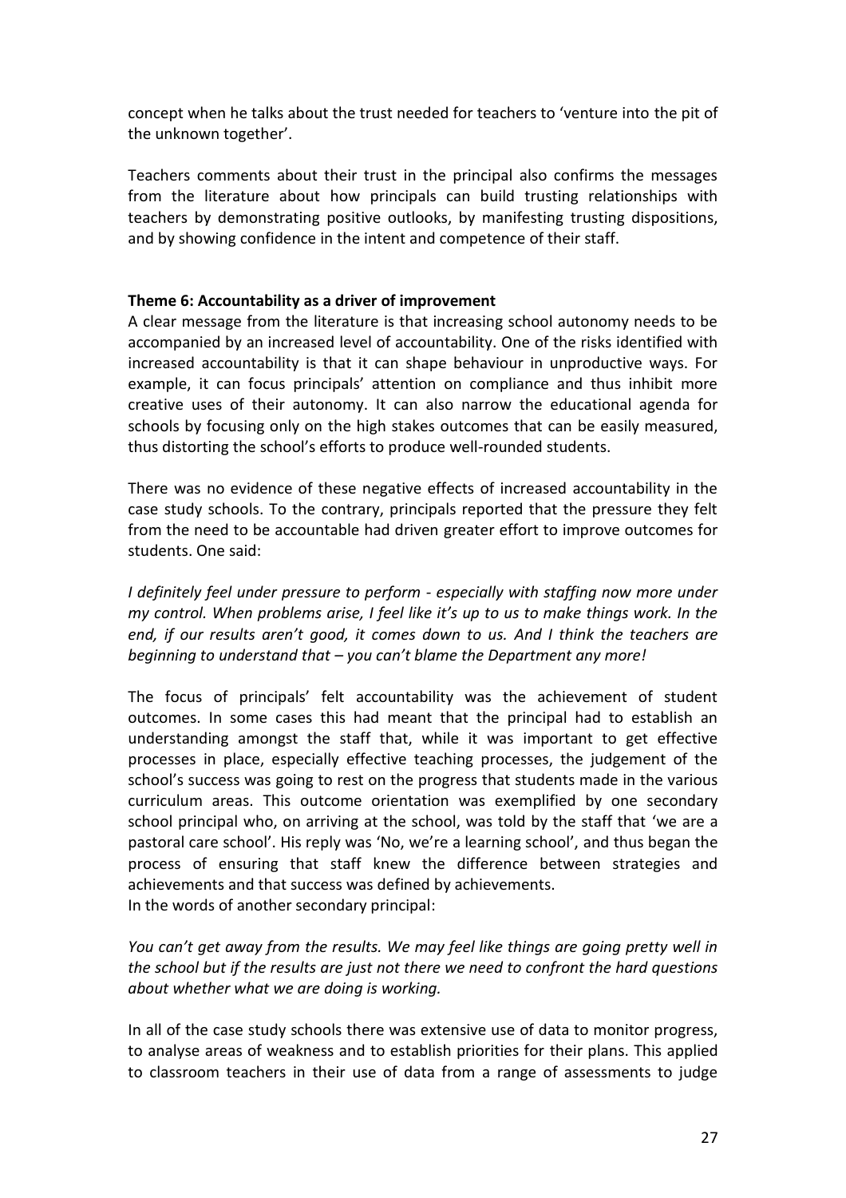concept when he talks about the trust needed for teachers to 'venture into the pit of the unknown together'.

Teachers comments about their trust in the principal also confirms the messages from the literature about how principals can build trusting relationships with teachers by demonstrating positive outlooks, by manifesting trusting dispositions, and by showing confidence in the intent and competence of their staff.

**Theme 6: Accountability as a driver of improvement**

A clear message from the literature is that increasing school autonomy needs to be accompanied by an increased level of accountability. One of the risks identified with increased accountability is that it can shape behaviour in unproductive ways. For example, it can focus principals' attention on compliance and thus inhibit more creative uses of their autonomy. It can also narrow the educational agenda for schools by focusing only on the high stakes outcomes that can be easily measured, thus distorting the school's efforts to produce well-rounded students.

There was no evidence of these negative effects of increased accountability in the case study schools. To the contrary, principals reported that the pressure they felt from the need to be accountable had driven greater effort to improve outcomes for students. One said:

*I definitely feel under pressure to perform - especially with staffing now more under my control. When problems arise, I feel like it's up to us to make things work. In the end, if our results aren't good, it comes down to us. And I think the teachers are beginning to understand that – you can't blame the Department any more!*

The focus of principals' felt accountability was the achievement of student outcomes. In some cases this had meant that the principal had to establish an understanding amongst the staff that, while it was important to get effective processes in place, especially effective teaching processes, the judgement of the school's success was going to rest on the progress that students made in the various curriculum areas. This outcome orientation was exemplified by one secondary school principal who, on arriving at the school, was told by the staff that 'we are a pastoral care school'. His reply was 'No, we're a learning school', and thus began the process of ensuring that staff knew the difference between strategies and achievements and that success was defined by achievements.
In the words of another secondary principal:

*You can't get away from the results. We may feel like things are going pretty well in the school but if the results are just not there we need to confront the hard questions about whether what we are doing is working.*

In all of the case study schools there was extensive use of data to monitor progress, to analyse areas of weakness and to establish priorities for their plans. This applied to classroom teachers in their use of data from a range of assessments to judge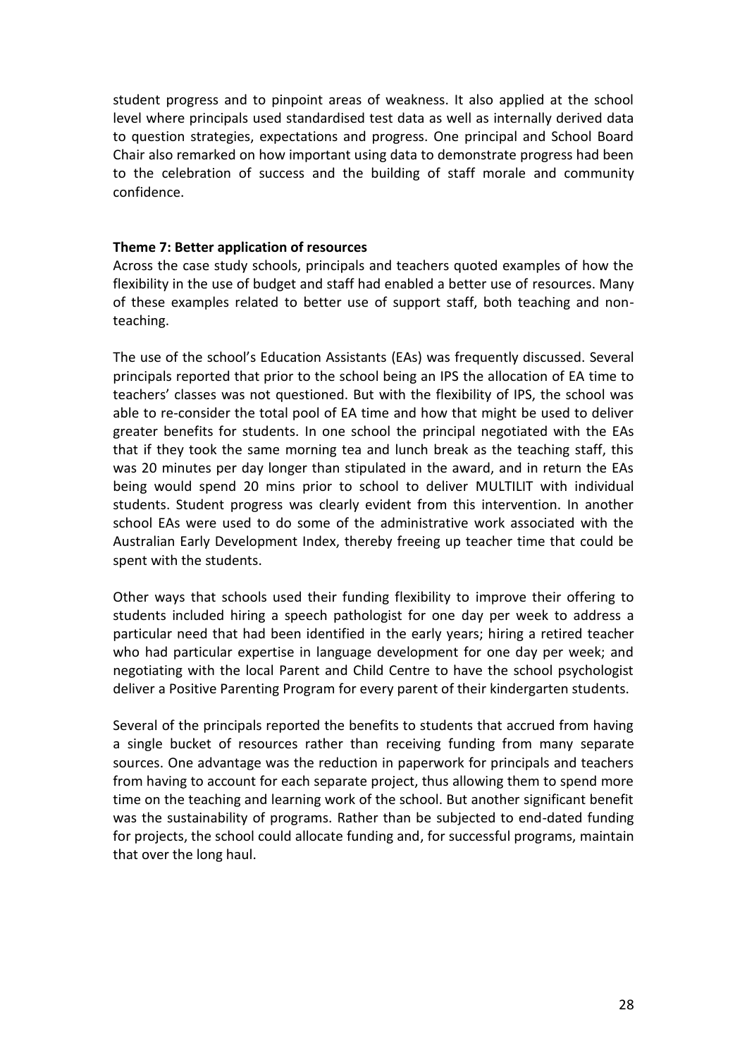student progress and to pinpoint areas of weakness. It also applied at the school level where principals used standardised test data as well as internally derived data to question strategies, expectations and progress. One principal and School Board Chair also remarked on how important using data to demonstrate progress had been to the celebration of success and the building of staff morale and community confidence.

**Theme 7: Better application of resources**

Across the case study schools, principals and teachers quoted examples of how the flexibility in the use of budget and staff had enabled a better use of resources. Many of these examples related to better use of support staff, both teaching and non-teaching.

The use of the school's Education Assistants (EAs) was frequently discussed. Several principals reported that prior to the school being an IPS the allocation of EA time to teachers' classes was not questioned. But with the flexibility of IPS, the school was able to re-consider the total pool of EA time and how that might be used to deliver greater benefits for students. In one school the principal negotiated with the EAs that if they took the same morning tea and lunch break as the teaching staff, this was 20 minutes per day longer than stipulated in the award, and in return the EAs being would spend 20 mins prior to school to deliver MULTILIT with individual students. Student progress was clearly evident from this intervention. In another school EAs were used to do some of the administrative work associated with the Australian Early Development Index, thereby freeing up teacher time that could be spent with the students.

Other ways that schools used their funding flexibility to improve their offering to students included hiring a speech pathologist for one day per week to address a particular need that had been identified in the early years; hiring a retired teacher who had particular expertise in language development for one day per week; and negotiating with the local Parent and Child Centre to have the school psychologist deliver a Positive Parenting Program for every parent of their kindergarten students.

Several of the principals reported the benefits to students that accrued from having a single bucket of resources rather than receiving funding from many separate sources. One advantage was the reduction in paperwork for principals and teachers from having to account for each separate project, thus allowing them to spend more time on the teaching and learning work of the school. But another significant benefit was the sustainability of programs. Rather than be subjected to end-dated funding for projects, the school could allocate funding and, for successful programs, maintain that over the long haul.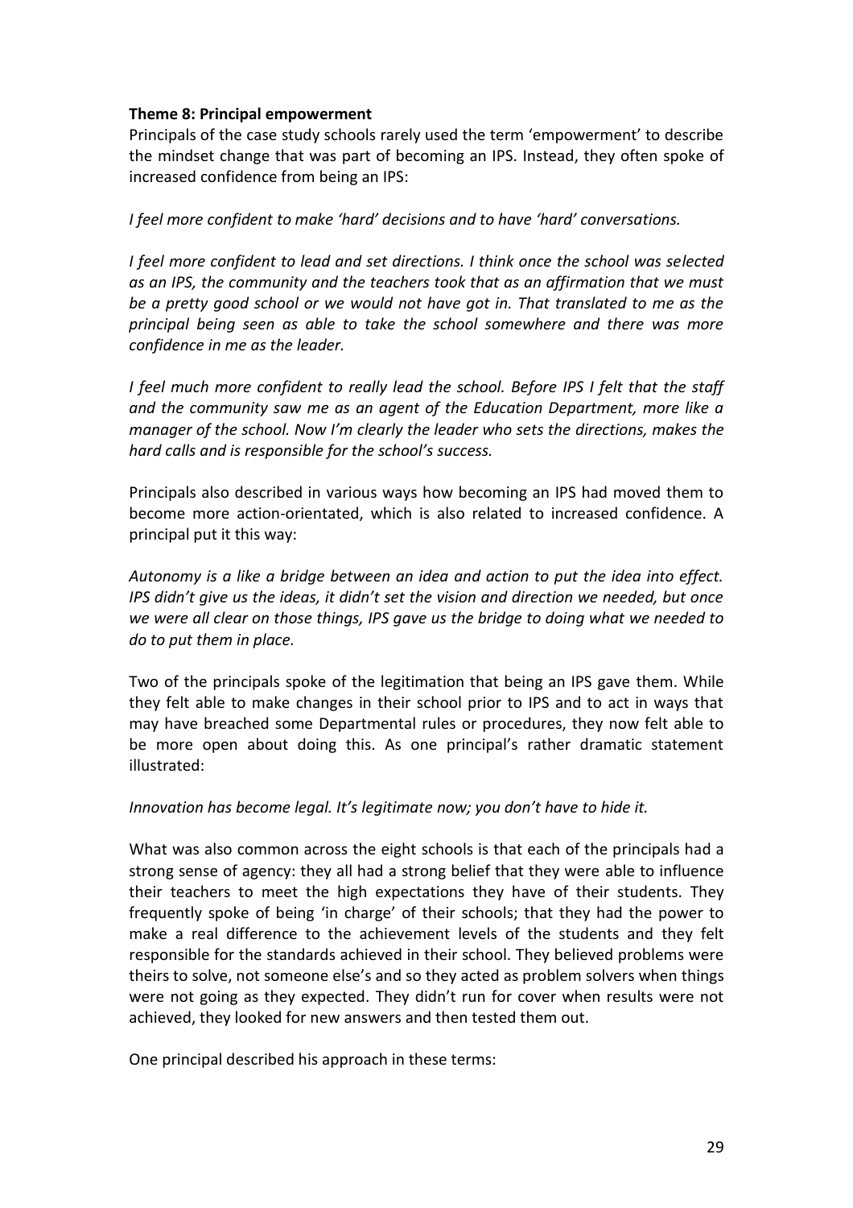**Theme 8: Principal empowerment**

Principals of the case study schools rarely used the term 'empowerment' to describe the mindset change that was part of becoming an IPS. Instead, they often spoke of increased confidence from being an IPS:

*I feel more confident to make 'hard' decisions and to have 'hard' conversations.*

*I feel more confident to lead and set directions. I think once the school was selected as an IPS, the community and the teachers took that as an affirmation that we must be a pretty good school or we would not have got in. That translated to me as the principal being seen as able to take the school somewhere and there was more confidence in me as the leader.*

*I feel much more confident to really lead the school. Before IPS I felt that the staff and the community saw me as an agent of the Education Department, more like a manager of the school. Now I'm clearly the leader who sets the directions, makes the hard calls and is responsible for the school's success.*

Principals also described in various ways how becoming an IPS had moved them to become more action-orientated, which is also related to increased confidence. A principal put it this way:

*Autonomy is a like a bridge between an idea and action to put the idea into effect. IPS didn't give us the ideas, it didn't set the vision and direction we needed, but once we were all clear on those things, IPS gave us the bridge to doing what we needed to do to put them in place.*

Two of the principals spoke of the legitimation that being an IPS gave them. While they felt able to make changes in their school prior to IPS and to act in ways that may have breached some Departmental rules or procedures, they now felt able to be more open about doing this. As one principal's rather dramatic statement illustrated:

*Innovation has become legal. It's legitimate now; you don't have to hide it.*

What was also common across the eight schools is that each of the principals had a strong sense of agency: they all had a strong belief that they were able to influence their teachers to meet the high expectations they have of their students. They frequently spoke of being 'in charge' of their schools; that they had the power to make a real difference to the achievement levels of the students and they felt responsible for the standards achieved in their school. They believed problems were theirs to solve, not someone else's and so they acted as problem solvers when things were not going as they expected. They didn't run for cover when results were not achieved, they looked for new answers and then tested them out.

One principal described his approach in these terms: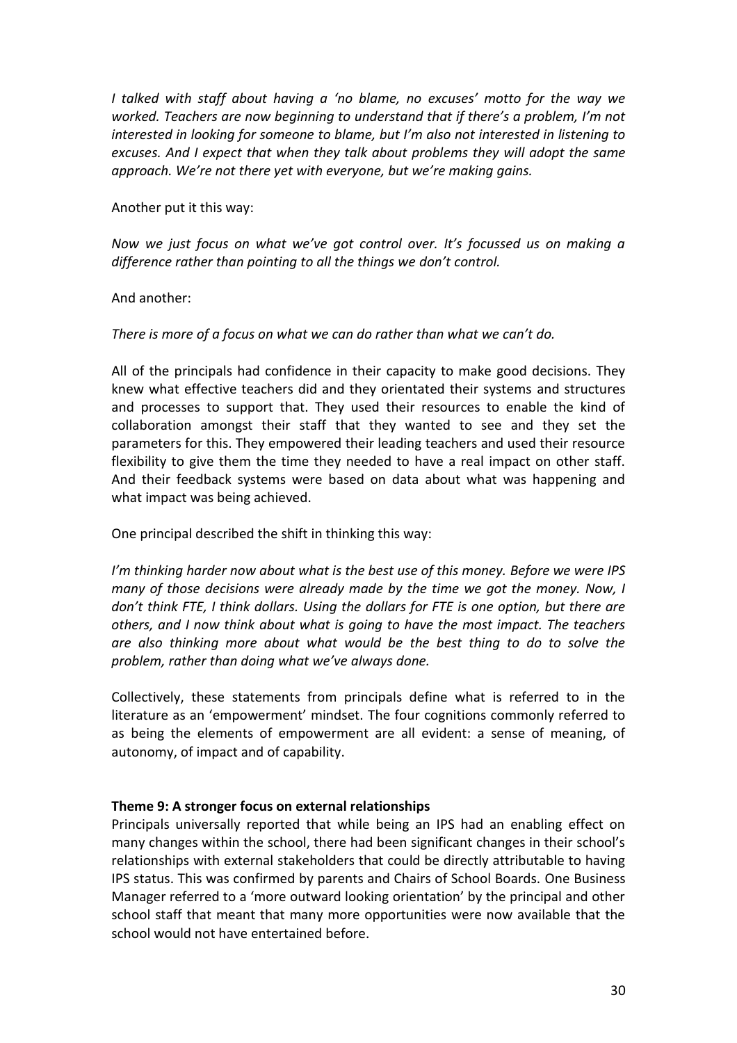*I talked with staff about having a 'no blame, no excuses' motto for the way we worked. Teachers are now beginning to understand that if there's a problem, I'm not interested in looking for someone to blame, but I'm also not interested in listening to excuses. And I expect that when they talk about problems they will adopt the same approach. We're not there yet with everyone, but we're making gains.*

Another put it this way:

*Now we just focus on what we've got control over. It's focussed us on making a difference rather than pointing to all the things we don't control.*

And another:

*There is more of a focus on what we can do rather than what we can't do.*

All of the principals had confidence in their capacity to make good decisions. They knew what effective teachers did and they orientated their systems and structures and processes to support that. They used their resources to enable the kind of collaboration amongst their staff that they wanted to see and they set the parameters for this. They empowered their leading teachers and used their resource flexibility to give them the time they needed to have a real impact on other staff. And their feedback systems were based on data about what was happening and what impact was being achieved.

One principal described the shift in thinking this way:

*I'm thinking harder now about what is the best use of this money. Before we were IPS many of those decisions were already made by the time we got the money. Now, I don't think FTE, I think dollars. Using the dollars for FTE is one option, but there are others, and I now think about what is going to have the most impact. The teachers are also thinking more about what would be the best thing to do to solve the problem, rather than doing what we've always done.*

Collectively, these statements from principals define what is referred to in the literature as an 'empowerment' mindset. The four cognitions commonly referred to as being the elements of empowerment are all evident: a sense of meaning, of autonomy, of impact and of capability.

**Theme 9: A stronger focus on external relationships**

Principals universally reported that while being an IPS had an enabling effect on many changes within the school, there had been significant changes in their school's relationships with external stakeholders that could be directly attributable to having IPS status. This was confirmed by parents and Chairs of School Boards. One Business Manager referred to a 'more outward looking orientation' by the principal and other school staff that meant that many more opportunities were now available that the school would not have entertained before.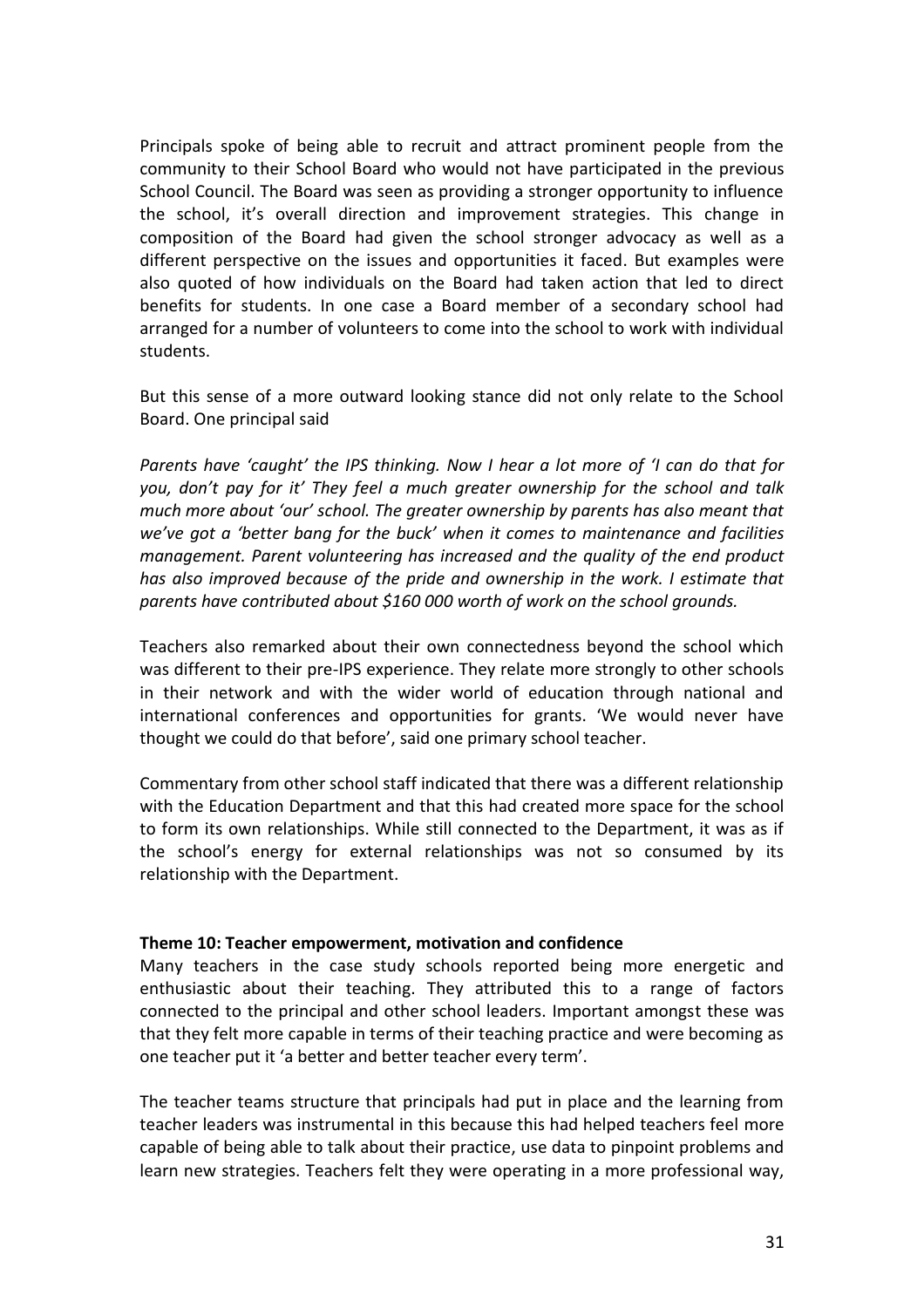Principals spoke of being able to recruit and attract prominent people from the community to their School Board who would not have participated in the previous School Council. The Board was seen as providing a stronger opportunity to influence the school, it's overall direction and improvement strategies. This change in composition of the Board had given the school stronger advocacy as well as a different perspective on the issues and opportunities it faced. But examples were also quoted of how individuals on the Board had taken action that led to direct benefits for students. In one case a Board member of a secondary school had arranged for a number of volunteers to come into the school to work with individual students.

But this sense of a more outward looking stance did not only relate to the School Board. One principal said

*Parents have 'caught' the IPS thinking. Now I hear a lot more of 'I can do that for you, don't pay for it' They feel a much greater ownership for the school and talk much more about 'our' school. The greater ownership by parents has also meant that we've got a 'better bang for the buck' when it comes to maintenance and facilities management. Parent volunteering has increased and the quality of the end product has also improved because of the pride and ownership in the work. I estimate that parents have contributed about $160 000 worth of work on the school grounds.*

Teachers also remarked about their own connectedness beyond the school which was different to their pre-IPS experience. They relate more strongly to other schools in their network and with the wider world of education through national and international conferences and opportunities for grants. 'We would never have thought we could do that before', said one primary school teacher.

Commentary from other school staff indicated that there was a different relationship with the Education Department and that this had created more space for the school to form its own relationships. While still connected to the Department, it was as if the school's energy for external relationships was not so consumed by its relationship with the Department.

**Theme 10: Teacher empowerment, motivation and confidence**

Many teachers in the case study schools reported being more energetic and enthusiastic about their teaching. They attributed this to a range of factors connected to the principal and other school leaders. Important amongst these was that they felt more capable in terms of their teaching practice and were becoming as one teacher put it 'a better and better teacher every term'.

The teacher teams structure that principals had put in place and the learning from teacher leaders was instrumental in this because this had helped teachers feel more capable of being able to talk about their practice, use data to pinpoint problems and learn new strategies. Teachers felt they were operating in a more professional way,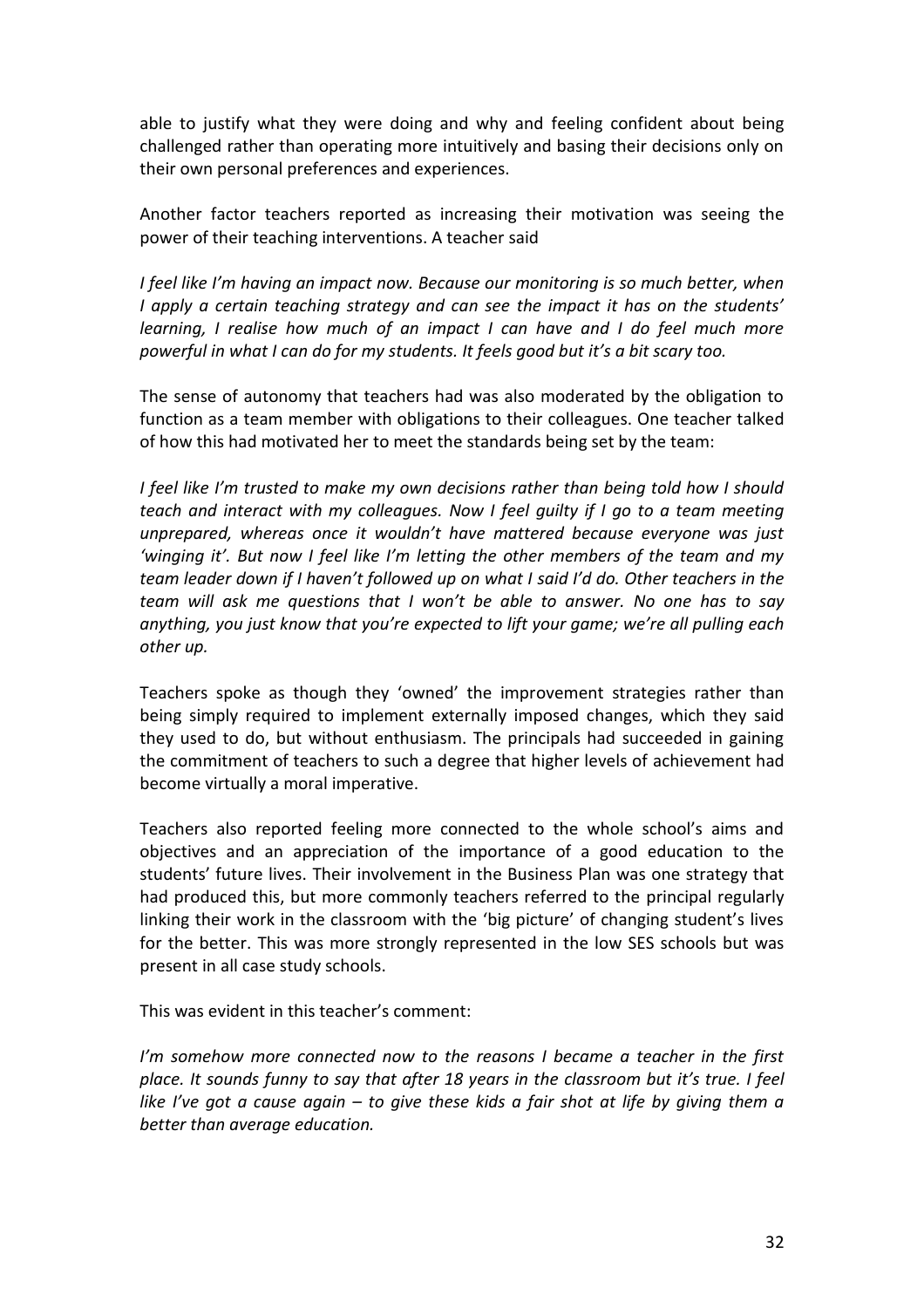able to justify what they were doing and why and feeling confident about being challenged rather than operating more intuitively and basing their decisions only on their own personal preferences and experiences.

Another factor teachers reported as increasing their motivation was seeing the power of their teaching interventions. A teacher said

*I feel like I'm having an impact now. Because our monitoring is so much better, when I apply a certain teaching strategy and can see the impact it has on the students' learning, I realise how much of an impact I can have and I do feel much more powerful in what I can do for my students. It feels good but it's a bit scary too.*

The sense of autonomy that teachers had was also moderated by the obligation to function as a team member with obligations to their colleagues. One teacher talked of how this had motivated her to meet the standards being set by the team:

*I feel like I'm trusted to make my own decisions rather than being told how I should teach and interact with my colleagues. Now I feel guilty if I go to a team meeting unprepared, whereas once it wouldn't have mattered because everyone was just 'winging it'. But now I feel like I'm letting the other members of the team and my team leader down if I haven't followed up on what I said I'd do. Other teachers in the team will ask me questions that I won't be able to answer. No one has to say anything, you just know that you're expected to lift your game; we're all pulling each other up.*

Teachers spoke as though they 'owned' the improvement strategies rather than being simply required to implement externally imposed changes, which they said they used to do, but without enthusiasm. The principals had succeeded in gaining the commitment of teachers to such a degree that higher levels of achievement had become virtually a moral imperative.

Teachers also reported feeling more connected to the whole school's aims and objectives and an appreciation of the importance of a good education to the students' future lives. Their involvement in the Business Plan was one strategy that had produced this, but more commonly teachers referred to the principal regularly linking their work in the classroom with the 'big picture' of changing student's lives for the better. This was more strongly represented in the low SES schools but was present in all case study schools.

This was evident in this teacher's comment:

*I'm somehow more connected now to the reasons I became a teacher in the first place. It sounds funny to say that after 18 years in the classroom but it's true. I feel like I've got a cause again – to give these kids a fair shot at life by giving them a better than average education.*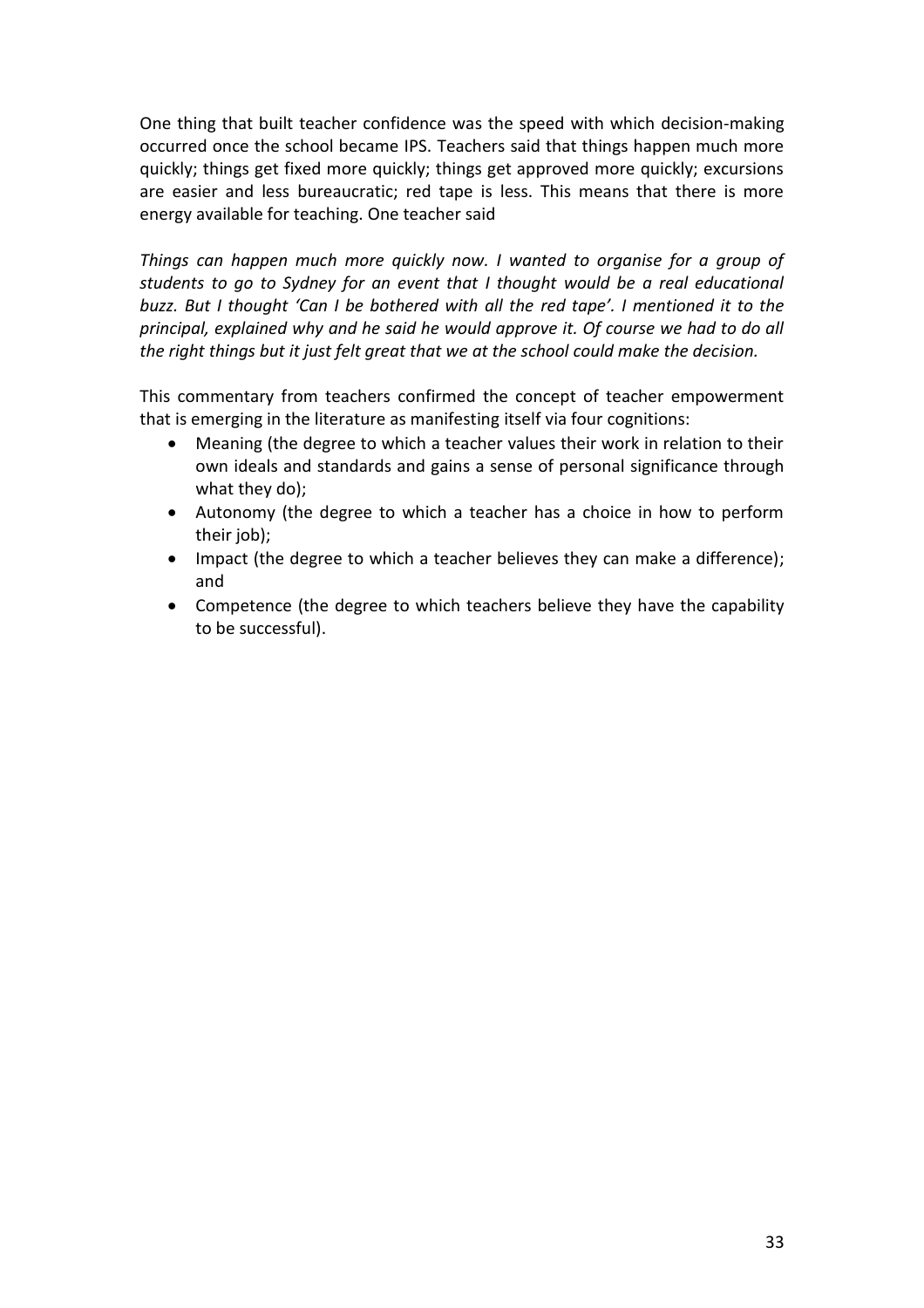One thing that built teacher confidence was the speed with which decision-making occurred once the school became IPS. Teachers said that things happen much more quickly; things get fixed more quickly; things get approved more quickly; excursions are easier and less bureaucratic; red tape is less. This means that there is more energy available for teaching. One teacher said

*Things can happen much more quickly now. I wanted to organise for a group of students to go to Sydney for an event that I thought would be a real educational buzz. But I thought 'Can I be bothered with all the red tape'. I mentioned it to the principal, explained why and he said he would approve it. Of course we had to do all the right things but it just felt great that we at the school could make the decision.*

This commentary from teachers confirmed the concept of teacher empowerment that is emerging in the literature as manifesting itself via four cognitions:

- Meaning (the degree to which a teacher values their work in relation to their own ideals and standards and gains a sense of personal significance through what they do);
- Autonomy (the degree to which a teacher has a choice in how to perform their job);
- Impact (the degree to which a teacher believes they can make a difference); and
- Competence (the degree to which teachers believe they have the capability to be successful).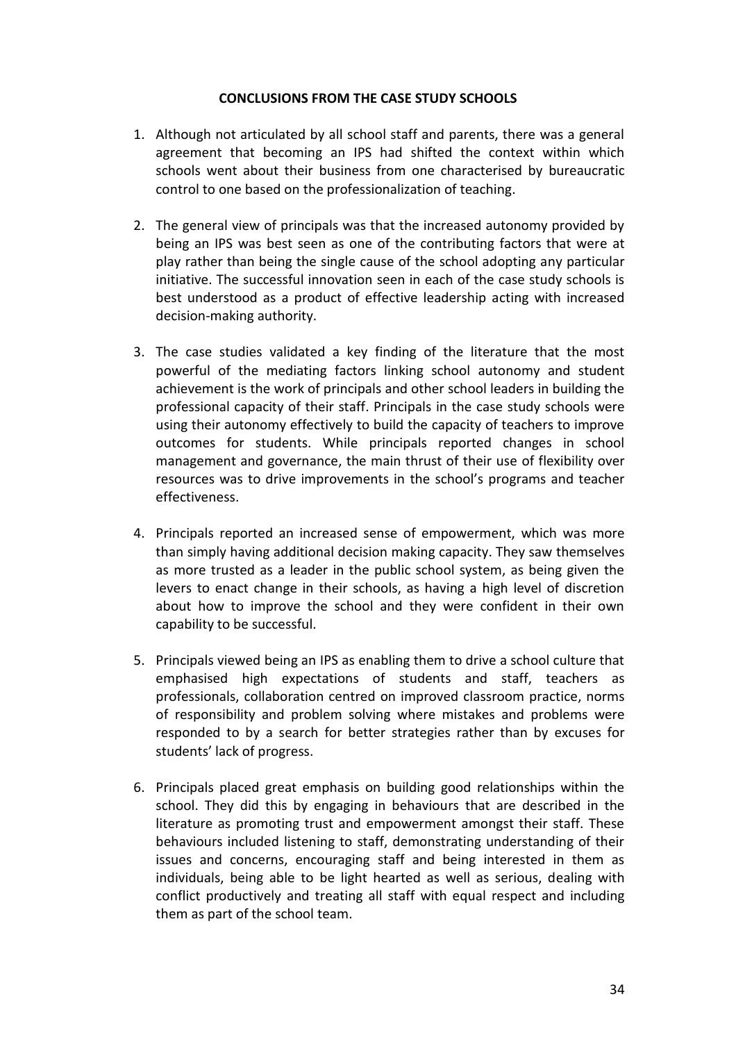## CONCLUSIONS FROM THE CASE STUDY SCHOOLS

1. Although not articulated by all school staff and parents, there was a general agreement that becoming an IPS had shifted the context within which schools went about their business from one characterised by bureaucratic control to one based on the professionalization of teaching.

2. The general view of principals was that the increased autonomy provided by being an IPS was best seen as one of the contributing factors that were at play rather than being the single cause of the school adopting any particular initiative. The successful innovation seen in each of the case study schools is best understood as a product of effective leadership acting with increased decision-making authority.

3. The case studies validated a key finding of the literature that the most powerful of the mediating factors linking school autonomy and student achievement is the work of principals and other school leaders in building the professional capacity of their staff. Principals in the case study schools were using their autonomy effectively to build the capacity of teachers to improve outcomes for students. While principals reported changes in school management and governance, the main thrust of their use of flexibility over resources was to drive improvements in the school's programs and teacher effectiveness.

4. Principals reported an increased sense of empowerment, which was more than simply having additional decision making capacity. They saw themselves as more trusted as a leader in the public school system, as being given the levers to enact change in their schools, as having a high level of discretion about how to improve the school and they were confident in their own capability to be successful.

5. Principals viewed being an IPS as enabling them to drive a school culture that emphasised high expectations of students and staff, teachers as professionals, collaboration centred on improved classroom practice, norms of responsibility and problem solving where mistakes and problems were responded to by a search for better strategies rather than by excuses for students' lack of progress.

6. Principals placed great emphasis on building good relationships within the school. They did this by engaging in behaviours that are described in the literature as promoting trust and empowerment amongst their staff. These behaviours included listening to staff, demonstrating understanding of their issues and concerns, encouraging staff and being interested in them as individuals, being able to be light hearted as well as serious, dealing with conflict productively and treating all staff with equal respect and including them as part of the school team.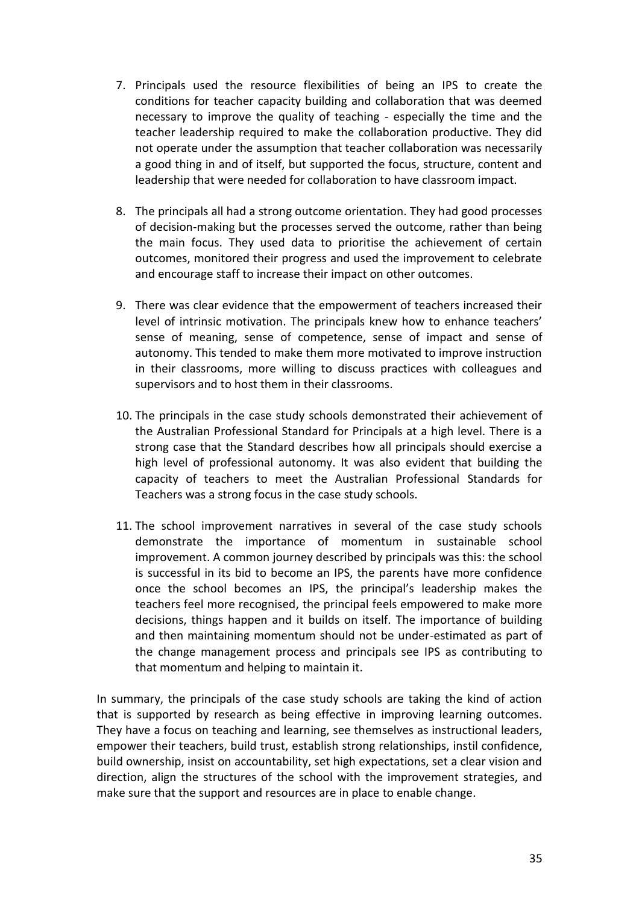7. Principals used the resource flexibilities of being an IPS to create the conditions for teacher capacity building and collaboration that was deemed necessary to improve the quality of teaching - especially the time and the teacher leadership required to make the collaboration productive. They did not operate under the assumption that teacher collaboration was necessarily a good thing in and of itself, but supported the focus, structure, content and leadership that were needed for collaboration to have classroom impact.

8. The principals all had a strong outcome orientation. They had good processes of decision-making but the processes served the outcome, rather than being the main focus. They used data to prioritise the achievement of certain outcomes, monitored their progress and used the improvement to celebrate and encourage staff to increase their impact on other outcomes.

9. There was clear evidence that the empowerment of teachers increased their level of intrinsic motivation. The principals knew how to enhance teachers' sense of meaning, sense of competence, sense of impact and sense of autonomy. This tended to make them more motivated to improve instruction in their classrooms, more willing to discuss practices with colleagues and supervisors and to host them in their classrooms.

10. The principals in the case study schools demonstrated their achievement of the Australian Professional Standard for Principals at a high level. There is a strong case that the Standard describes how all principals should exercise a high level of professional autonomy. It was also evident that building the capacity of teachers to meet the Australian Professional Standards for Teachers was a strong focus in the case study schools.

11. The school improvement narratives in several of the case study schools demonstrate the importance of momentum in sustainable school improvement. A common journey described by principals was this: the school is successful in its bid to become an IPS, the parents have more confidence once the school becomes an IPS, the principal's leadership makes the teachers feel more recognised, the principal feels empowered to make more decisions, things happen and it builds on itself. The importance of building and then maintaining momentum should not be under-estimated as part of the change management process and principals see IPS as contributing to that momentum and helping to maintain it.

In summary, the principals of the case study schools are taking the kind of action that is supported by research as being effective in improving learning outcomes. They have a focus on teaching and learning, see themselves as instructional leaders, empower their teachers, build trust, establish strong relationships, instil confidence, build ownership, insist on accountability, set high expectations, set a clear vision and direction, align the structures of the school with the improvement strategies, and make sure that the support and resources are in place to enable change.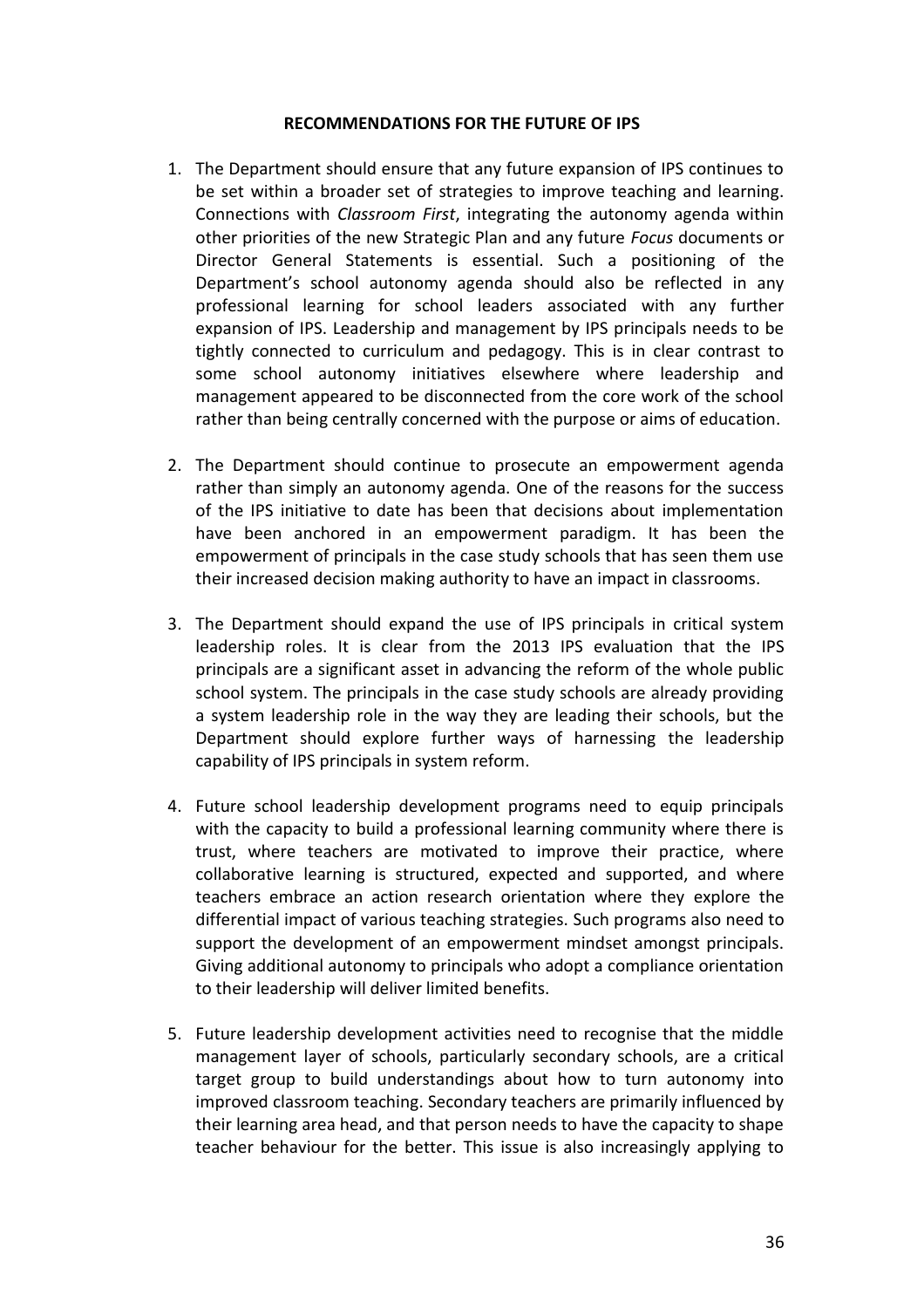## RECOMMENDATIONS FOR THE FUTURE OF IPS

1. The Department should ensure that any future expansion of IPS continues to be set within a broader set of strategies to improve teaching and learning. Connections with *Classroom First*, integrating the autonomy agenda within other priorities of the new Strategic Plan and any future *Focus* documents or Director General Statements is essential. Such a positioning of the Department's school autonomy agenda should also be reflected in any professional learning for school leaders associated with any further expansion of IPS. Leadership and management by IPS principals needs to be tightly connected to curriculum and pedagogy. This is in clear contrast to some school autonomy initiatives elsewhere where leadership and management appeared to be disconnected from the core work of the school rather than being centrally concerned with the purpose or aims of education.

2. The Department should continue to prosecute an empowerment agenda rather than simply an autonomy agenda. One of the reasons for the success of the IPS initiative to date has been that decisions about implementation have been anchored in an empowerment paradigm. It has been the empowerment of principals in the case study schools that has seen them use their increased decision making authority to have an impact in classrooms.

3. The Department should expand the use of IPS principals in critical system leadership roles. It is clear from the 2013 IPS evaluation that the IPS principals are a significant asset in advancing the reform of the whole public school system. The principals in the case study schools are already providing a system leadership role in the way they are leading their schools, but the Department should explore further ways of harnessing the leadership capability of IPS principals in system reform.

4. Future school leadership development programs need to equip principals with the capacity to build a professional learning community where there is trust, where teachers are motivated to improve their practice, where collaborative learning is structured, expected and supported, and where teachers embrace an action research orientation where they explore the differential impact of various teaching strategies. Such programs also need to support the development of an empowerment mindset amongst principals. Giving additional autonomy to principals who adopt a compliance orientation to their leadership will deliver limited benefits.

5. Future leadership development activities need to recognise that the middle management layer of schools, particularly secondary schools, are a critical target group to build understandings about how to turn autonomy into improved classroom teaching. Secondary teachers are primarily influenced by their learning area head, and that person needs to have the capacity to shape teacher behaviour for the better. This issue is also increasingly applying to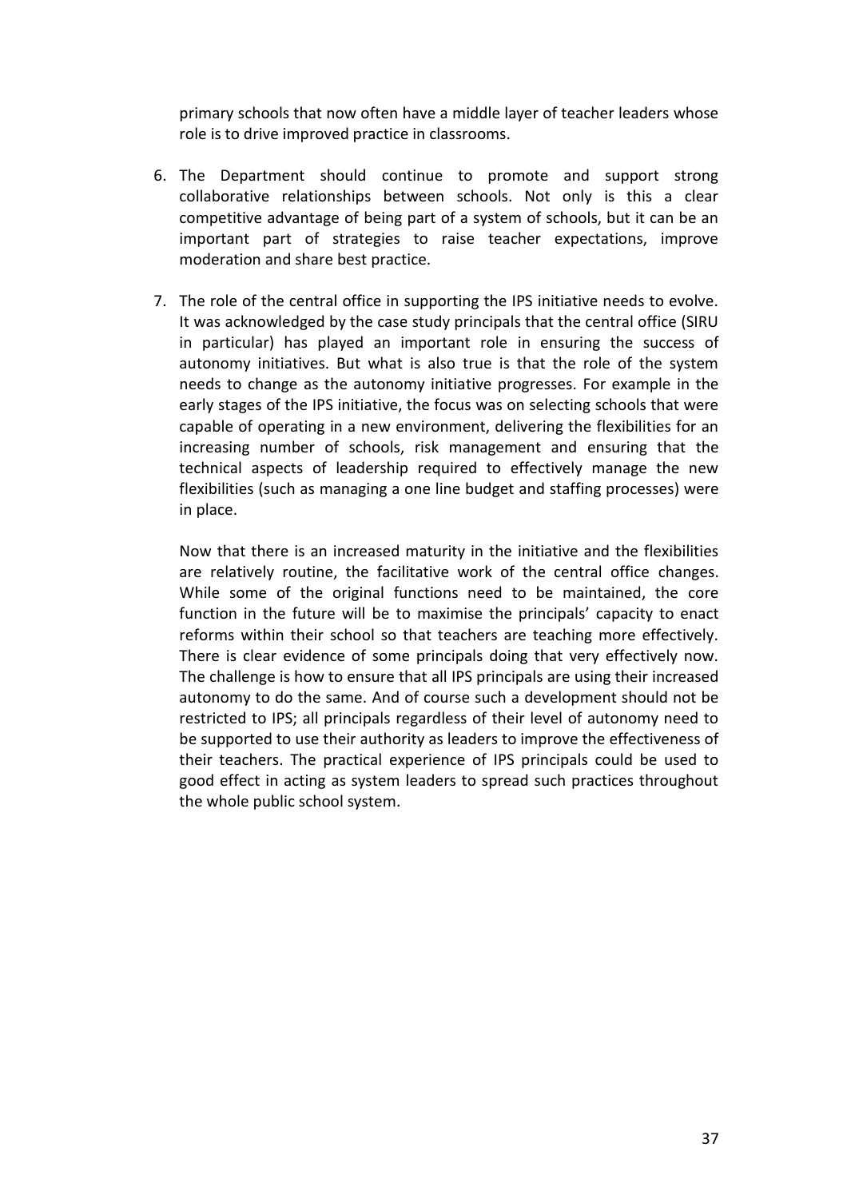primary schools that now often have a middle layer of teacher leaders whose role is to drive improved practice in classrooms.

6. The Department should continue to promote and support strong collaborative relationships between schools. Not only is this a clear competitive advantage of being part of a system of schools, but it can be an important part of strategies to raise teacher expectations, improve moderation and share best practice.

7. The role of the central office in supporting the IPS initiative needs to evolve. It was acknowledged by the case study principals that the central office (SIRU in particular) has played an important role in ensuring the success of autonomy initiatives. But what is also true is that the role of the system needs to change as the autonomy initiative progresses. For example in the early stages of the IPS initiative, the focus was on selecting schools that were capable of operating in a new environment, delivering the flexibilities for an increasing number of schools, risk management and ensuring that the technical aspects of leadership required to effectively manage the new flexibilities (such as managing a one line budget and staffing processes) were in place.

   Now that there is an increased maturity in the initiative and the flexibilities are relatively routine, the facilitative work of the central office changes. While some of the original functions need to be maintained, the core function in the future will be to maximise the principals' capacity to enact reforms within their school so that teachers are teaching more effectively. There is clear evidence of some principals doing that very effectively now. The challenge is how to ensure that all IPS principals are using their increased autonomy to do the same. And of course such a development should not be restricted to IPS; all principals regardless of their level of autonomy need to be supported to use their authority as leaders to improve the effectiveness of their teachers. The practical experience of IPS principals could be used to good effect in acting as system leaders to spread such practices throughout the whole public school system.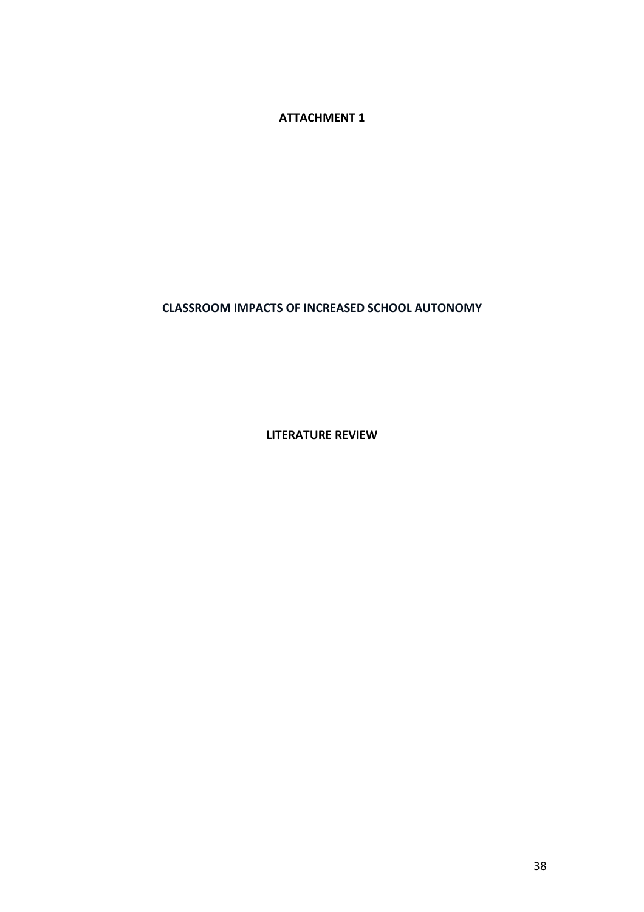**ATTACHMENT 1**

**CLASSROOM IMPACTS OF INCREASED SCHOOL AUTONOMY**

**LITERATURE REVIEW**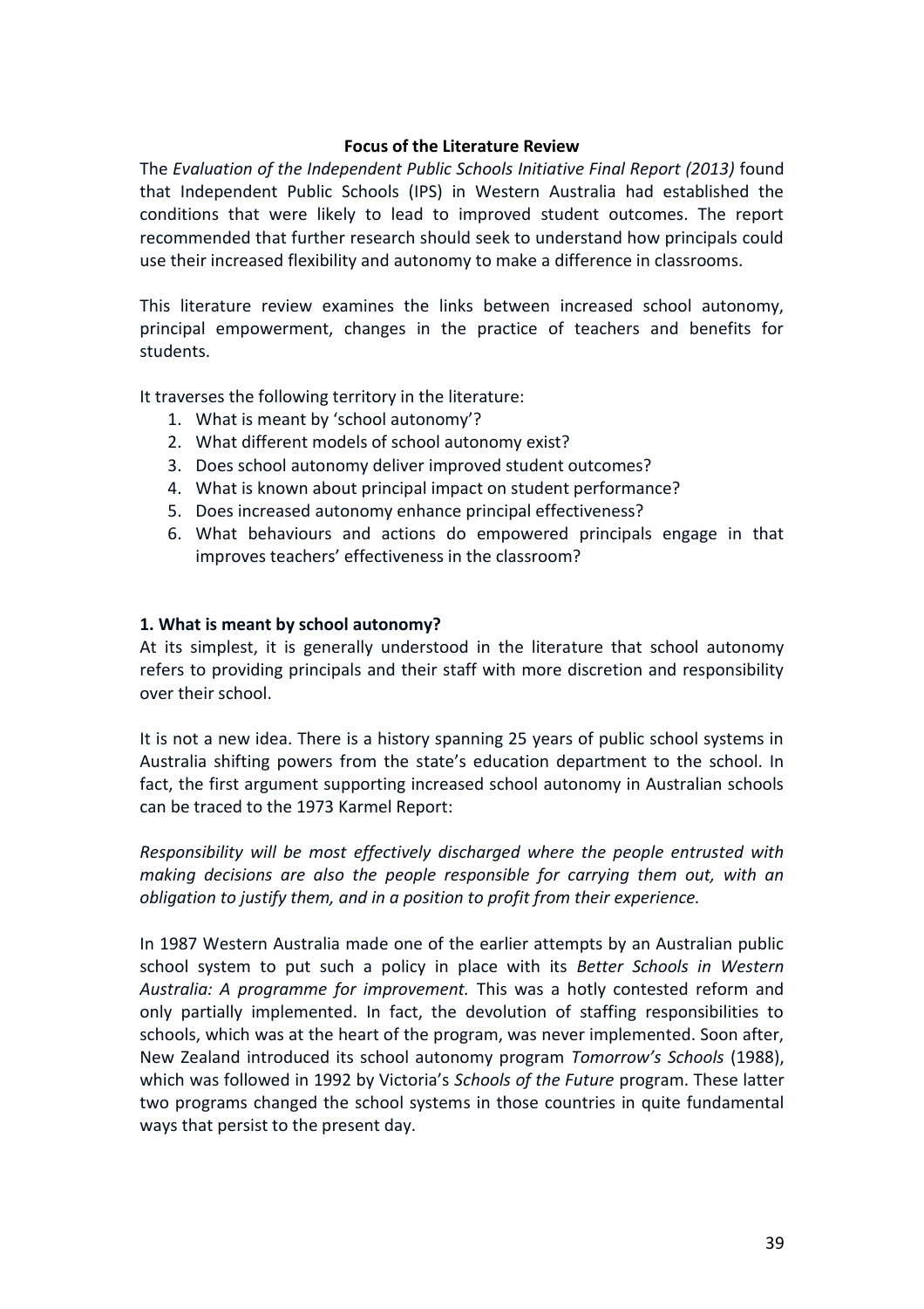## Focus of the Literature Review

The *Evaluation of the Independent Public Schools Initiative Final Report (2013)* found that Independent Public Schools (IPS) in Western Australia had established the conditions that were likely to lead to improved student outcomes. The report recommended that further research should seek to understand how principals could use their increased flexibility and autonomy to make a difference in classrooms.

This literature review examines the links between increased school autonomy, principal empowerment, changes in the practice of teachers and benefits for students.

It traverses the following territory in the literature:

1. What is meant by 'school autonomy'?
2. What different models of school autonomy exist?
3. Does school autonomy deliver improved student outcomes?
4. What is known about principal impact on student performance?
5. Does increased autonomy enhance principal effectiveness?
6. What behaviours and actions do empowered principals engage in that improves teachers' effectiveness in the classroom?

### 1. What is meant by school autonomy?

At its simplest, it is generally understood in the literature that school autonomy refers to providing principals and their staff with more discretion and responsibility over their school.

It is not a new idea. There is a history spanning 25 years of public school systems in Australia shifting powers from the state's education department to the school. In fact, the first argument supporting increased school autonomy in Australian schools can be traced to the 1973 Karmel Report:

*Responsibility will be most effectively discharged where the people entrusted with making decisions are also the people responsible for carrying them out, with an obligation to justify them, and in a position to profit from their experience.*

In 1987 Western Australia made one of the earlier attempts by an Australian public school system to put such a policy in place with its *Better Schools in Western Australia: A programme for improvement.* This was a hotly contested reform and only partially implemented. In fact, the devolution of staffing responsibilities to schools, which was at the heart of the program, was never implemented. Soon after, New Zealand introduced its school autonomy program *Tomorrow's Schools* (1988), which was followed in 1992 by Victoria's *Schools of the Future* program. These latter two programs changed the school systems in those countries in quite fundamental ways that persist to the present day.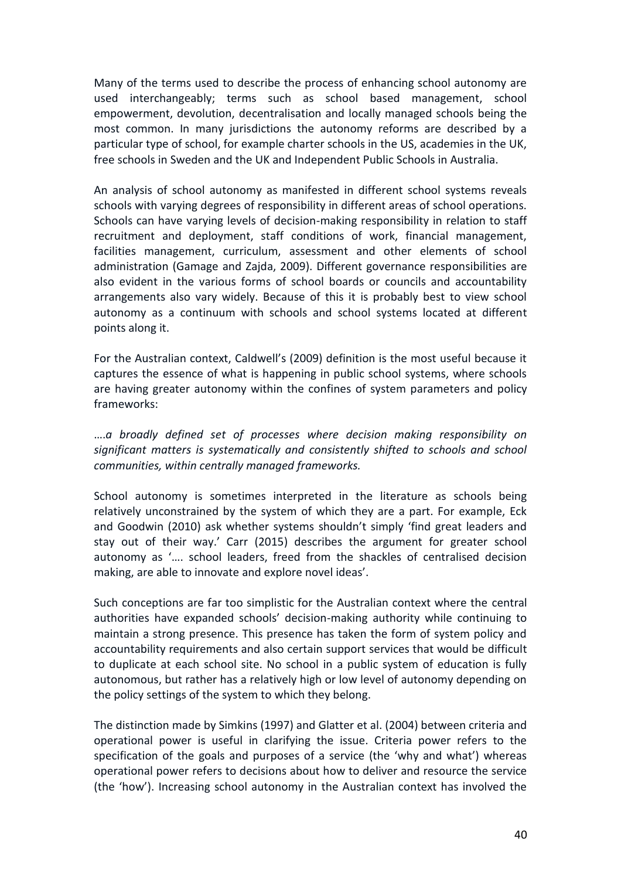Many of the terms used to describe the process of enhancing school autonomy are used interchangeably; terms such as school based management, school empowerment, devolution, decentralisation and locally managed schools being the most common. In many jurisdictions the autonomy reforms are described by a particular type of school, for example charter schools in the US, academies in the UK, free schools in Sweden and the UK and Independent Public Schools in Australia.

An analysis of school autonomy as manifested in different school systems reveals schools with varying degrees of responsibility in different areas of school operations. Schools can have varying levels of decision-making responsibility in relation to staff recruitment and deployment, staff conditions of work, financial management, facilities management, curriculum, assessment and other elements of school administration (Gamage and Zajda, 2009). Different governance responsibilities are also evident in the various forms of school boards or councils and accountability arrangements also vary widely. Because of this it is probably best to view school autonomy as a continuum with schools and school systems located at different points along it.

For the Australian context, Caldwell's (2009) definition is the most useful because it captures the essence of what is happening in public school systems, where schools are having greater autonomy within the confines of system parameters and policy frameworks:

*….a broadly defined set of processes where decision making responsibility on significant matters is systematically and consistently shifted to schools and school communities, within centrally managed frameworks.*

School autonomy is sometimes interpreted in the literature as schools being relatively unconstrained by the system of which they are a part. For example, Eck and Goodwin (2010) ask whether systems shouldn't simply 'find great leaders and stay out of their way.' Carr (2015) describes the argument for greater school autonomy as '…. school leaders, freed from the shackles of centralised decision making, are able to innovate and explore novel ideas'.

Such conceptions are far too simplistic for the Australian context where the central authorities have expanded schools' decision-making authority while continuing to maintain a strong presence. This presence has taken the form of system policy and accountability requirements and also certain support services that would be difficult to duplicate at each school site. No school in a public system of education is fully autonomous, but rather has a relatively high or low level of autonomy depending on the policy settings of the system to which they belong.

The distinction made by Simkins (1997) and Glatter et al. (2004) between criteria and operational power is useful in clarifying the issue. Criteria power refers to the specification of the goals and purposes of a service (the 'why and what') whereas operational power refers to decisions about how to deliver and resource the service (the 'how'). Increasing school autonomy in the Australian context has involved the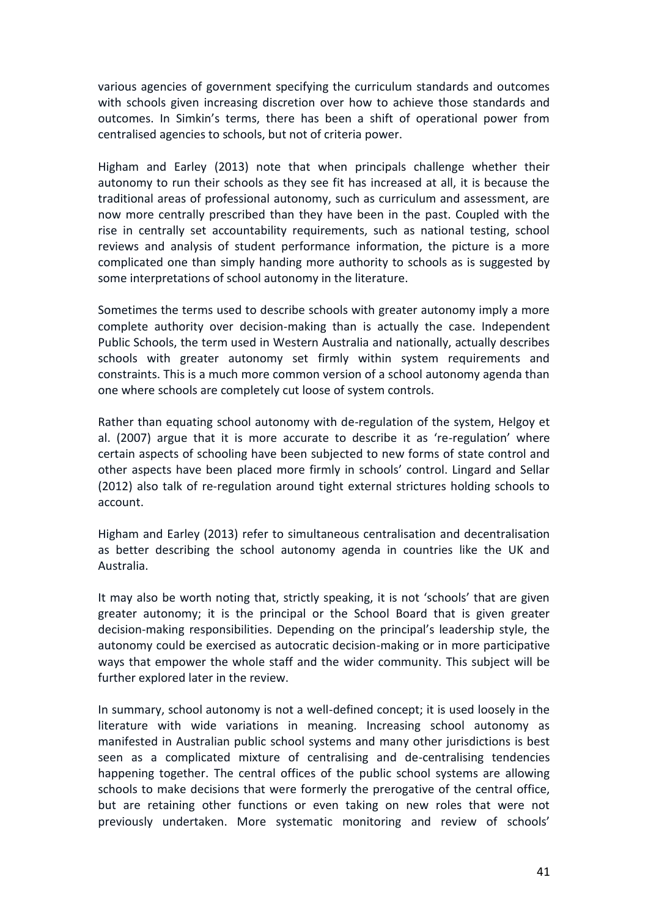various agencies of government specifying the curriculum standards and outcomes with schools given increasing discretion over how to achieve those standards and outcomes. In Simkin's terms, there has been a shift of operational power from centralised agencies to schools, but not of criteria power.

Higham and Earley (2013) note that when principals challenge whether their autonomy to run their schools as they see fit has increased at all, it is because the traditional areas of professional autonomy, such as curriculum and assessment, are now more centrally prescribed than they have been in the past. Coupled with the rise in centrally set accountability requirements, such as national testing, school reviews and analysis of student performance information, the picture is a more complicated one than simply handing more authority to schools as is suggested by some interpretations of school autonomy in the literature.

Sometimes the terms used to describe schools with greater autonomy imply a more complete authority over decision-making than is actually the case. Independent Public Schools, the term used in Western Australia and nationally, actually describes schools with greater autonomy set firmly within system requirements and constraints. This is a much more common version of a school autonomy agenda than one where schools are completely cut loose of system controls.

Rather than equating school autonomy with de-regulation of the system, Helgoy et al. (2007) argue that it is more accurate to describe it as 're-regulation' where certain aspects of schooling have been subjected to new forms of state control and other aspects have been placed more firmly in schools' control. Lingard and Sellar (2012) also talk of re-regulation around tight external strictures holding schools to account.

Higham and Earley (2013) refer to simultaneous centralisation and decentralisation as better describing the school autonomy agenda in countries like the UK and Australia.

It may also be worth noting that, strictly speaking, it is not 'schools' that are given greater autonomy; it is the principal or the School Board that is given greater decision-making responsibilities. Depending on the principal's leadership style, the autonomy could be exercised as autocratic decision-making or in more participative ways that empower the whole staff and the wider community. This subject will be further explored later in the review.

In summary, school autonomy is not a well-defined concept; it is used loosely in the literature with wide variations in meaning. Increasing school autonomy as manifested in Australian public school systems and many other jurisdictions is best seen as a complicated mixture of centralising and de-centralising tendencies happening together. The central offices of the public school systems are allowing schools to make decisions that were formerly the prerogative of the central office, but are retaining other functions or even taking on new roles that were not previously undertaken. More systematic monitoring and review of schools'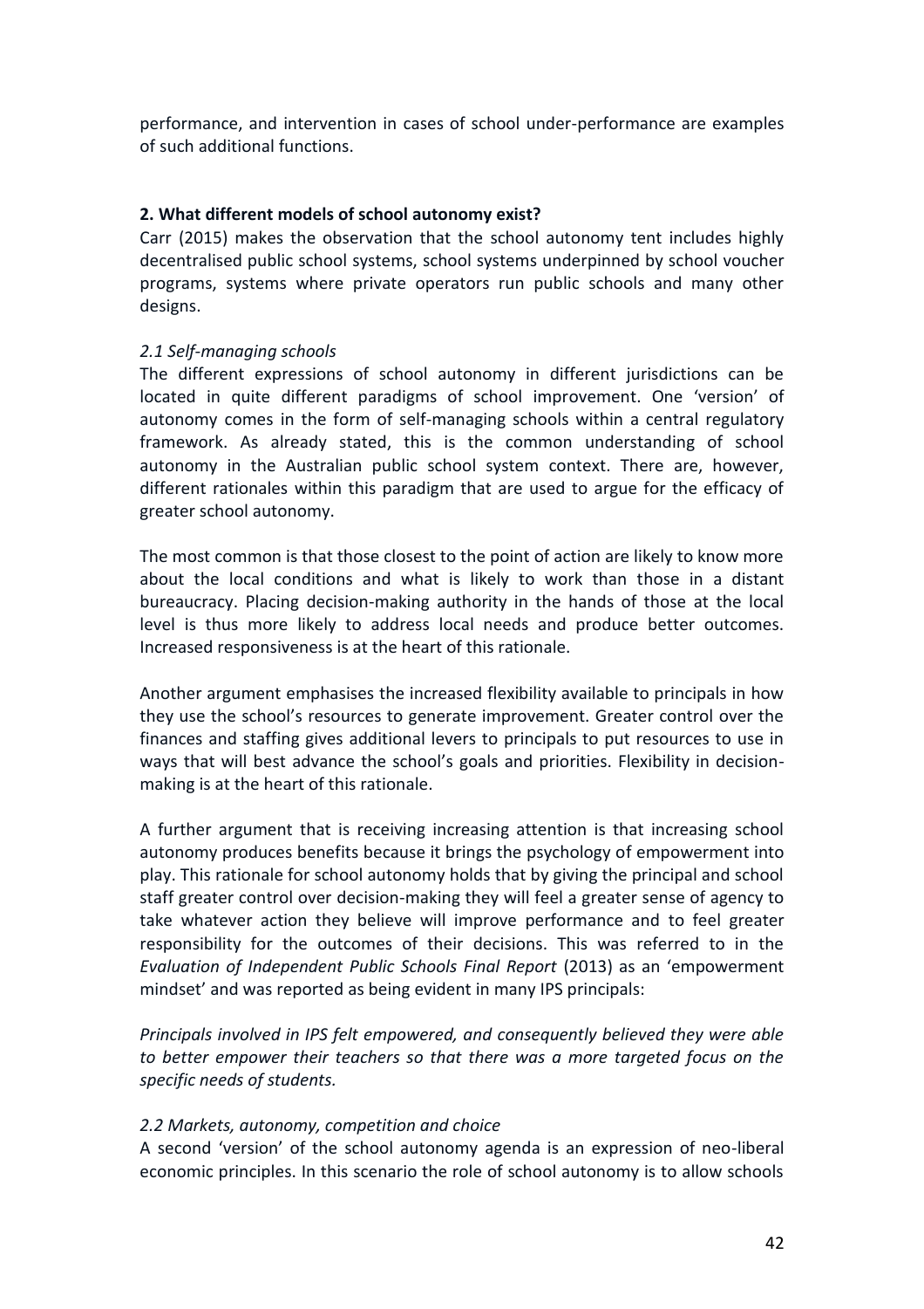performance, and intervention in cases of school under-performance are examples of such additional functions.

**2. What different models of school autonomy exist?**

Carr (2015) makes the observation that the school autonomy tent includes highly decentralised public school systems, school systems underpinned by school voucher programs, systems where private operators run public schools and many other designs.

*2.1 Self-managing schools*

The different expressions of school autonomy in different jurisdictions can be located in quite different paradigms of school improvement. One 'version' of autonomy comes in the form of self-managing schools within a central regulatory framework. As already stated, this is the common understanding of school autonomy in the Australian public school system context. There are, however, different rationales within this paradigm that are used to argue for the efficacy of greater school autonomy.

The most common is that those closest to the point of action are likely to know more about the local conditions and what is likely to work than those in a distant bureaucracy. Placing decision-making authority in the hands of those at the local level is thus more likely to address local needs and produce better outcomes. Increased responsiveness is at the heart of this rationale.

Another argument emphasises the increased flexibility available to principals in how they use the school's resources to generate improvement. Greater control over the finances and staffing gives additional levers to principals to put resources to use in ways that will best advance the school's goals and priorities. Flexibility in decision-making is at the heart of this rationale.

A further argument that is receiving increasing attention is that increasing school autonomy produces benefits because it brings the psychology of empowerment into play. This rationale for school autonomy holds that by giving the principal and school staff greater control over decision-making they will feel a greater sense of agency to take whatever action they believe will improve performance and to feel greater responsibility for the outcomes of their decisions. This was referred to in the *Evaluation of Independent Public Schools Final Report* (2013) as an 'empowerment mindset' and was reported as being evident in many IPS principals:

*Principals involved in IPS felt empowered, and consequently believed they were able to better empower their teachers so that there was a more targeted focus on the specific needs of students.*

*2.2 Markets, autonomy, competition and choice*

A second 'version' of the school autonomy agenda is an expression of neo-liberal economic principles. In this scenario the role of school autonomy is to allow schools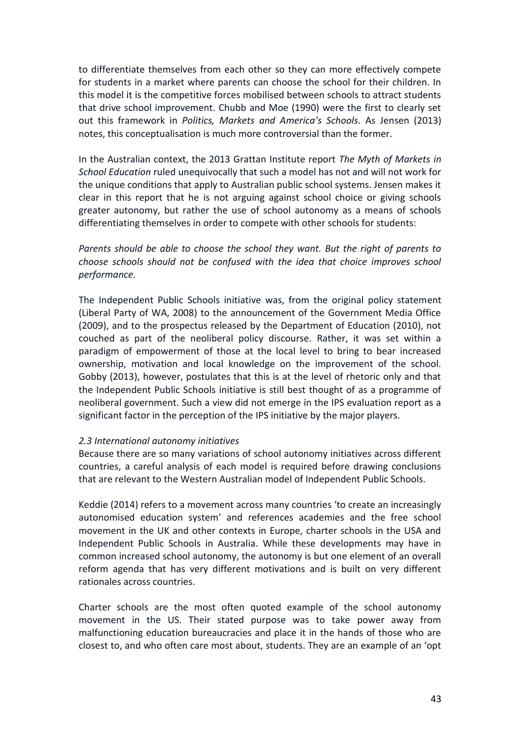to differentiate themselves from each other so they can more effectively compete for students in a market where parents can choose the school for their children. In this model it is the competitive forces mobilised between schools to attract students that drive school improvement. Chubb and Moe (1990) were the first to clearly set out this framework in *Politics, Markets and America's Schools*. As Jensen (2013) notes, this conceptualisation is much more controversial than the former.

In the Australian context, the 2013 Grattan Institute report *The Myth of Markets in School Education* ruled unequivocally that such a model has not and will not work for the unique conditions that apply to Australian public school systems. Jensen makes it clear in this report that he is not arguing against school choice or giving schools greater autonomy, but rather the use of school autonomy as a means of schools differentiating themselves in order to compete with other schools for students:

*Parents should be able to choose the school they want. But the right of parents to choose schools should not be confused with the idea that choice improves school performance.*

The Independent Public Schools initiative was, from the original policy statement (Liberal Party of WA, 2008) to the announcement of the Government Media Office (2009), and to the prospectus released by the Department of Education (2010), not couched as part of the neoliberal policy discourse. Rather, it was set within a paradigm of empowerment of those at the local level to bring to bear increased ownership, motivation and local knowledge on the improvement of the school. Gobby (2013), however, postulates that this is at the level of rhetoric only and that the Independent Public Schools initiative is still best thought of as a programme of neoliberal government. Such a view did not emerge in the IPS evaluation report as a significant factor in the perception of the IPS initiative by the major players.

### *2.3 International autonomy initiatives*

Because there are so many variations of school autonomy initiatives across different countries, a careful analysis of each model is required before drawing conclusions that are relevant to the Western Australian model of Independent Public Schools.

Keddie (2014) refers to a movement across many countries 'to create an increasingly autonomised education system' and references academies and the free school movement in the UK and other contexts in Europe, charter schools in the USA and Independent Public Schools in Australia. While these developments may have in common increased school autonomy, the autonomy is but one element of an overall reform agenda that has very different motivations and is built on very different rationales across countries.

Charter schools are the most often quoted example of the school autonomy movement in the US. Their stated purpose was to take power away from malfunctioning education bureaucracies and place it in the hands of those who are closest to, and who often care most about, students. They are an example of an 'opt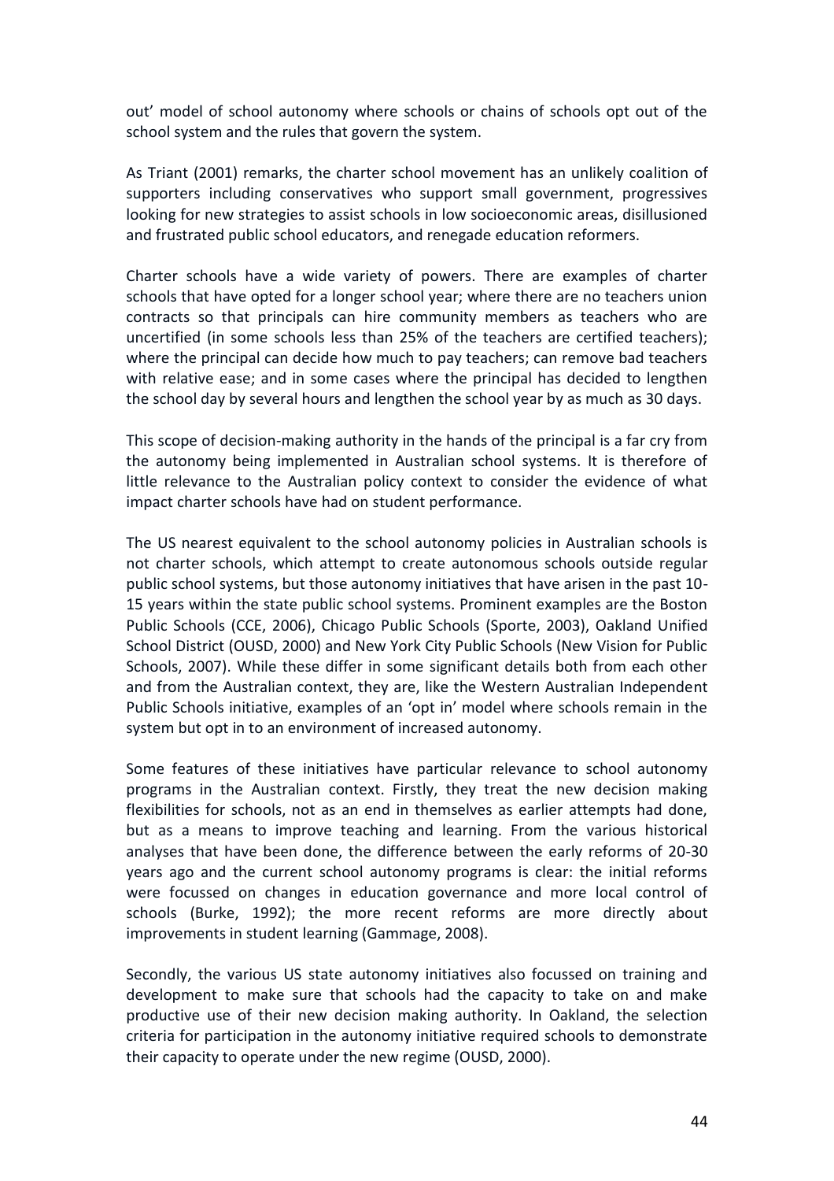out' model of school autonomy where schools or chains of schools opt out of the school system and the rules that govern the system.

As Triant (2001) remarks, the charter school movement has an unlikely coalition of supporters including conservatives who support small government, progressives looking for new strategies to assist schools in low socioeconomic areas, disillusioned and frustrated public school educators, and renegade education reformers.

Charter schools have a wide variety of powers. There are examples of charter schools that have opted for a longer school year; where there are no teachers union contracts so that principals can hire community members as teachers who are uncertified (in some schools less than 25% of the teachers are certified teachers); where the principal can decide how much to pay teachers; can remove bad teachers with relative ease; and in some cases where the principal has decided to lengthen the school day by several hours and lengthen the school year by as much as 30 days.

This scope of decision-making authority in the hands of the principal is a far cry from the autonomy being implemented in Australian school systems. It is therefore of little relevance to the Australian policy context to consider the evidence of what impact charter schools have had on student performance.

The US nearest equivalent to the school autonomy policies in Australian schools is not charter schools, which attempt to create autonomous schools outside regular public school systems, but those autonomy initiatives that have arisen in the past 10-15 years within the state public school systems. Prominent examples are the Boston Public Schools (CCE, 2006), Chicago Public Schools (Sporte, 2003), Oakland Unified School District (OUSD, 2000) and New York City Public Schools (New Vision for Public Schools, 2007). While these differ in some significant details both from each other and from the Australian context, they are, like the Western Australian Independent Public Schools initiative, examples of an 'opt in' model where schools remain in the system but opt in to an environment of increased autonomy.

Some features of these initiatives have particular relevance to school autonomy programs in the Australian context. Firstly, they treat the new decision making flexibilities for schools, not as an end in themselves as earlier attempts had done, but as a means to improve teaching and learning. From the various historical analyses that have been done, the difference between the early reforms of 20-30 years ago and the current school autonomy programs is clear: the initial reforms were focussed on changes in education governance and more local control of schools (Burke, 1992); the more recent reforms are more directly about improvements in student learning (Gammage, 2008).

Secondly, the various US state autonomy initiatives also focussed on training and development to make sure that schools had the capacity to take on and make productive use of their new decision making authority. In Oakland, the selection criteria for participation in the autonomy initiative required schools to demonstrate their capacity to operate under the new regime (OUSD, 2000).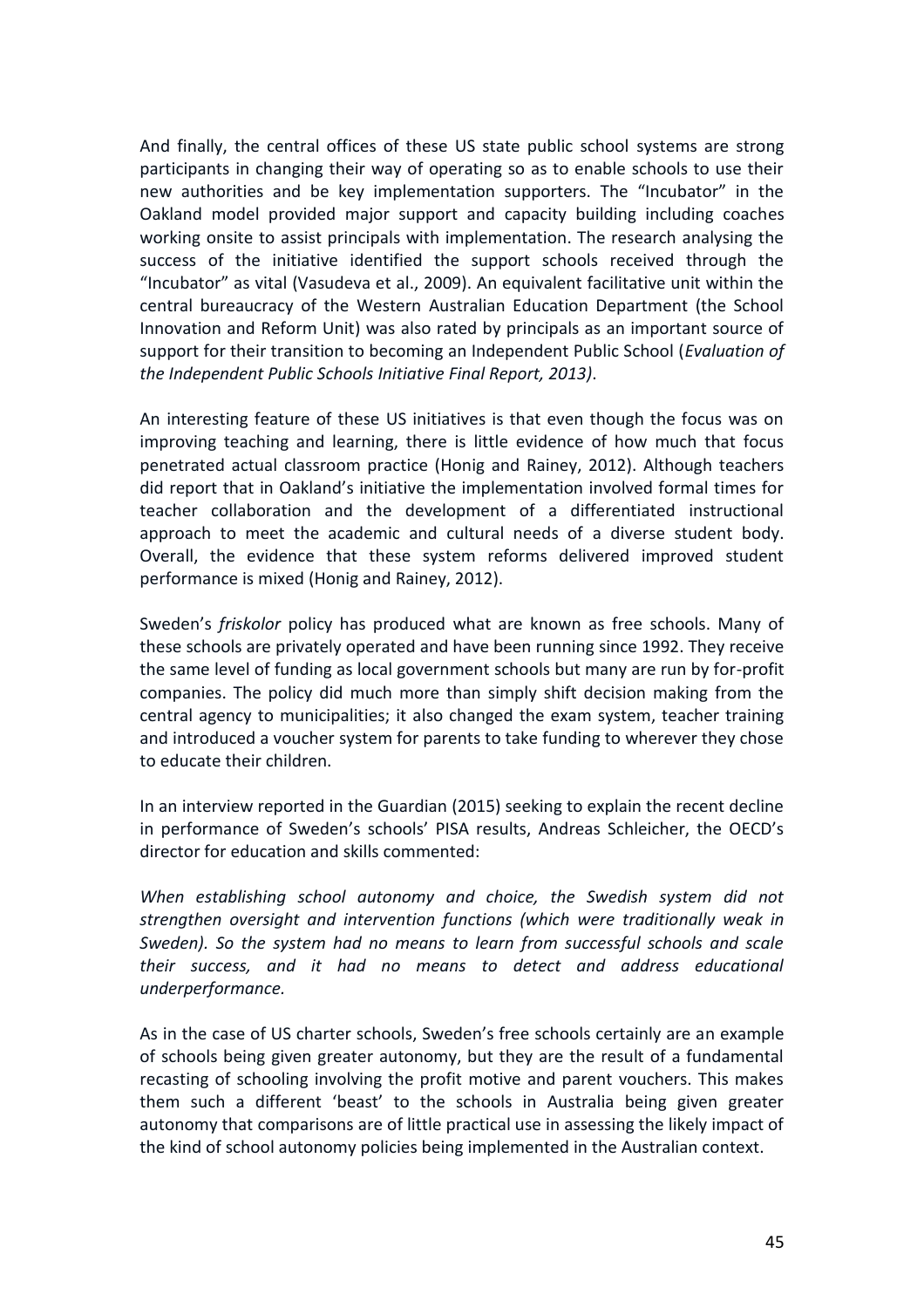And finally, the central offices of these US state public school systems are strong participants in changing their way of operating so as to enable schools to use their new authorities and be key implementation supporters. The "Incubator" in the Oakland model provided major support and capacity building including coaches working onsite to assist principals with implementation. The research analysing the success of the initiative identified the support schools received through the "Incubator" as vital (Vasudeva et al., 2009). An equivalent facilitative unit within the central bureaucracy of the Western Australian Education Department (the School Innovation and Reform Unit) was also rated by principals as an important source of support for their transition to becoming an Independent Public School (*Evaluation of the Independent Public Schools Initiative Final Report, 2013)*.

An interesting feature of these US initiatives is that even though the focus was on improving teaching and learning, there is little evidence of how much that focus penetrated actual classroom practice (Honig and Rainey, 2012). Although teachers did report that in Oakland's initiative the implementation involved formal times for teacher collaboration and the development of a differentiated instructional approach to meet the academic and cultural needs of a diverse student body. Overall, the evidence that these system reforms delivered improved student performance is mixed (Honig and Rainey, 2012).

Sweden's *friskolor* policy has produced what are known as free schools. Many of these schools are privately operated and have been running since 1992. They receive the same level of funding as local government schools but many are run by for-profit companies. The policy did much more than simply shift decision making from the central agency to municipalities; it also changed the exam system, teacher training and introduced a voucher system for parents to take funding to wherever they chose to educate their children.

In an interview reported in the Guardian (2015) seeking to explain the recent decline in performance of Sweden's schools' PISA results, Andreas Schleicher, the OECD's director for education and skills commented:

*When establishing school autonomy and choice, the Swedish system did not strengthen oversight and intervention functions (which were traditionally weak in Sweden). So the system had no means to learn from successful schools and scale their success, and it had no means to detect and address educational underperformance.*

As in the case of US charter schools, Sweden's free schools certainly are an example of schools being given greater autonomy, but they are the result of a fundamental recasting of schooling involving the profit motive and parent vouchers. This makes them such a different 'beast' to the schools in Australia being given greater autonomy that comparisons are of little practical use in assessing the likely impact of the kind of school autonomy policies being implemented in the Australian context.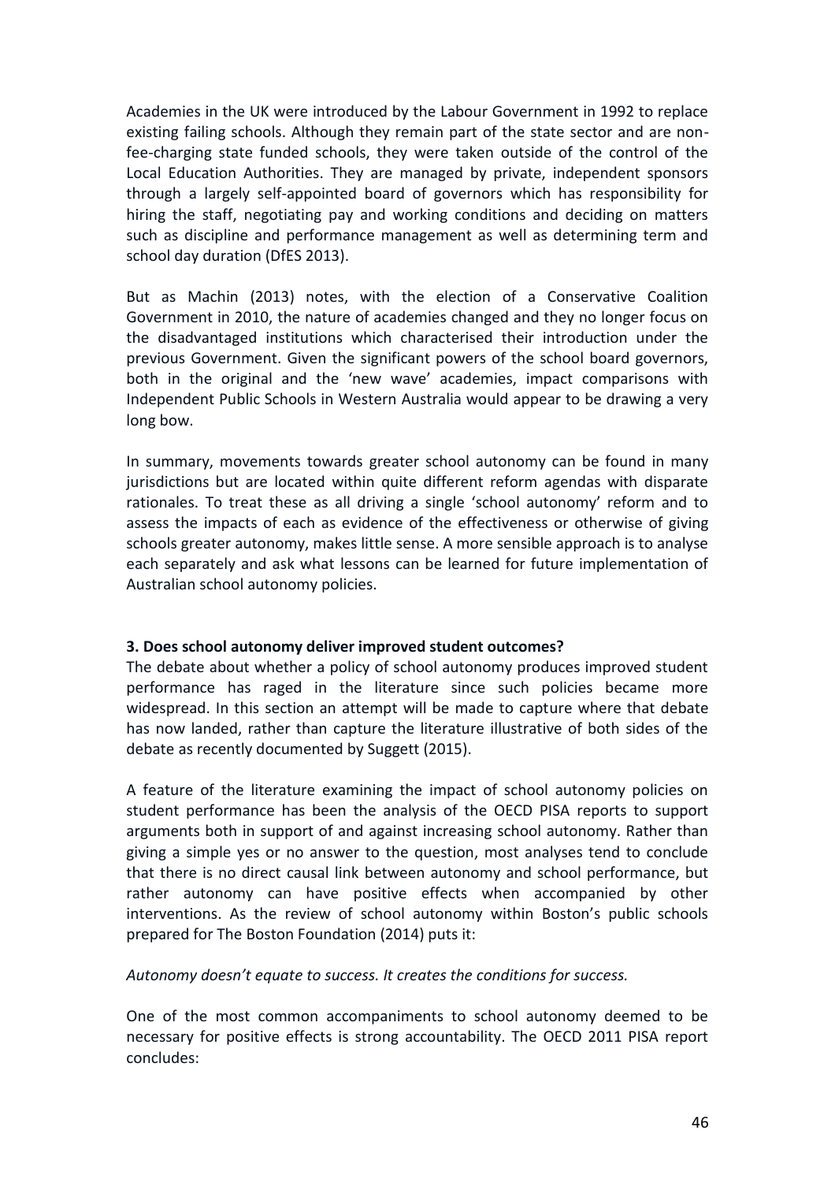Academies in the UK were introduced by the Labour Government in 1992 to replace existing failing schools. Although they remain part of the state sector and are non-fee-charging state funded schools, they were taken outside of the control of the Local Education Authorities. They are managed by private, independent sponsors through a largely self-appointed board of governors which has responsibility for hiring the staff, negotiating pay and working conditions and deciding on matters such as discipline and performance management as well as determining term and school day duration (DfES 2013).

But as Machin (2013) notes, with the election of a Conservative Coalition Government in 2010, the nature of academies changed and they no longer focus on the disadvantaged institutions which characterised their introduction under the previous Government. Given the significant powers of the school board governors, both in the original and the 'new wave' academies, impact comparisons with Independent Public Schools in Western Australia would appear to be drawing a very long bow.

In summary, movements towards greater school autonomy can be found in many jurisdictions but are located within quite different reform agendas with disparate rationales. To treat these as all driving a single 'school autonomy' reform and to assess the impacts of each as evidence of the effectiveness or otherwise of giving schools greater autonomy, makes little sense. A more sensible approach is to analyse each separately and ask what lessons can be learned for future implementation of Australian school autonomy policies.

**3. Does school autonomy deliver improved student outcomes?**

The debate about whether a policy of school autonomy produces improved student performance has raged in the literature since such policies became more widespread. In this section an attempt will be made to capture where that debate has now landed, rather than capture the literature illustrative of both sides of the debate as recently documented by Suggett (2015).

A feature of the literature examining the impact of school autonomy policies on student performance has been the analysis of the OECD PISA reports to support arguments both in support of and against increasing school autonomy. Rather than giving a simple yes or no answer to the question, most analyses tend to conclude that there is no direct causal link between autonomy and school performance, but rather autonomy can have positive effects when accompanied by other interventions. As the review of school autonomy within Boston's public schools prepared for The Boston Foundation (2014) puts it:

*Autonomy doesn't equate to success. It creates the conditions for success.*

One of the most common accompaniments to school autonomy deemed to be necessary for positive effects is strong accountability. The OECD 2011 PISA report concludes: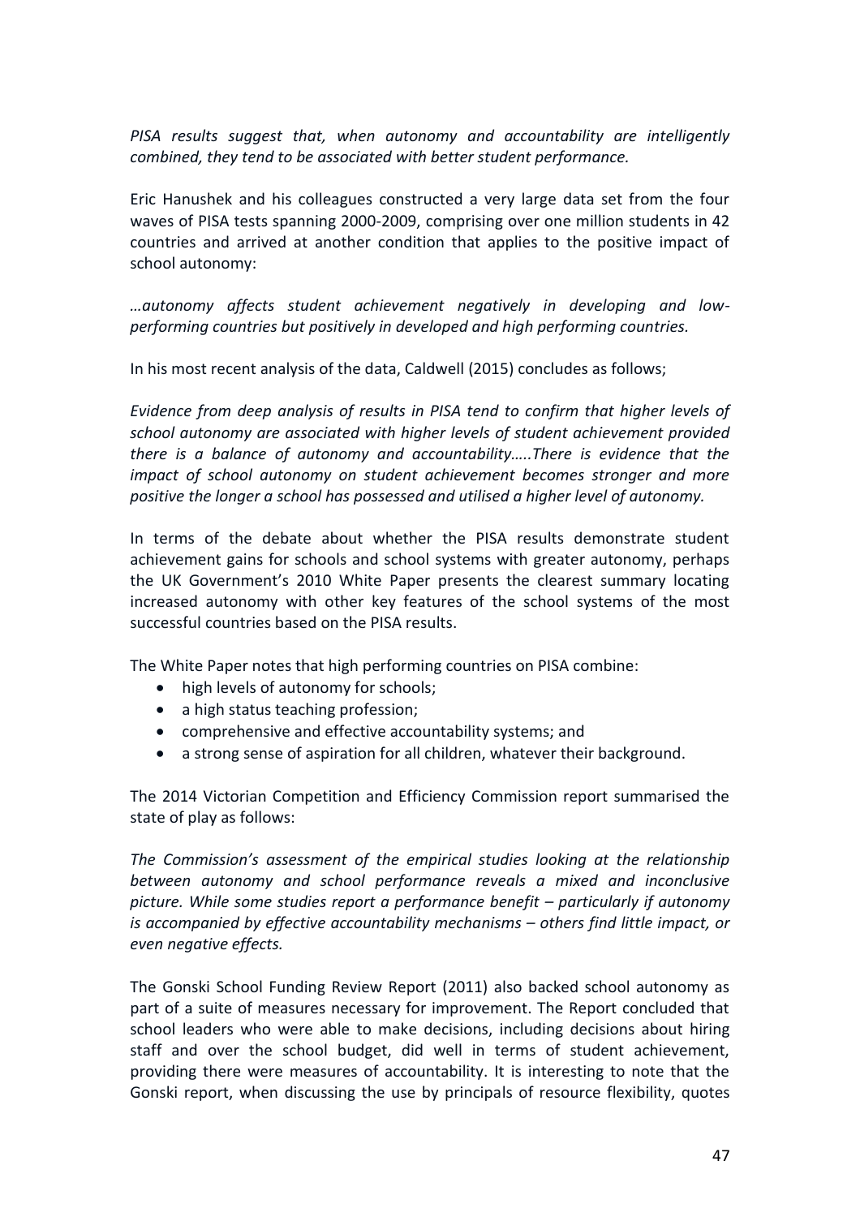*PISA results suggest that, when autonomy and accountability are intelligently combined, they tend to be associated with better student performance.*

Eric Hanushek and his colleagues constructed a very large data set from the four waves of PISA tests spanning 2000-2009, comprising over one million students in 42 countries and arrived at another condition that applies to the positive impact of school autonomy:

*…autonomy affects student achievement negatively in developing and low-performing countries but positively in developed and high performing countries.*

In his most recent analysis of the data, Caldwell (2015) concludes as follows;

*Evidence from deep analysis of results in PISA tend to confirm that higher levels of school autonomy are associated with higher levels of student achievement provided there is a balance of autonomy and accountability…..There is evidence that the impact of school autonomy on student achievement becomes stronger and more positive the longer a school has possessed and utilised a higher level of autonomy.*

In terms of the debate about whether the PISA results demonstrate student achievement gains for schools and school systems with greater autonomy, perhaps the UK Government's 2010 White Paper presents the clearest summary locating increased autonomy with other key features of the school systems of the most successful countries based on the PISA results.

The White Paper notes that high performing countries on PISA combine:

- high levels of autonomy for schools;
- a high status teaching profession;
- comprehensive and effective accountability systems; and
- a strong sense of aspiration for all children, whatever their background.

The 2014 Victorian Competition and Efficiency Commission report summarised the state of play as follows:

*The Commission's assessment of the empirical studies looking at the relationship between autonomy and school performance reveals a mixed and inconclusive picture. While some studies report a performance benefit – particularly if autonomy is accompanied by effective accountability mechanisms – others find little impact, or even negative effects.*

The Gonski School Funding Review Report (2011) also backed school autonomy as part of a suite of measures necessary for improvement. The Report concluded that school leaders who were able to make decisions, including decisions about hiring staff and over the school budget, did well in terms of student achievement, providing there were measures of accountability. It is interesting to note that the Gonski report, when discussing the use by principals of resource flexibility, quotes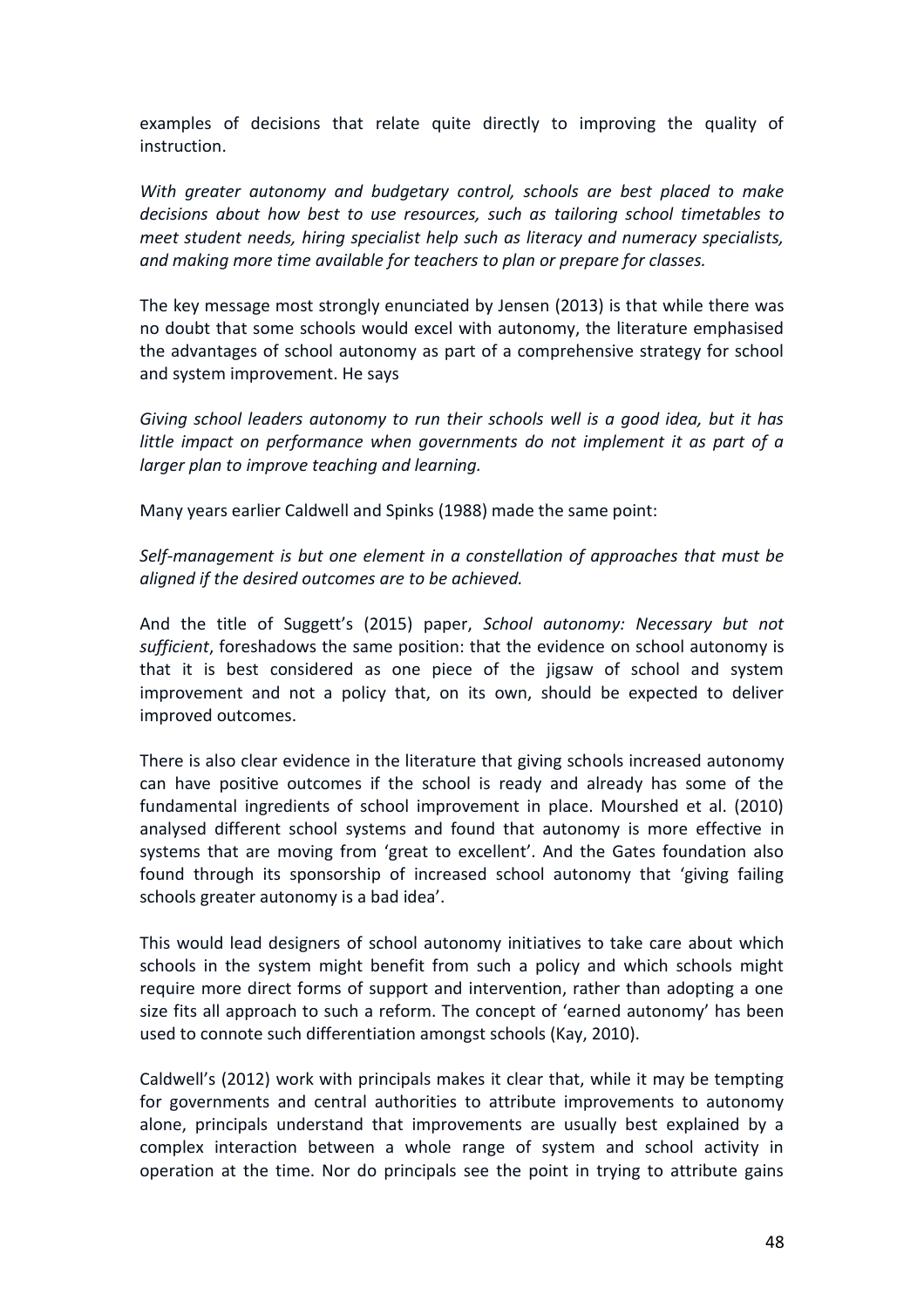examples of decisions that relate quite directly to improving the quality of instruction.

*With greater autonomy and budgetary control, schools are best placed to make decisions about how best to use resources, such as tailoring school timetables to meet student needs, hiring specialist help such as literacy and numeracy specialists, and making more time available for teachers to plan or prepare for classes.*

The key message most strongly enunciated by Jensen (2013) is that while there was no doubt that some schools would excel with autonomy, the literature emphasised the advantages of school autonomy as part of a comprehensive strategy for school and system improvement. He says

*Giving school leaders autonomy to run their schools well is a good idea, but it has little impact on performance when governments do not implement it as part of a larger plan to improve teaching and learning.*

Many years earlier Caldwell and Spinks (1988) made the same point:

*Self-management is but one element in a constellation of approaches that must be aligned if the desired outcomes are to be achieved.*

And the title of Suggett's (2015) paper, *School autonomy: Necessary but not sufficient*, foreshadows the same position: that the evidence on school autonomy is that it is best considered as one piece of the jigsaw of school and system improvement and not a policy that, on its own, should be expected to deliver improved outcomes.

There is also clear evidence in the literature that giving schools increased autonomy can have positive outcomes if the school is ready and already has some of the fundamental ingredients of school improvement in place. Mourshed et al. (2010) analysed different school systems and found that autonomy is more effective in systems that are moving from 'great to excellent'. And the Gates foundation also found through its sponsorship of increased school autonomy that 'giving failing schools greater autonomy is a bad idea'.

This would lead designers of school autonomy initiatives to take care about which schools in the system might benefit from such a policy and which schools might require more direct forms of support and intervention, rather than adopting a one size fits all approach to such a reform. The concept of 'earned autonomy' has been used to connote such differentiation amongst schools (Kay, 2010).

Caldwell's (2012) work with principals makes it clear that, while it may be tempting for governments and central authorities to attribute improvements to autonomy alone, principals understand that improvements are usually best explained by a complex interaction between a whole range of system and school activity in operation at the time. Nor do principals see the point in trying to attribute gains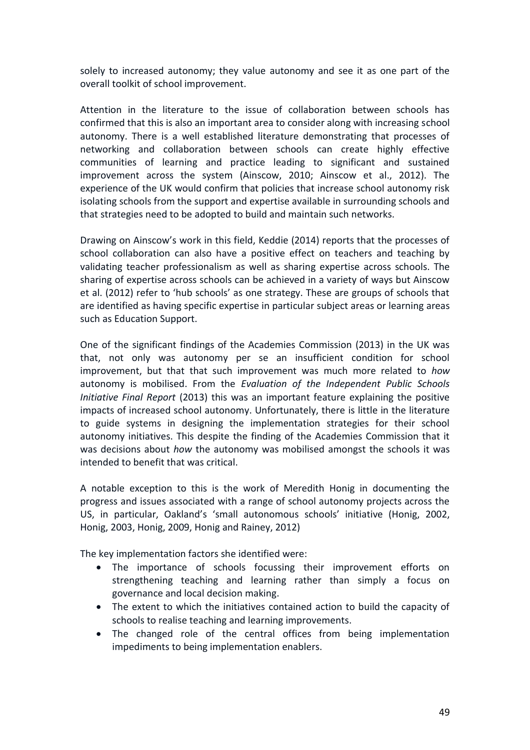solely to increased autonomy; they value autonomy and see it as one part of the overall toolkit of school improvement.

Attention in the literature to the issue of collaboration between schools has confirmed that this is also an important area to consider along with increasing school autonomy. There is a well established literature demonstrating that processes of networking and collaboration between schools can create highly effective communities of learning and practice leading to significant and sustained improvement across the system (Ainscow, 2010; Ainscow et al., 2012). The experience of the UK would confirm that policies that increase school autonomy risk isolating schools from the support and expertise available in surrounding schools and that strategies need to be adopted to build and maintain such networks.

Drawing on Ainscow's work in this field, Keddie (2014) reports that the processes of school collaboration can also have a positive effect on teachers and teaching by validating teacher professionalism as well as sharing expertise across schools. The sharing of expertise across schools can be achieved in a variety of ways but Ainscow et al. (2012) refer to 'hub schools' as one strategy. These are groups of schools that are identified as having specific expertise in particular subject areas or learning areas such as Education Support.

One of the significant findings of the Academies Commission (2013) in the UK was that, not only was autonomy per se an insufficient condition for school improvement, but that that such improvement was much more related to *how* autonomy is mobilised. From the *Evaluation of the Independent Public Schools Initiative Final Report* (2013) this was an important feature explaining the positive impacts of increased school autonomy. Unfortunately, there is little in the literature to guide systems in designing the implementation strategies for their school autonomy initiatives. This despite the finding of the Academies Commission that it was decisions about *how* the autonomy was mobilised amongst the schools it was intended to benefit that was critical.

A notable exception to this is the work of Meredith Honig in documenting the progress and issues associated with a range of school autonomy projects across the US, in particular, Oakland's 'small autonomous schools' initiative (Honig, 2002, Honig, 2003, Honig, 2009, Honig and Rainey, 2012)

The key implementation factors she identified were:

- The importance of schools focussing their improvement efforts on strengthening teaching and learning rather than simply a focus on governance and local decision making.
- The extent to which the initiatives contained action to build the capacity of schools to realise teaching and learning improvements.
- The changed role of the central offices from being implementation impediments to being implementation enablers.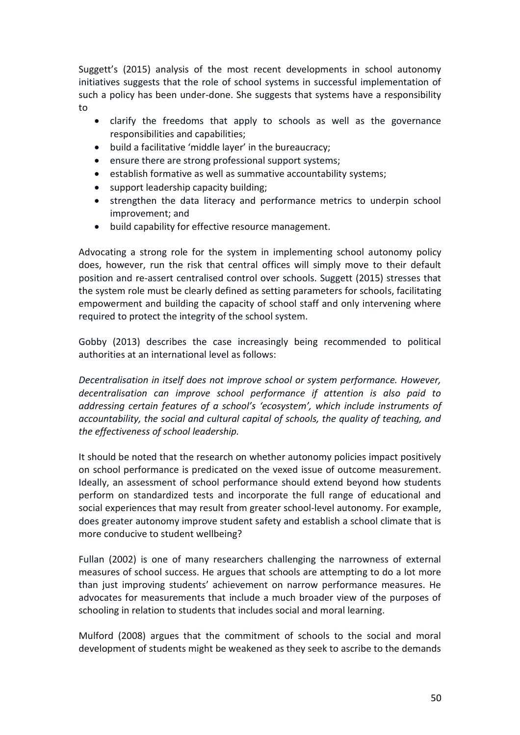Suggett's (2015) analysis of the most recent developments in school autonomy initiatives suggests that the role of school systems in successful implementation of such a policy has been under-done. She suggests that systems have a responsibility to

- clarify the freedoms that apply to schools as well as the governance responsibilities and capabilities;
- build a facilitative 'middle layer' in the bureaucracy;
- ensure there are strong professional support systems;
- establish formative as well as summative accountability systems;
- support leadership capacity building;
- strengthen the data literacy and performance metrics to underpin school improvement; and
- build capability for effective resource management.

Advocating a strong role for the system in implementing school autonomy policy does, however, run the risk that central offices will simply move to their default position and re-assert centralised control over schools. Suggett (2015) stresses that the system role must be clearly defined as setting parameters for schools, facilitating empowerment and building the capacity of school staff and only intervening where required to protect the integrity of the school system.

Gobby (2013) describes the case increasingly being recommended to political authorities at an international level as follows:

*Decentralisation in itself does not improve school or system performance. However, decentralisation can improve school performance if attention is also paid to addressing certain features of a school's 'ecosystem', which include instruments of accountability, the social and cultural capital of schools, the quality of teaching, and the effectiveness of school leadership.*

It should be noted that the research on whether autonomy policies impact positively on school performance is predicated on the vexed issue of outcome measurement. Ideally, an assessment of school performance should extend beyond how students perform on standardized tests and incorporate the full range of educational and social experiences that may result from greater school-level autonomy. For example, does greater autonomy improve student safety and establish a school climate that is more conducive to student wellbeing?

Fullan (2002) is one of many researchers challenging the narrowness of external measures of school success. He argues that schools are attempting to do a lot more than just improving students' achievement on narrow performance measures. He advocates for measurements that include a much broader view of the purposes of schooling in relation to students that includes social and moral learning.

Mulford (2008) argues that the commitment of schools to the social and moral development of students might be weakened as they seek to ascribe to the demands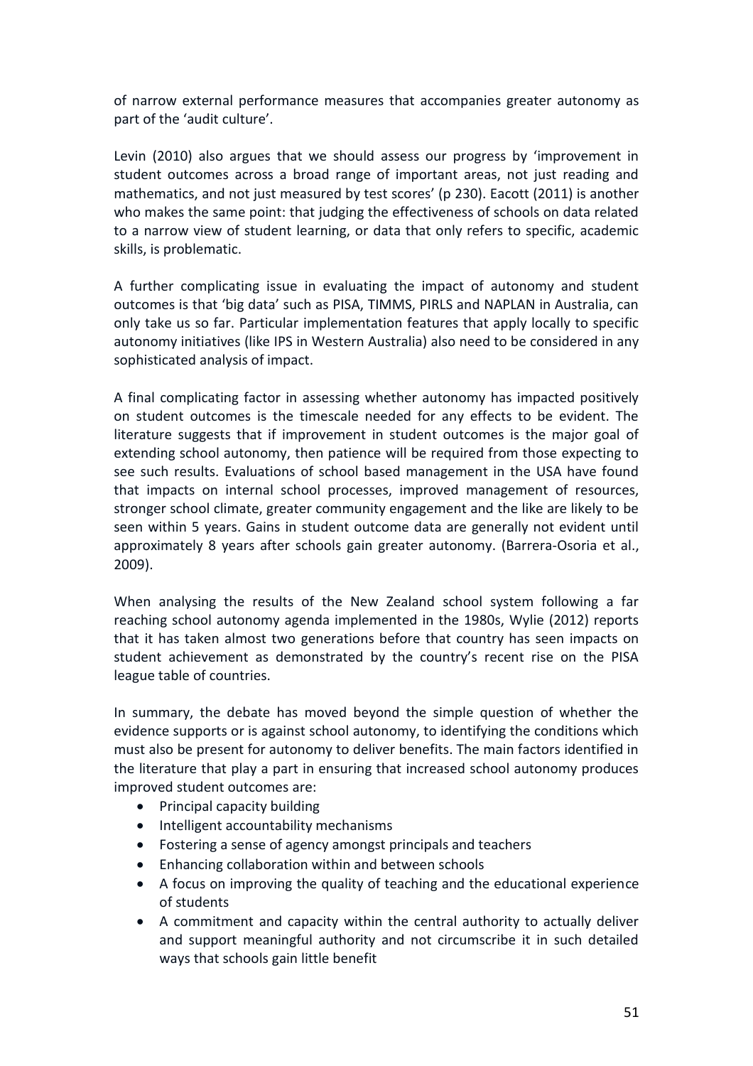of narrow external performance measures that accompanies greater autonomy as part of the 'audit culture'.

Levin (2010) also argues that we should assess our progress by 'improvement in student outcomes across a broad range of important areas, not just reading and mathematics, and not just measured by test scores' (p 230). Eacott (2011) is another who makes the same point: that judging the effectiveness of schools on data related to a narrow view of student learning, or data that only refers to specific, academic skills, is problematic.

A further complicating issue in evaluating the impact of autonomy and student outcomes is that 'big data' such as PISA, TIMMS, PIRLS and NAPLAN in Australia, can only take us so far. Particular implementation features that apply locally to specific autonomy initiatives (like IPS in Western Australia) also need to be considered in any sophisticated analysis of impact.

A final complicating factor in assessing whether autonomy has impacted positively on student outcomes is the timescale needed for any effects to be evident. The literature suggests that if improvement in student outcomes is the major goal of extending school autonomy, then patience will be required from those expecting to see such results. Evaluations of school based management in the USA have found that impacts on internal school processes, improved management of resources, stronger school climate, greater community engagement and the like are likely to be seen within 5 years. Gains in student outcome data are generally not evident until approximately 8 years after schools gain greater autonomy. (Barrera-Osoria et al., 2009).

When analysing the results of the New Zealand school system following a far reaching school autonomy agenda implemented in the 1980s, Wylie (2012) reports that it has taken almost two generations before that country has seen impacts on student achievement as demonstrated by the country's recent rise on the PISA league table of countries.

In summary, the debate has moved beyond the simple question of whether the evidence supports or is against school autonomy, to identifying the conditions which must also be present for autonomy to deliver benefits. The main factors identified in the literature that play a part in ensuring that increased school autonomy produces improved student outcomes are:

- Principal capacity building
- Intelligent accountability mechanisms
- Fostering a sense of agency amongst principals and teachers
- Enhancing collaboration within and between schools
- A focus on improving the quality of teaching and the educational experience of students
- A commitment and capacity within the central authority to actually deliver and support meaningful authority and not circumscribe it in such detailed ways that schools gain little benefit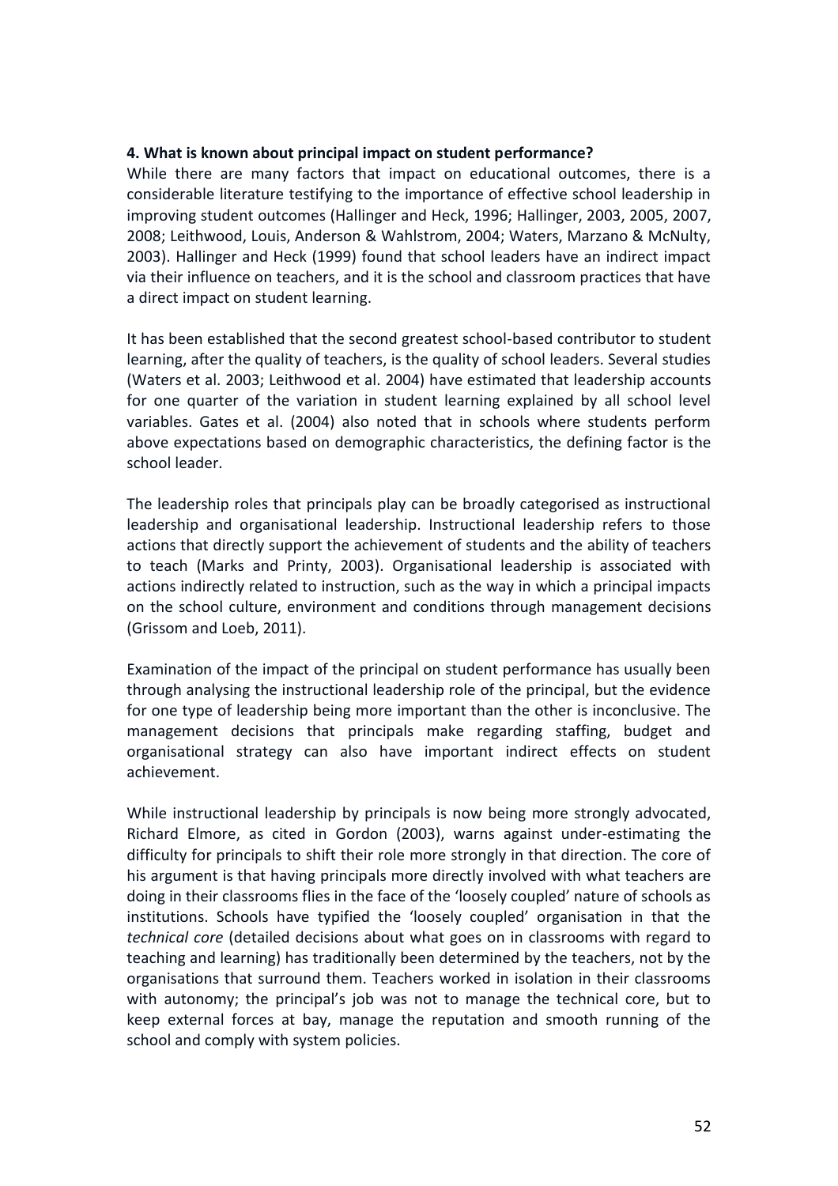**4. What is known about principal impact on student performance?**

While there are many factors that impact on educational outcomes, there is a considerable literature testifying to the importance of effective school leadership in improving student outcomes (Hallinger and Heck, 1996; Hallinger, 2003, 2005, 2007, 2008; Leithwood, Louis, Anderson & Wahlstrom, 2004; Waters, Marzano & McNulty, 2003). Hallinger and Heck (1999) found that school leaders have an indirect impact via their influence on teachers, and it is the school and classroom practices that have a direct impact on student learning.

It has been established that the second greatest school-based contributor to student learning, after the quality of teachers, is the quality of school leaders. Several studies (Waters et al. 2003; Leithwood et al. 2004) have estimated that leadership accounts for one quarter of the variation in student learning explained by all school level variables. Gates et al. (2004) also noted that in schools where students perform above expectations based on demographic characteristics, the defining factor is the school leader.

The leadership roles that principals play can be broadly categorised as instructional leadership and organisational leadership. Instructional leadership refers to those actions that directly support the achievement of students and the ability of teachers to teach (Marks and Printy, 2003). Organisational leadership is associated with actions indirectly related to instruction, such as the way in which a principal impacts on the school culture, environment and conditions through management decisions (Grissom and Loeb, 2011).

Examination of the impact of the principal on student performance has usually been through analysing the instructional leadership role of the principal, but the evidence for one type of leadership being more important than the other is inconclusive. The management decisions that principals make regarding staffing, budget and organisational strategy can also have important indirect effects on student achievement.

While instructional leadership by principals is now being more strongly advocated, Richard Elmore, as cited in Gordon (2003), warns against under-estimating the difficulty for principals to shift their role more strongly in that direction. The core of his argument is that having principals more directly involved with what teachers are doing in their classrooms flies in the face of the 'loosely coupled' nature of schools as institutions. Schools have typified the 'loosely coupled' organisation in that the *technical core* (detailed decisions about what goes on in classrooms with regard to teaching and learning) has traditionally been determined by the teachers, not by the organisations that surround them. Teachers worked in isolation in their classrooms with autonomy; the principal's job was not to manage the technical core, but to keep external forces at bay, manage the reputation and smooth running of the school and comply with system policies.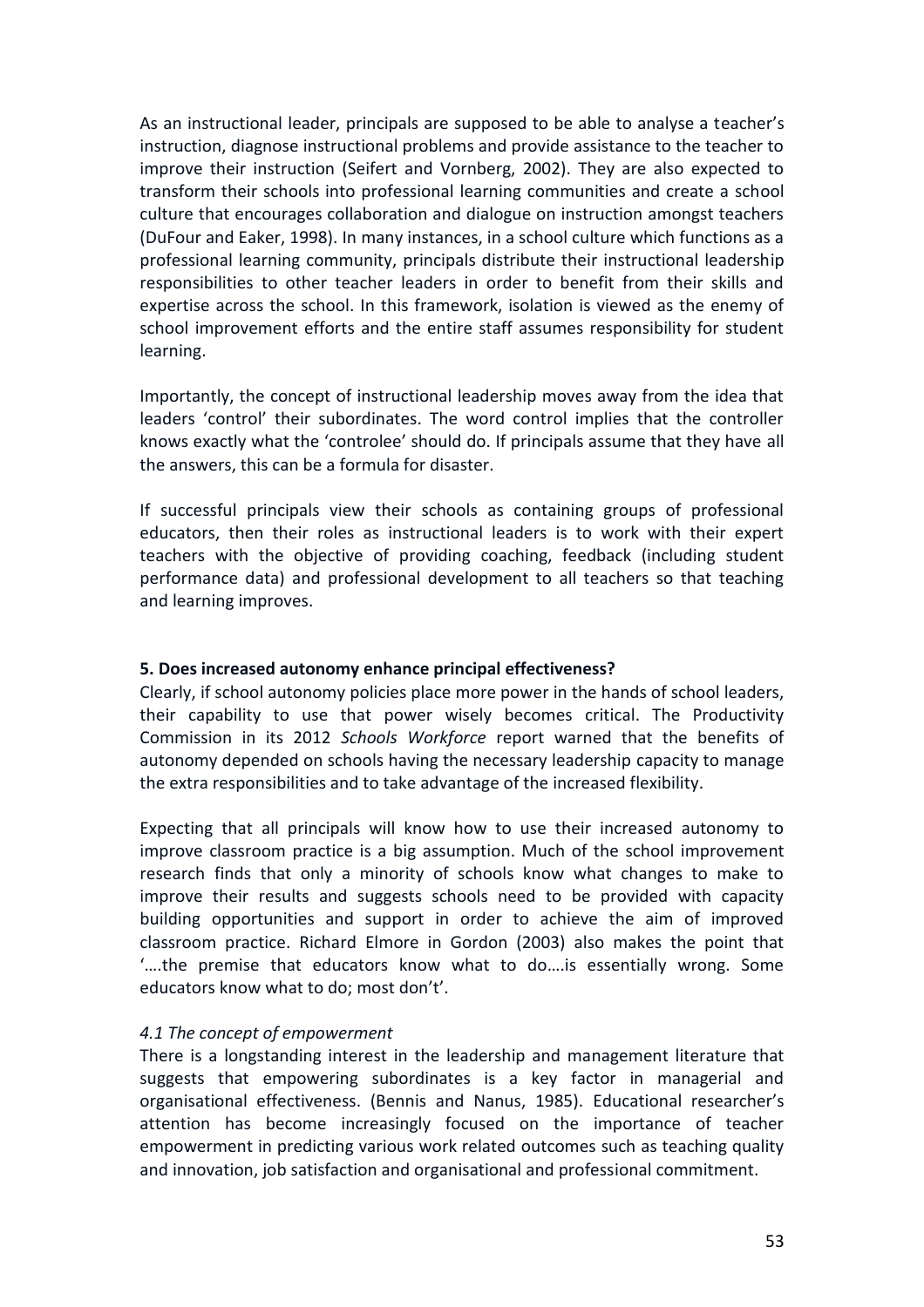As an instructional leader, principals are supposed to be able to analyse a teacher's instruction, diagnose instructional problems and provide assistance to the teacher to improve their instruction (Seifert and Vornberg, 2002). They are also expected to transform their schools into professional learning communities and create a school culture that encourages collaboration and dialogue on instruction amongst teachers (DuFour and Eaker, 1998). In many instances, in a school culture which functions as a professional learning community, principals distribute their instructional leadership responsibilities to other teacher leaders in order to benefit from their skills and expertise across the school. In this framework, isolation is viewed as the enemy of school improvement efforts and the entire staff assumes responsibility for student learning.

Importantly, the concept of instructional leadership moves away from the idea that leaders 'control' their subordinates. The word control implies that the controller knows exactly what the 'controlee' should do. If principals assume that they have all the answers, this can be a formula for disaster.

If successful principals view their schools as containing groups of professional educators, then their roles as instructional leaders is to work with their expert teachers with the objective of providing coaching, feedback (including student performance data) and professional development to all teachers so that teaching and learning improves.

## 5. Does increased autonomy enhance principal effectiveness?

Clearly, if school autonomy policies place more power in the hands of school leaders, their capability to use that power wisely becomes critical. The Productivity Commission in its 2012 *Schools Workforce* report warned that the benefits of autonomy depended on schools having the necessary leadership capacity to manage the extra responsibilities and to take advantage of the increased flexibility.

Expecting that all principals will know how to use their increased autonomy to improve classroom practice is a big assumption. Much of the school improvement research finds that only a minority of schools know what changes to make to improve their results and suggests schools need to be provided with capacity building opportunities and support in order to achieve the aim of improved classroom practice. Richard Elmore in Gordon (2003) also makes the point that '….the premise that educators know what to do….is essentially wrong. Some educators know what to do; most don't'.

### *4.1 The concept of empowerment*

There is a longstanding interest in the leadership and management literature that suggests that empowering subordinates is a key factor in managerial and organisational effectiveness. (Bennis and Nanus, 1985). Educational researcher's attention has become increasingly focused on the importance of teacher empowerment in predicting various work related outcomes such as teaching quality and innovation, job satisfaction and organisational and professional commitment.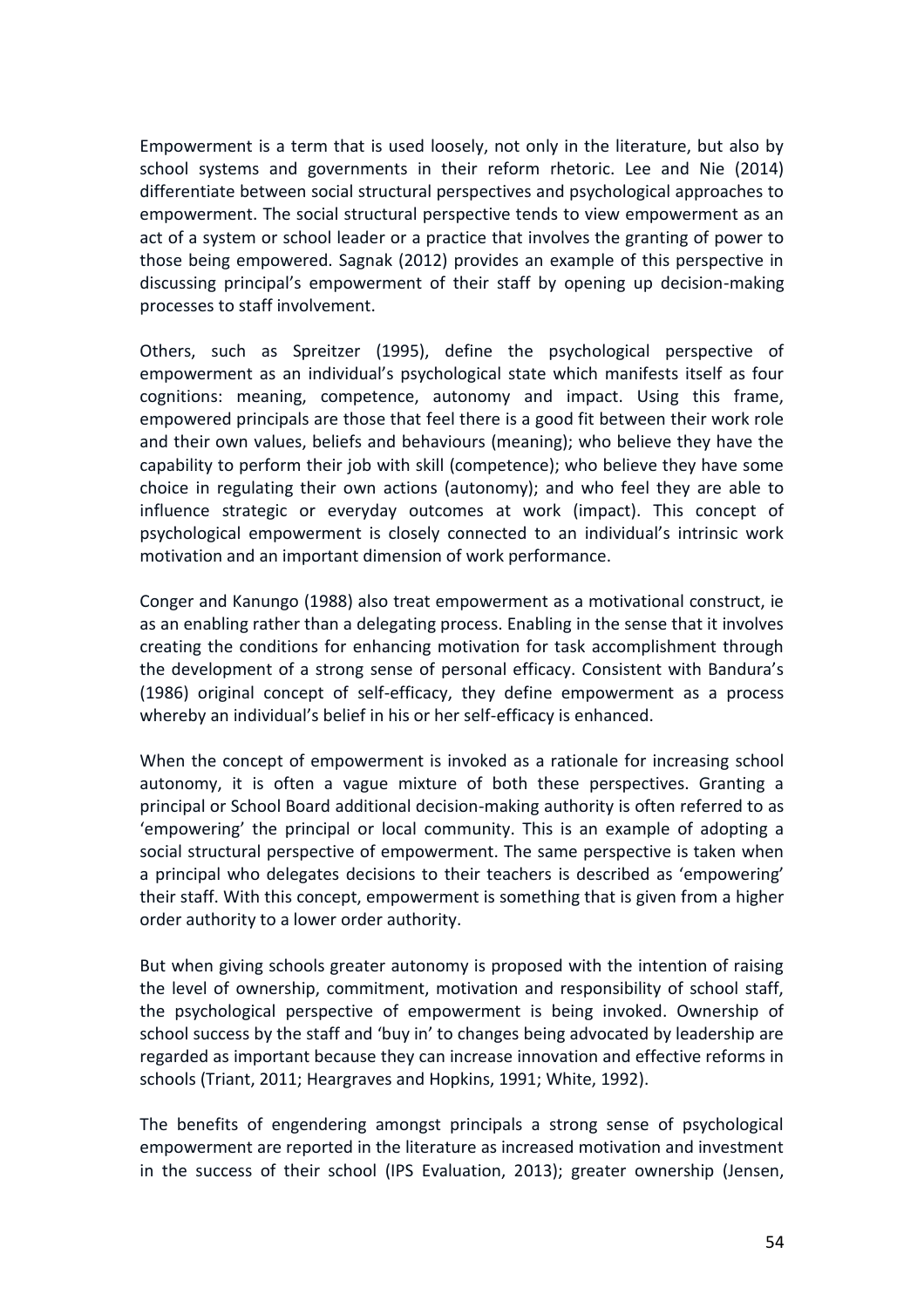Empowerment is a term that is used loosely, not only in the literature, but also by school systems and governments in their reform rhetoric. Lee and Nie (2014) differentiate between social structural perspectives and psychological approaches to empowerment. The social structural perspective tends to view empowerment as an act of a system or school leader or a practice that involves the granting of power to those being empowered. Sagnak (2012) provides an example of this perspective in discussing principal's empowerment of their staff by opening up decision-making processes to staff involvement.

Others, such as Spreitzer (1995), define the psychological perspective of empowerment as an individual's psychological state which manifests itself as four cognitions: meaning, competence, autonomy and impact. Using this frame, empowered principals are those that feel there is a good fit between their work role and their own values, beliefs and behaviours (meaning); who believe they have the capability to perform their job with skill (competence); who believe they have some choice in regulating their own actions (autonomy); and who feel they are able to influence strategic or everyday outcomes at work (impact). This concept of psychological empowerment is closely connected to an individual's intrinsic work motivation and an important dimension of work performance.

Conger and Kanungo (1988) also treat empowerment as a motivational construct, ie as an enabling rather than a delegating process. Enabling in the sense that it involves creating the conditions for enhancing motivation for task accomplishment through the development of a strong sense of personal efficacy. Consistent with Bandura's (1986) original concept of self-efficacy, they define empowerment as a process whereby an individual's belief in his or her self-efficacy is enhanced.

When the concept of empowerment is invoked as a rationale for increasing school autonomy, it is often a vague mixture of both these perspectives. Granting a principal or School Board additional decision-making authority is often referred to as 'empowering' the principal or local community. This is an example of adopting a social structural perspective of empowerment. The same perspective is taken when a principal who delegates decisions to their teachers is described as 'empowering' their staff. With this concept, empowerment is something that is given from a higher order authority to a lower order authority.

But when giving schools greater autonomy is proposed with the intention of raising the level of ownership, commitment, motivation and responsibility of school staff, the psychological perspective of empowerment is being invoked. Ownership of school success by the staff and 'buy in' to changes being advocated by leadership are regarded as important because they can increase innovation and effective reforms in schools (Triant, 2011; Heargraves and Hopkins, 1991; White, 1992).

The benefits of engendering amongst principals a strong sense of psychological empowerment are reported in the literature as increased motivation and investment in the success of their school (IPS Evaluation, 2013); greater ownership (Jensen,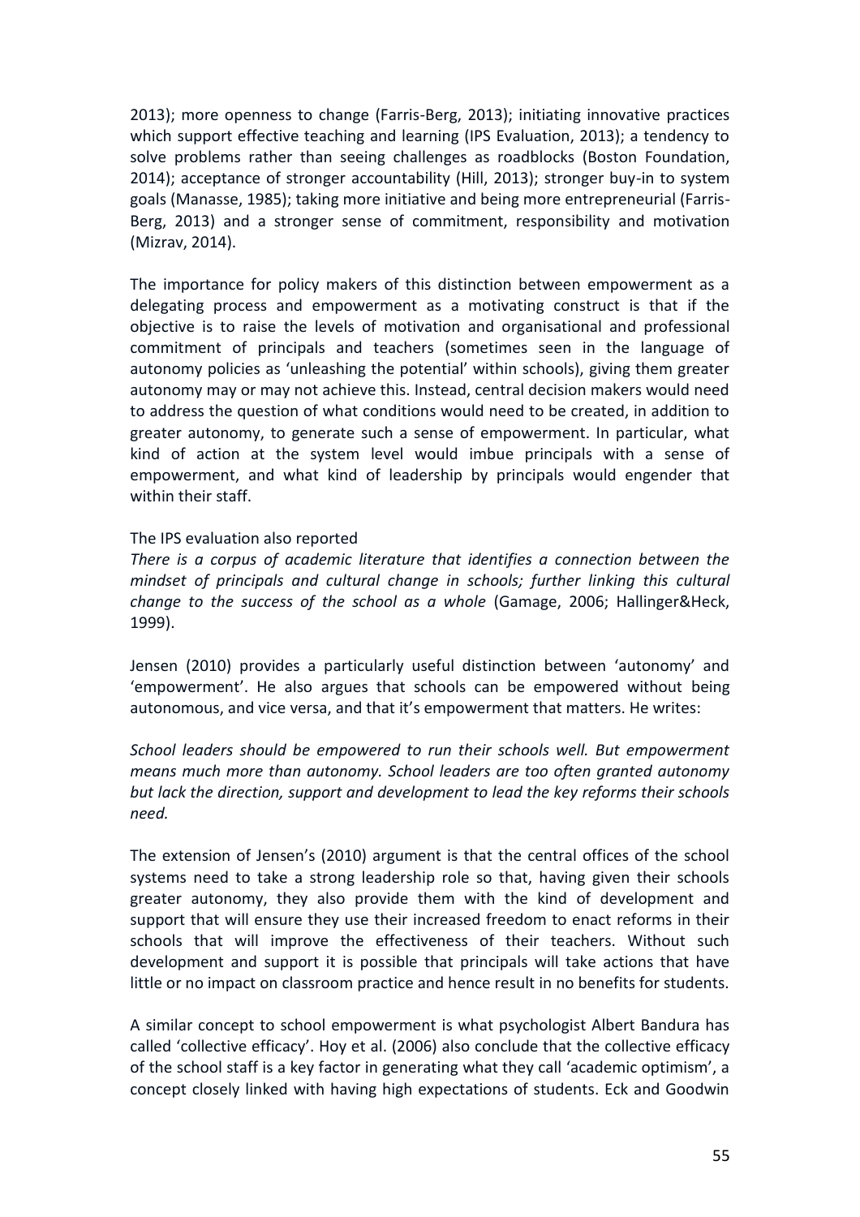2013); more openness to change (Farris-Berg, 2013); initiating innovative practices which support effective teaching and learning (IPS Evaluation, 2013); a tendency to solve problems rather than seeing challenges as roadblocks (Boston Foundation, 2014); acceptance of stronger accountability (Hill, 2013); stronger buy-in to system goals (Manasse, 1985); taking more initiative and being more entrepreneurial (Farris-Berg, 2013) and a stronger sense of commitment, responsibility and motivation (Mizrav, 2014).

The importance for policy makers of this distinction between empowerment as a delegating process and empowerment as a motivating construct is that if the objective is to raise the levels of motivation and organisational and professional commitment of principals and teachers (sometimes seen in the language of autonomy policies as 'unleashing the potential' within schools), giving them greater autonomy may or may not achieve this. Instead, central decision makers would need to address the question of what conditions would need to be created, in addition to greater autonomy, to generate such a sense of empowerment. In particular, what kind of action at the system level would imbue principals with a sense of empowerment, and what kind of leadership by principals would engender that within their staff.

The IPS evaluation also reported

*There is a corpus of academic literature that identifies a connection between the mindset of principals and cultural change in schools; further linking this cultural change to the success of the school as a whole* (Gamage, 2006; Hallinger&Heck, 1999).

Jensen (2010) provides a particularly useful distinction between 'autonomy' and 'empowerment'. He also argues that schools can be empowered without being autonomous, and vice versa, and that it's empowerment that matters. He writes:

*School leaders should be empowered to run their schools well. But empowerment means much more than autonomy. School leaders are too often granted autonomy but lack the direction, support and development to lead the key reforms their schools need.*

The extension of Jensen's (2010) argument is that the central offices of the school systems need to take a strong leadership role so that, having given their schools greater autonomy, they also provide them with the kind of development and support that will ensure they use their increased freedom to enact reforms in their schools that will improve the effectiveness of their teachers. Without such development and support it is possible that principals will take actions that have little or no impact on classroom practice and hence result in no benefits for students.

A similar concept to school empowerment is what psychologist Albert Bandura has called 'collective efficacy'. Hoy et al. (2006) also conclude that the collective efficacy of the school staff is a key factor in generating what they call 'academic optimism', a concept closely linked with having high expectations of students. Eck and Goodwin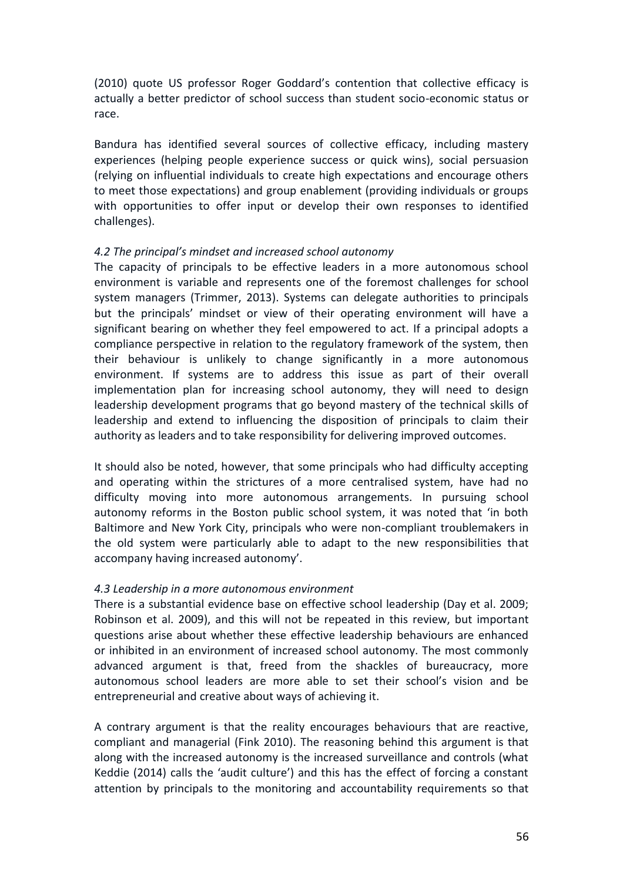(2010) quote US professor Roger Goddard's contention that collective efficacy is actually a better predictor of school success than student socio-economic status or race.

Bandura has identified several sources of collective efficacy, including mastery experiences (helping people experience success or quick wins), social persuasion (relying on influential individuals to create high expectations and encourage others to meet those expectations) and group enablement (providing individuals or groups with opportunities to offer input or develop their own responses to identified challenges).

### *4.2 The principal's mindset and increased school autonomy*

The capacity of principals to be effective leaders in a more autonomous school environment is variable and represents one of the foremost challenges for school system managers (Trimmer, 2013). Systems can delegate authorities to principals but the principals' mindset or view of their operating environment will have a significant bearing on whether they feel empowered to act. If a principal adopts a compliance perspective in relation to the regulatory framework of the system, then their behaviour is unlikely to change significantly in a more autonomous environment. If systems are to address this issue as part of their overall implementation plan for increasing school autonomy, they will need to design leadership development programs that go beyond mastery of the technical skills of leadership and extend to influencing the disposition of principals to claim their authority as leaders and to take responsibility for delivering improved outcomes.

It should also be noted, however, that some principals who had difficulty accepting and operating within the strictures of a more centralised system, have had no difficulty moving into more autonomous arrangements. In pursuing school autonomy reforms in the Boston public school system, it was noted that 'in both Baltimore and New York City, principals who were non-compliant troublemakers in the old system were particularly able to adapt to the new responsibilities that accompany having increased autonomy'.

### *4.3 Leadership in a more autonomous environment*

There is a substantial evidence base on effective school leadership (Day et al. 2009; Robinson et al. 2009), and this will not be repeated in this review, but important questions arise about whether these effective leadership behaviours are enhanced or inhibited in an environment of increased school autonomy. The most commonly advanced argument is that, freed from the shackles of bureaucracy, more autonomous school leaders are more able to set their school's vision and be entrepreneurial and creative about ways of achieving it.

A contrary argument is that the reality encourages behaviours that are reactive, compliant and managerial (Fink 2010). The reasoning behind this argument is that along with the increased autonomy is the increased surveillance and controls (what Keddie (2014) calls the 'audit culture') and this has the effect of forcing a constant attention by principals to the monitoring and accountability requirements so that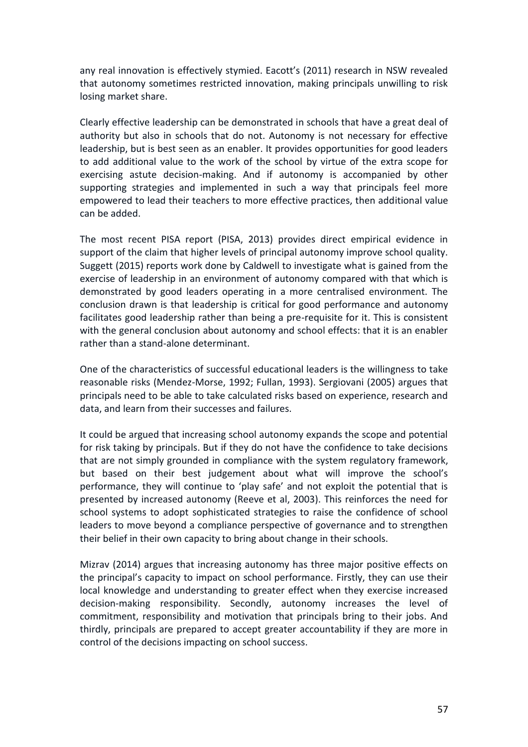any real innovation is effectively stymied. Eacott's (2011) research in NSW revealed that autonomy sometimes restricted innovation, making principals unwilling to risk losing market share.

Clearly effective leadership can be demonstrated in schools that have a great deal of authority but also in schools that do not. Autonomy is not necessary for effective leadership, but is best seen as an enabler. It provides opportunities for good leaders to add additional value to the work of the school by virtue of the extra scope for exercising astute decision-making. And if autonomy is accompanied by other supporting strategies and implemented in such a way that principals feel more empowered to lead their teachers to more effective practices, then additional value can be added.

The most recent PISA report (PISA, 2013) provides direct empirical evidence in support of the claim that higher levels of principal autonomy improve school quality. Suggett (2015) reports work done by Caldwell to investigate what is gained from the exercise of leadership in an environment of autonomy compared with that which is demonstrated by good leaders operating in a more centralised environment. The conclusion drawn is that leadership is critical for good performance and autonomy facilitates good leadership rather than being a pre-requisite for it. This is consistent with the general conclusion about autonomy and school effects: that it is an enabler rather than a stand-alone determinant.

One of the characteristics of successful educational leaders is the willingness to take reasonable risks (Mendez-Morse, 1992; Fullan, 1993). Sergiovani (2005) argues that principals need to be able to take calculated risks based on experience, research and data, and learn from their successes and failures.

It could be argued that increasing school autonomy expands the scope and potential for risk taking by principals. But if they do not have the confidence to take decisions that are not simply grounded in compliance with the system regulatory framework, but based on their best judgement about what will improve the school's performance, they will continue to 'play safe' and not exploit the potential that is presented by increased autonomy (Reeve et al, 2003). This reinforces the need for school systems to adopt sophisticated strategies to raise the confidence of school leaders to move beyond a compliance perspective of governance and to strengthen their belief in their own capacity to bring about change in their schools.

Mizrav (2014) argues that increasing autonomy has three major positive effects on the principal's capacity to impact on school performance. Firstly, they can use their local knowledge and understanding to greater effect when they exercise increased decision-making responsibility. Secondly, autonomy increases the level of commitment, responsibility and motivation that principals bring to their jobs. And thirdly, principals are prepared to accept greater accountability if they are more in control of the decisions impacting on school success.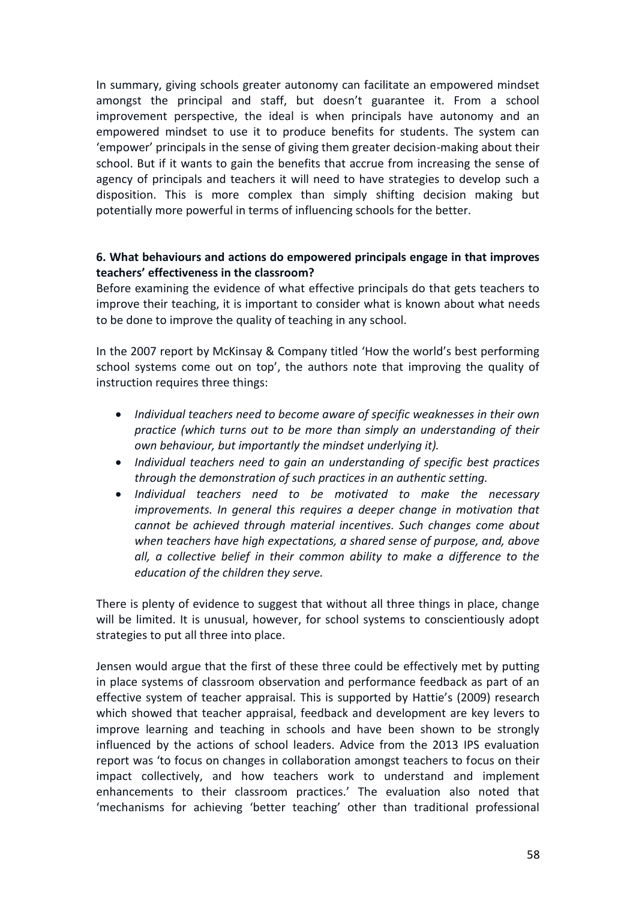In summary, giving schools greater autonomy can facilitate an empowered mindset amongst the principal and staff, but doesn't guarantee it. From a school improvement perspective, the ideal is when principals have autonomy and an empowered mindset to use it to produce benefits for students. The system can 'empower' principals in the sense of giving them greater decision-making about their school. But if it wants to gain the benefits that accrue from increasing the sense of agency of principals and teachers it will need to have strategies to develop such a disposition. This is more complex than simply shifting decision making but potentially more powerful in terms of influencing schools for the better.

**6. What behaviours and actions do empowered principals engage in that improves teachers' effectiveness in the classroom?**

Before examining the evidence of what effective principals do that gets teachers to improve their teaching, it is important to consider what is known about what needs to be done to improve the quality of teaching in any school.

In the 2007 report by McKinsay & Company titled 'How the world's best performing school systems come out on top', the authors note that improving the quality of instruction requires three things:

- *Individual teachers need to become aware of specific weaknesses in their own practice (which turns out to be more than simply an understanding of their own behaviour, but importantly the mindset underlying it).*
- *Individual teachers need to gain an understanding of specific best practices through the demonstration of such practices in an authentic setting.*
- *Individual teachers need to be motivated to make the necessary improvements. In general this requires a deeper change in motivation that cannot be achieved through material incentives. Such changes come about when teachers have high expectations, a shared sense of purpose, and, above all, a collective belief in their common ability to make a difference to the education of the children they serve.*

There is plenty of evidence to suggest that without all three things in place, change will be limited. It is unusual, however, for school systems to conscientiously adopt strategies to put all three into place.

Jensen would argue that the first of these three could be effectively met by putting in place systems of classroom observation and performance feedback as part of an effective system of teacher appraisal. This is supported by Hattie's (2009) research which showed that teacher appraisal, feedback and development are key levers to improve learning and teaching in schools and have been shown to be strongly influenced by the actions of school leaders. Advice from the 2013 IPS evaluation report was 'to focus on changes in collaboration amongst teachers to focus on their impact collectively, and how teachers work to understand and implement enhancements to their classroom practices.' The evaluation also noted that 'mechanisms for achieving 'better teaching' other than traditional professional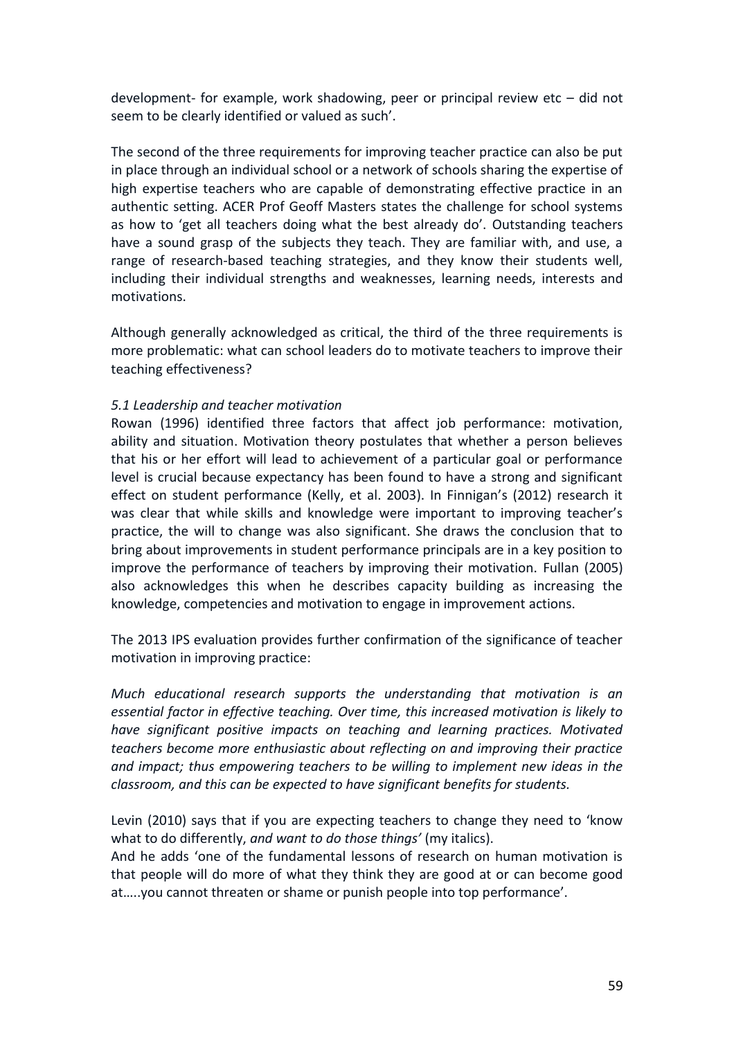development- for example, work shadowing, peer or principal review etc – did not seem to be clearly identified or valued as such'.

The second of the three requirements for improving teacher practice can also be put in place through an individual school or a network of schools sharing the expertise of high expertise teachers who are capable of demonstrating effective practice in an authentic setting. ACER Prof Geoff Masters states the challenge for school systems as how to 'get all teachers doing what the best already do'. Outstanding teachers have a sound grasp of the subjects they teach. They are familiar with, and use, a range of research-based teaching strategies, and they know their students well, including their individual strengths and weaknesses, learning needs, interests and motivations.

Although generally acknowledged as critical, the third of the three requirements is more problematic: what can school leaders do to motivate teachers to improve their teaching effectiveness?

*5.1 Leadership and teacher motivation*

Rowan (1996) identified three factors that affect job performance: motivation, ability and situation. Motivation theory postulates that whether a person believes that his or her effort will lead to achievement of a particular goal or performance level is crucial because expectancy has been found to have a strong and significant effect on student performance (Kelly, et al. 2003). In Finnigan's (2012) research it was clear that while skills and knowledge were important to improving teacher's practice, the will to change was also significant. She draws the conclusion that to bring about improvements in student performance principals are in a key position to improve the performance of teachers by improving their motivation. Fullan (2005) also acknowledges this when he describes capacity building as increasing the knowledge, competencies and motivation to engage in improvement actions.

The 2013 IPS evaluation provides further confirmation of the significance of teacher motivation in improving practice:

*Much educational research supports the understanding that motivation is an essential factor in effective teaching. Over time, this increased motivation is likely to have significant positive impacts on teaching and learning practices. Motivated teachers become more enthusiastic about reflecting on and improving their practice and impact; thus empowering teachers to be willing to implement new ideas in the classroom, and this can be expected to have significant benefits for students.*

Levin (2010) says that if you are expecting teachers to change they need to 'know what to do differently, *and want to do those things'* (my italics).
And he adds 'one of the fundamental lessons of research on human motivation is that people will do more of what they think they are good at or can become good at…..you cannot threaten or shame or punish people into top performance'.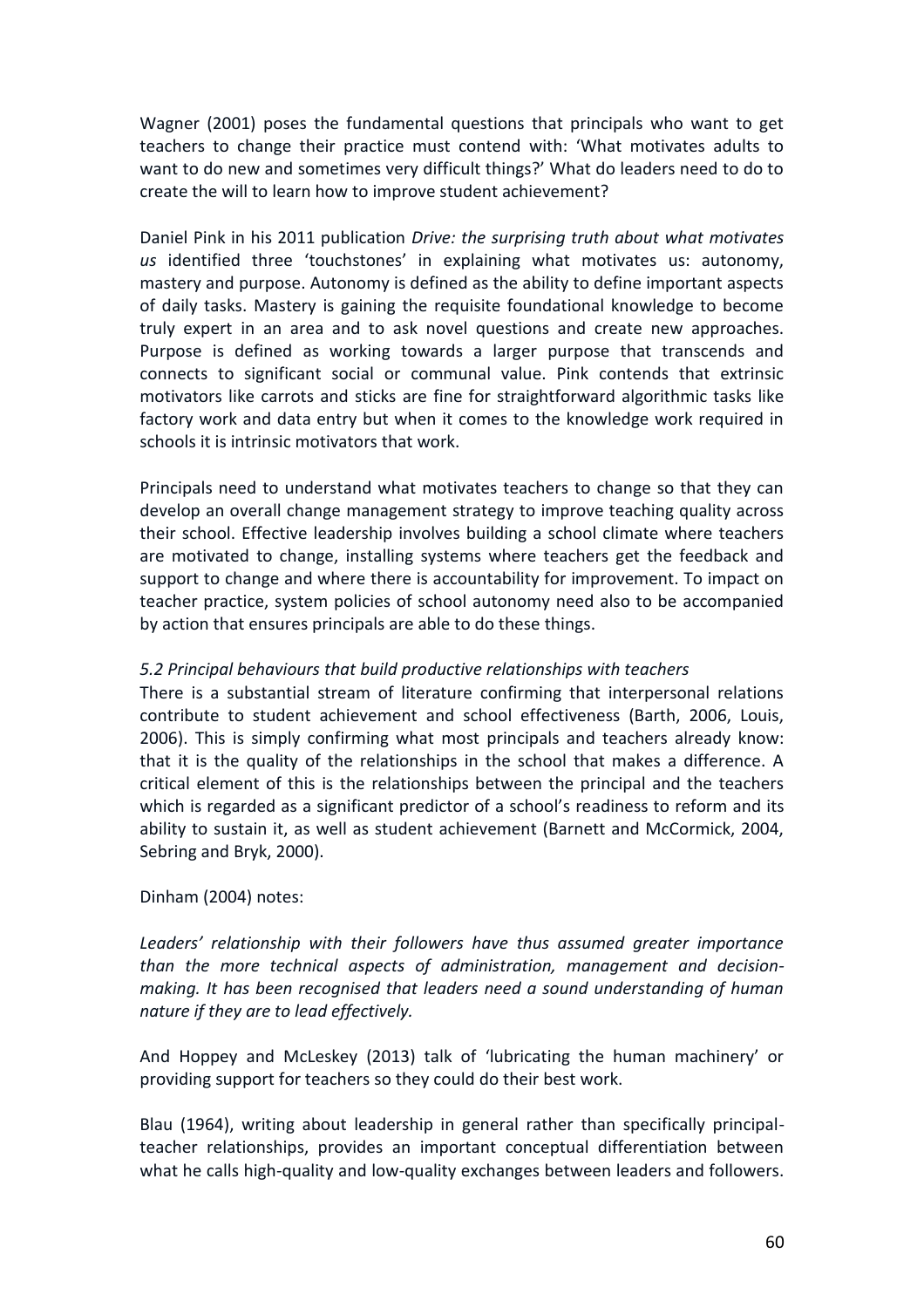Wagner (2001) poses the fundamental questions that principals who want to get teachers to change their practice must contend with: 'What motivates adults to want to do new and sometimes very difficult things?' What do leaders need to do to create the will to learn how to improve student achievement?

Daniel Pink in his 2011 publication *Drive: the surprising truth about what motivates us* identified three 'touchstones' in explaining what motivates us: autonomy, mastery and purpose. Autonomy is defined as the ability to define important aspects of daily tasks. Mastery is gaining the requisite foundational knowledge to become truly expert in an area and to ask novel questions and create new approaches. Purpose is defined as working towards a larger purpose that transcends and connects to significant social or communal value. Pink contends that extrinsic motivators like carrots and sticks are fine for straightforward algorithmic tasks like factory work and data entry but when it comes to the knowledge work required in schools it is intrinsic motivators that work.

Principals need to understand what motivates teachers to change so that they can develop an overall change management strategy to improve teaching quality across their school. Effective leadership involves building a school climate where teachers are motivated to change, installing systems where teachers get the feedback and support to change and where there is accountability for improvement. To impact on teacher practice, system policies of school autonomy need also to be accompanied by action that ensures principals are able to do these things.

*5.2 Principal behaviours that build productive relationships with teachers*

There is a substantial stream of literature confirming that interpersonal relations contribute to student achievement and school effectiveness (Barth, 2006, Louis, 2006). This is simply confirming what most principals and teachers already know: that it is the quality of the relationships in the school that makes a difference. A critical element of this is the relationships between the principal and the teachers which is regarded as a significant predictor of a school's readiness to reform and its ability to sustain it, as well as student achievement (Barnett and McCormick, 2004, Sebring and Bryk, 2000).

Dinham (2004) notes:

*Leaders' relationship with their followers have thus assumed greater importance than the more technical aspects of administration, management and decision-making. It has been recognised that leaders need a sound understanding of human nature if they are to lead effectively.*

And Hoppey and McLeskey (2013) talk of 'lubricating the human machinery' or providing support for teachers so they could do their best work.

Blau (1964), writing about leadership in general rather than specifically principal-teacher relationships, provides an important conceptual differentiation between what he calls high-quality and low-quality exchanges between leaders and followers.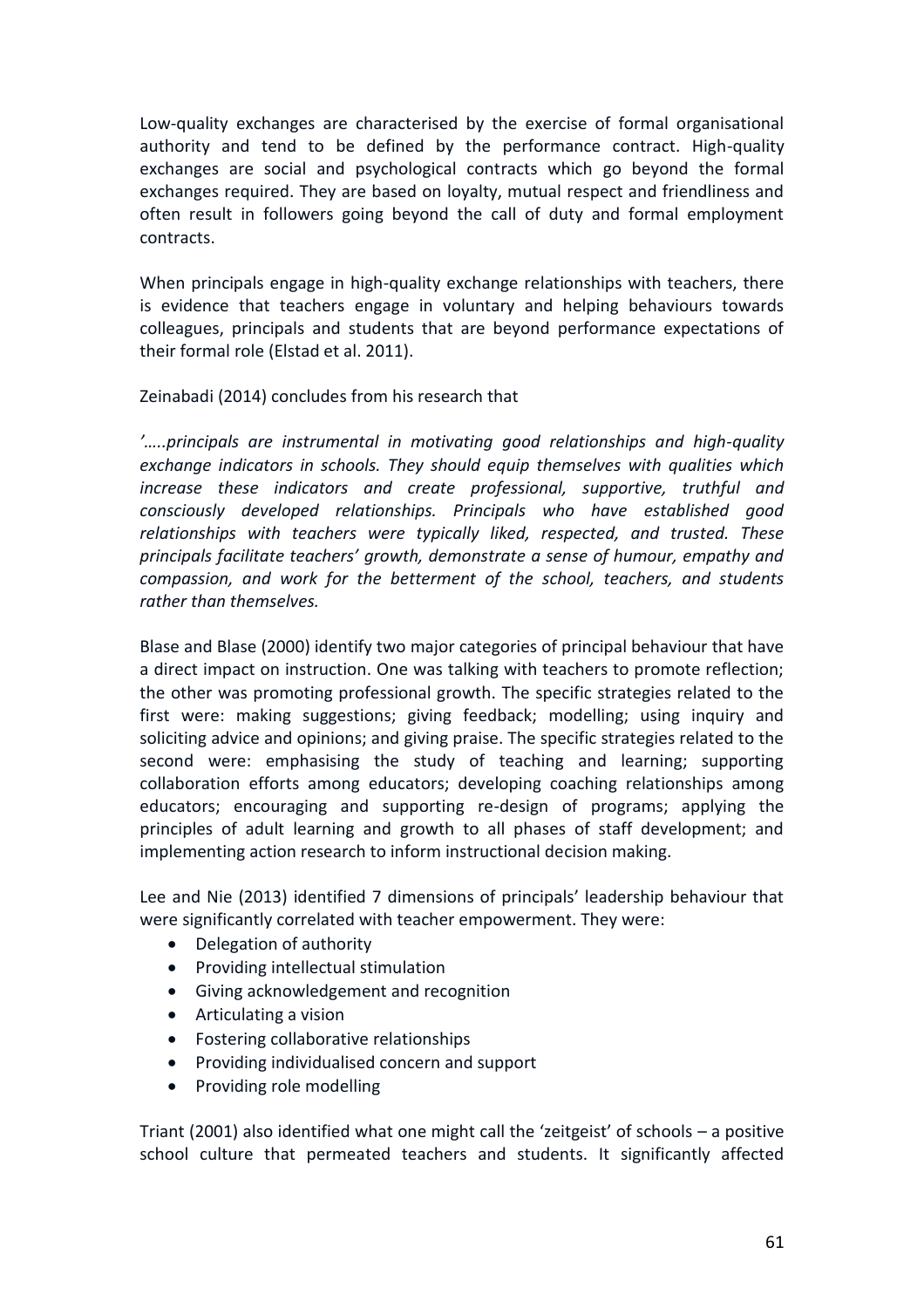Low-quality exchanges are characterised by the exercise of formal organisational authority and tend to be defined by the performance contract. High-quality exchanges are social and psychological contracts which go beyond the formal exchanges required. They are based on loyalty, mutual respect and friendliness and often result in followers going beyond the call of duty and formal employment contracts.

When principals engage in high-quality exchange relationships with teachers, there is evidence that teachers engage in voluntary and helping behaviours towards colleagues, principals and students that are beyond performance expectations of their formal role (Elstad et al. 2011).

Zeinabadi (2014) concludes from his research that

*'…..principals are instrumental in motivating good relationships and high-quality exchange indicators in schools. They should equip themselves with qualities which increase these indicators and create professional, supportive, truthful and consciously developed relationships. Principals who have established good relationships with teachers were typically liked, respected, and trusted. These principals facilitate teachers' growth, demonstrate a sense of humour, empathy and compassion, and work for the betterment of the school, teachers, and students rather than themselves.*

Blase and Blase (2000) identify two major categories of principal behaviour that have a direct impact on instruction. One was talking with teachers to promote reflection; the other was promoting professional growth. The specific strategies related to the first were: making suggestions; giving feedback; modelling; using inquiry and soliciting advice and opinions; and giving praise. The specific strategies related to the second were: emphasising the study of teaching and learning; supporting collaboration efforts among educators; developing coaching relationships among educators; encouraging and supporting re-design of programs; applying the principles of adult learning and growth to all phases of staff development; and implementing action research to inform instructional decision making.

Lee and Nie (2013) identified 7 dimensions of principals' leadership behaviour that were significantly correlated with teacher empowerment. They were:

- Delegation of authority
- Providing intellectual stimulation
- Giving acknowledgement and recognition
- Articulating a vision
- Fostering collaborative relationships
- Providing individualised concern and support
- Providing role modelling

Triant (2001) also identified what one might call the 'zeitgeist' of schools – a positive school culture that permeated teachers and students. It significantly affected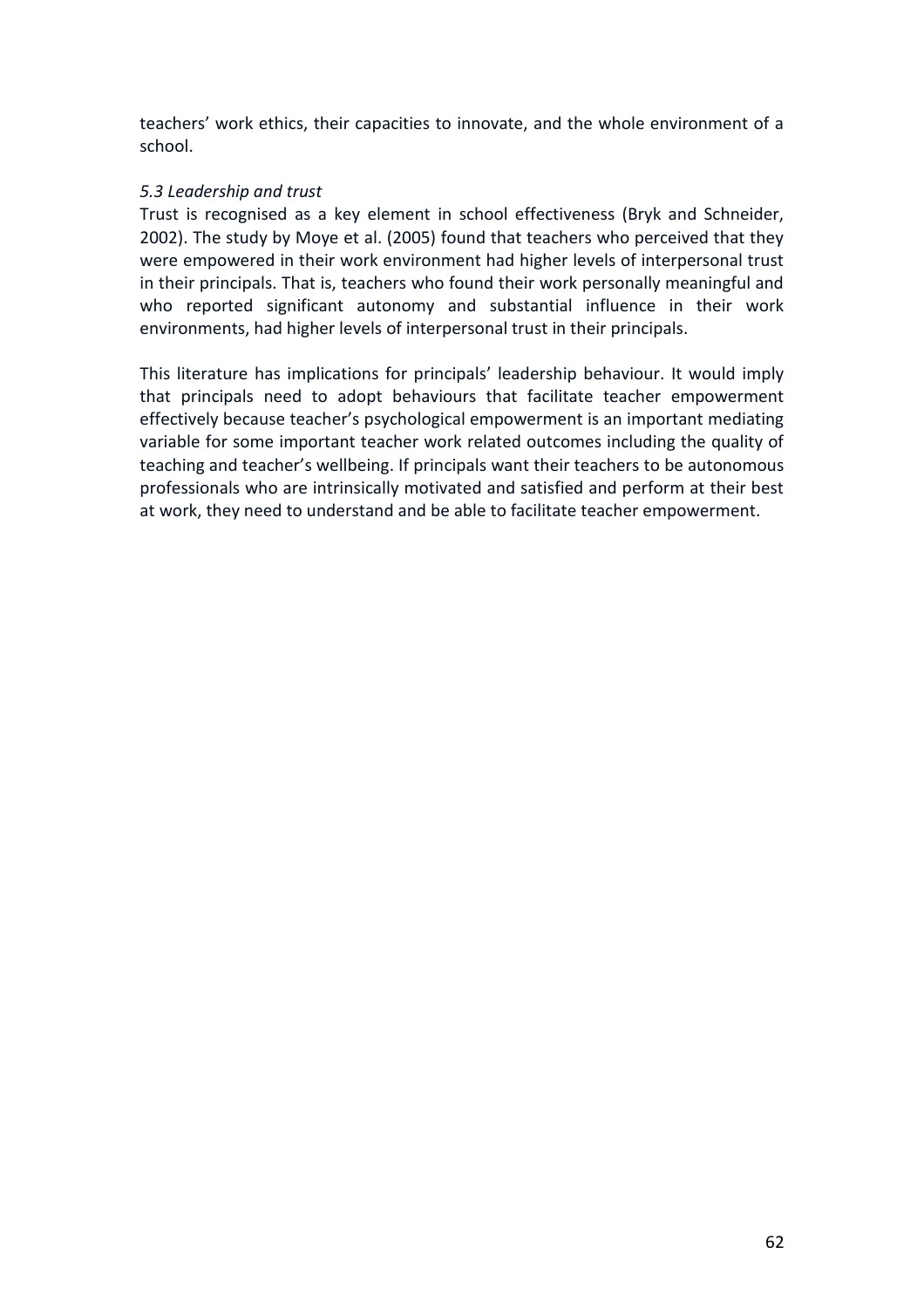teachers' work ethics, their capacities to innovate, and the whole environment of a school.

### *5.3 Leadership and trust*

Trust is recognised as a key element in school effectiveness (Bryk and Schneider, 2002). The study by Moye et al. (2005) found that teachers who perceived that they were empowered in their work environment had higher levels of interpersonal trust in their principals. That is, teachers who found their work personally meaningful and who reported significant autonomy and substantial influence in their work environments, had higher levels of interpersonal trust in their principals.

This literature has implications for principals' leadership behaviour. It would imply that principals need to adopt behaviours that facilitate teacher empowerment effectively because teacher's psychological empowerment is an important mediating variable for some important teacher work related outcomes including the quality of teaching and teacher's wellbeing. If principals want their teachers to be autonomous professionals who are intrinsically motivated and satisfied and perform at their best at work, they need to understand and be able to facilitate teacher empowerment.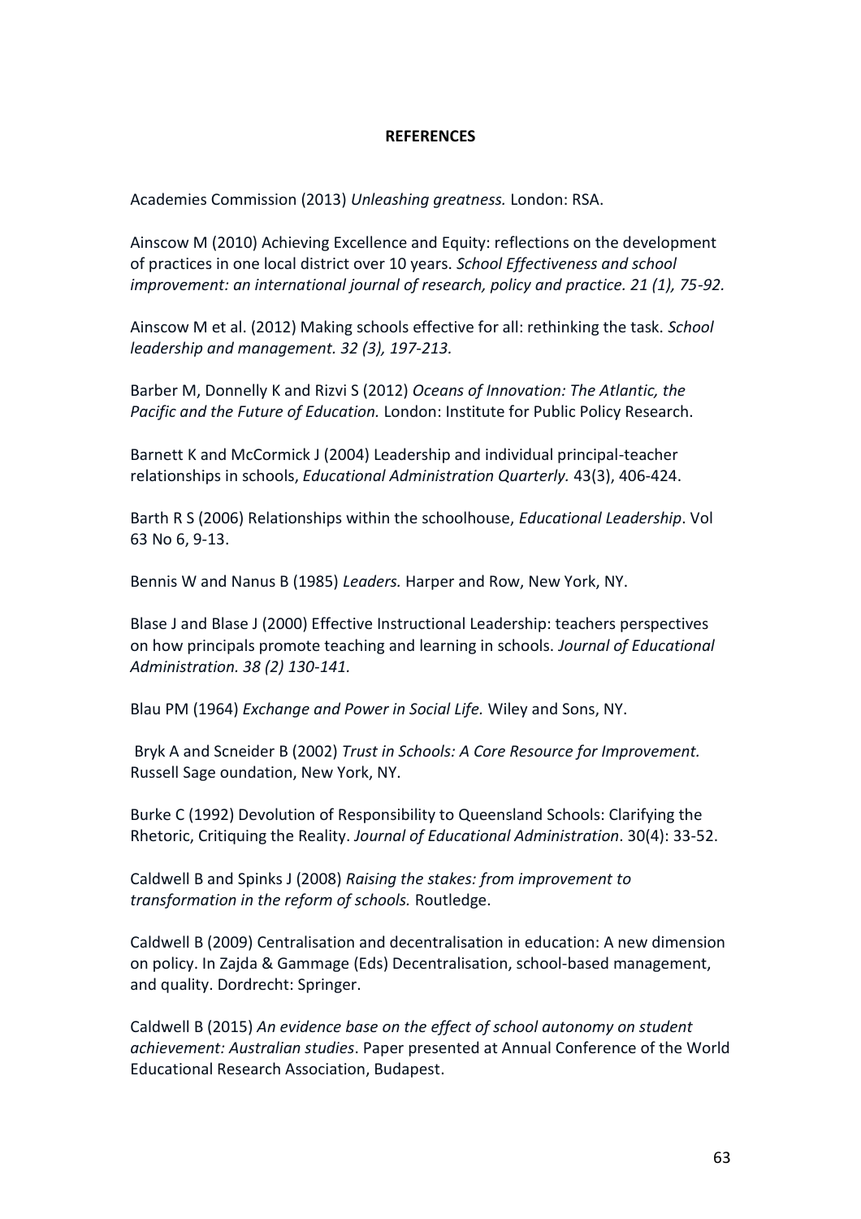**REFERENCES**

Academies Commission (2013) *Unleashing greatness.* London: RSA.

Ainscow M (2010) Achieving Excellence and Equity: reflections on the development of practices in one local district over 10 years. *School Effectiveness and school improvement: an international journal of research, policy and practice. 21 (1), 75-92.*

Ainscow M et al. (2012) Making schools effective for all: rethinking the task. *School leadership and management. 32 (3), 197-213.*

Barber M, Donnelly K and Rizvi S (2012) *Oceans of Innovation: The Atlantic, the Pacific and the Future of Education.* London: Institute for Public Policy Research.

Barnett K and McCormick J (2004) Leadership and individual principal-teacher relationships in schools, *Educational Administration Quarterly.* 43(3), 406-424.

Barth R S (2006) Relationships within the schoolhouse, *Educational Leadership*. Vol 63 No 6, 9-13.

Bennis W and Nanus B (1985) *Leaders.* Harper and Row, New York, NY.

Blase J and Blase J (2000) Effective Instructional Leadership: teachers perspectives on how principals promote teaching and learning in schools. *Journal of Educational Administration. 38 (2) 130-141.*

Blau PM (1964) *Exchange and Power in Social Life.* Wiley and Sons, NY.

Bryk A and Scneider B (2002) *Trust in Schools: A Core Resource for Improvement.* Russell Sage oundation, New York, NY.

Burke C (1992) Devolution of Responsibility to Queensland Schools: Clarifying the Rhetoric, Critiquing the Reality. *Journal of Educational Administration*. 30(4): 33-52.

Caldwell B and Spinks J (2008) *Raising the stakes: from improvement to transformation in the reform of schools.* Routledge.

Caldwell B (2009) Centralisation and decentralisation in education: A new dimension on policy. In Zajda & Gammage (Eds) Decentralisation, school-based management, and quality. Dordrecht: Springer.

Caldwell B (2015) *An evidence base on the effect of school autonomy on student achievement: Australian studies*. Paper presented at Annual Conference of the World Educational Research Association, Budapest.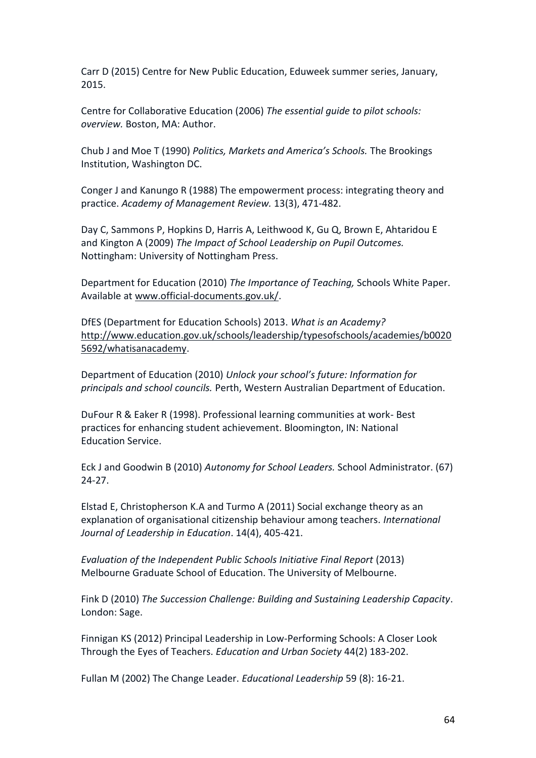Carr D (2015) Centre for New Public Education, Eduweek summer series, January, 2015.

Centre for Collaborative Education (2006) *The essential guide to pilot schools: overview.* Boston, MA: Author.

Chub J and Moe T (1990) *Politics, Markets and America's Schools.* The Brookings Institution, Washington DC.

Conger J and Kanungo R (1988) The empowerment process: integrating theory and practice. *Academy of Management Review.* 13(3), 471-482.

Day C, Sammons P, Hopkins D, Harris A, Leithwood K, Gu Q, Brown E, Ahtaridou E and Kington A (2009) *The Impact of School Leadership on Pupil Outcomes.* Nottingham: University of Nottingham Press.

Department for Education (2010) *The Importance of Teaching,* Schools White Paper. Available at www.official-documents.gov.uk/.

DfES (Department for Education Schools) 2013. *What is an Academy?* http://www.education.gov.uk/schools/leadership/typesofschools/academies/b00205692/whatisanacademy.

Department of Education (2010) *Unlock your school's future: Information for principals and school councils.* Perth, Western Australian Department of Education.

DuFour R & Eaker R (1998). Professional learning communities at work- Best practices for enhancing student achievement. Bloomington, IN: National Education Service.

Eck J and Goodwin B (2010) *Autonomy for School Leaders.* School Administrator. (67) 24-27.

Elstad E, Christopherson K.A and Turmo A (2011) Social exchange theory as an explanation of organisational citizenship behaviour among teachers. *International Journal of Leadership in Education*. 14(4), 405-421.

*Evaluation of the Independent Public Schools Initiative Final Report* (2013) Melbourne Graduate School of Education. The University of Melbourne.

Fink D (2010) *The Succession Challenge: Building and Sustaining Leadership Capacity*. London: Sage.

Finnigan KS (2012) Principal Leadership in Low-Performing Schools: A Closer Look Through the Eyes of Teachers. *Education and Urban Society* 44(2) 183-202.

Fullan M (2002) The Change Leader. *Educational Leadership* 59 (8): 16-21.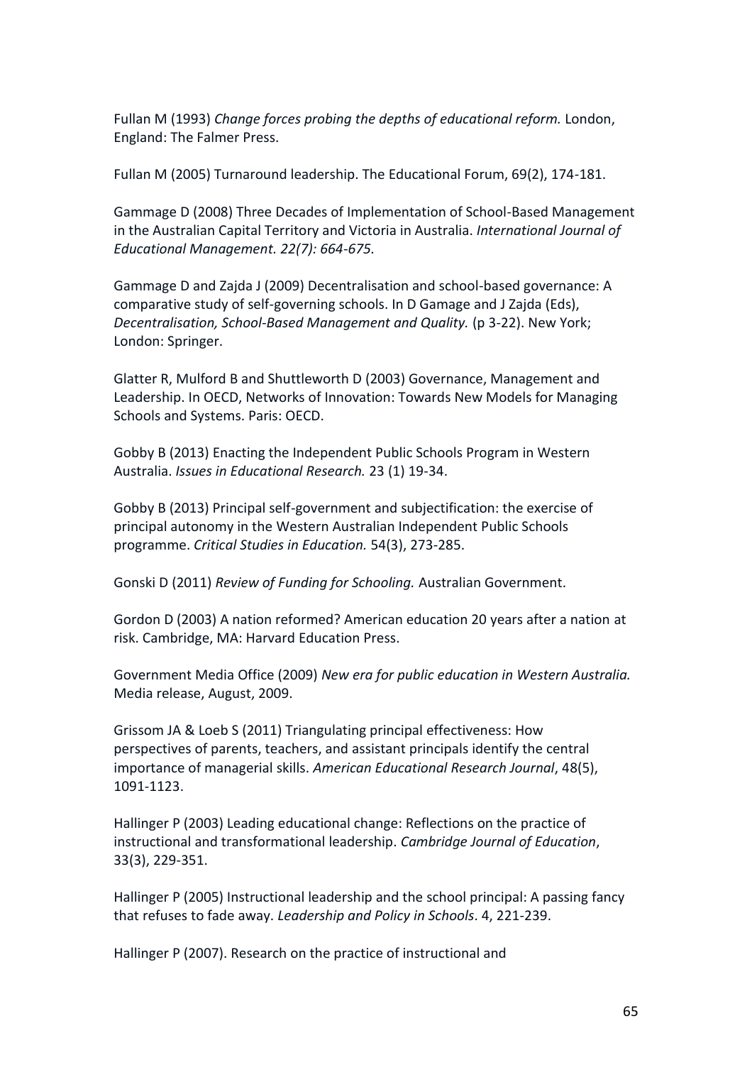Fullan M (1993) *Change forces probing the depths of educational reform.* London, England: The Falmer Press.

Fullan M (2005) Turnaround leadership. The Educational Forum, 69(2), 174-181.

Gammage D (2008) Three Decades of Implementation of School-Based Management in the Australian Capital Territory and Victoria in Australia. *International Journal of Educational Management. 22(7): 664-675.*

Gammage D and Zajda J (2009) Decentralisation and school-based governance: A comparative study of self-governing schools. In D Gamage and J Zajda (Eds), *Decentralisation, School-Based Management and Quality.* (p 3-22). New York; London: Springer.

Glatter R, Mulford B and Shuttleworth D (2003) Governance, Management and Leadership. In OECD, Networks of Innovation: Towards New Models for Managing Schools and Systems. Paris: OECD.

Gobby B (2013) Enacting the Independent Public Schools Program in Western Australia. *Issues in Educational Research.* 23 (1) 19-34.

Gobby B (2013) Principal self-government and subjectification: the exercise of principal autonomy in the Western Australian Independent Public Schools programme. *Critical Studies in Education.* 54(3), 273-285.

Gonski D (2011) *Review of Funding for Schooling.* Australian Government.

Gordon D (2003) A nation reformed? American education 20 years after a nation at risk. Cambridge, MA: Harvard Education Press.

Government Media Office (2009) *New era for public education in Western Australia.* Media release, August, 2009.

Grissom JA & Loeb S (2011) Triangulating principal effectiveness: How perspectives of parents, teachers, and assistant principals identify the central importance of managerial skills. *American Educational Research Journal*, 48(5), 1091-1123.

Hallinger P (2003) Leading educational change: Reflections on the practice of instructional and transformational leadership. *Cambridge Journal of Education*, 33(3), 229-351.

Hallinger P (2005) Instructional leadership and the school principal: A passing fancy that refuses to fade away. *Leadership and Policy in Schools*. 4, 221-239.

Hallinger P (2007). Research on the practice of instructional and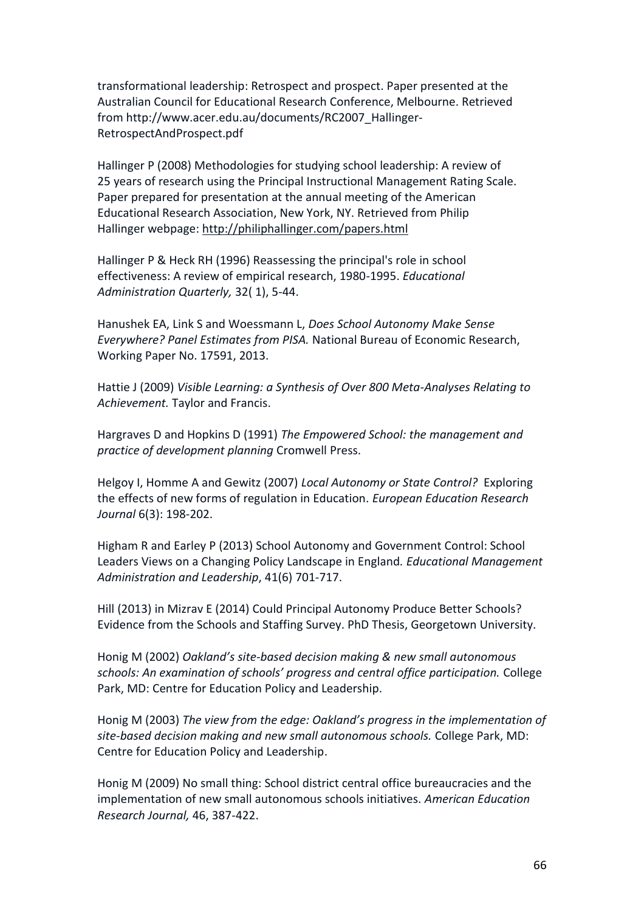transformational leadership: Retrospect and prospect. Paper presented at the Australian Council for Educational Research Conference, Melbourne. Retrieved from http://www.acer.edu.au/documents/RC2007_Hallinger-RetrospectAndProspect.pdf

Hallinger P (2008) Methodologies for studying school leadership: A review of 25 years of research using the Principal Instructional Management Rating Scale. Paper prepared for presentation at the annual meeting of the American Educational Research Association, New York, NY. Retrieved from Philip Hallinger webpage: http://philiphallinger.com/papers.html

Hallinger P & Heck RH (1996) Reassessing the principal's role in school effectiveness: A review of empirical research, 1980-1995. *Educational Administration Quarterly,* 32( 1), 5-44.

Hanushek EA, Link S and Woessmann L, *Does School Autonomy Make Sense Everywhere? Panel Estimates from PISA.* National Bureau of Economic Research, Working Paper No. 17591, 2013.

Hattie J (2009) *Visible Learning: a Synthesis of Over 800 Meta-Analyses Relating to Achievement.* Taylor and Francis.

Hargraves D and Hopkins D (1991) *The Empowered School: the management and practice of development planning* Cromwell Press.

Helgoy I, Homme A and Gewitz (2007) *Local Autonomy or State Control?* Exploring the effects of new forms of regulation in Education. *European Education Research Journal* 6(3): 198-202.

Higham R and Earley P (2013) School Autonomy and Government Control: School Leaders Views on a Changing Policy Landscape in England*. Educational Management Administration and Leadership*, 41(6) 701-717.

Hill (2013) in Mizrav E (2014) Could Principal Autonomy Produce Better Schools? Evidence from the Schools and Staffing Survey. PhD Thesis, Georgetown University.

Honig M (2002) *Oakland's site-based decision making & new small autonomous schools: An examination of schools' progress and central office participation.* College Park, MD: Centre for Education Policy and Leadership.

Honig M (2003) *The view from the edge: Oakland's progress in the implementation of site-based decision making and new small autonomous schools.* College Park, MD: Centre for Education Policy and Leadership.

Honig M (2009) No small thing: School district central office bureaucracies and the implementation of new small autonomous schools initiatives. *American Education Research Journal,* 46, 387-422.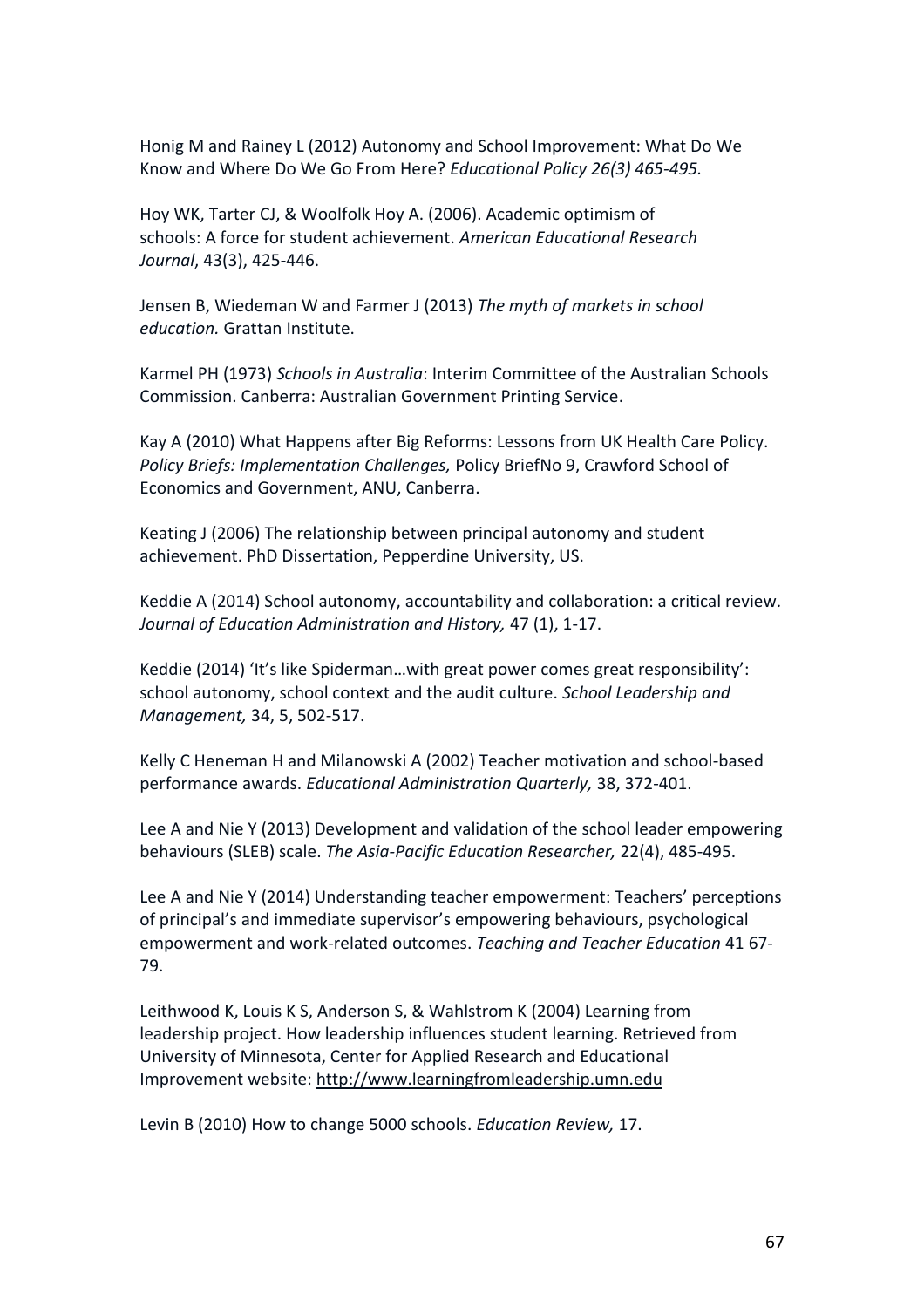Honig M and Rainey L (2012) Autonomy and School Improvement: What Do We Know and Where Do We Go From Here? *Educational Policy 26(3) 465-495.*

Hoy WK, Tarter CJ, & Woolfolk Hoy A. (2006). Academic optimism of schools: A force for student achievement. *American Educational Research Journal*, 43(3), 425-446.

Jensen B, Wiedeman W and Farmer J (2013) *The myth of markets in school education.* Grattan Institute.

Karmel PH (1973) *Schools in Australia*: Interim Committee of the Australian Schools Commission. Canberra: Australian Government Printing Service.

Kay A (2010) What Happens after Big Reforms: Lessons from UK Health Care Policy. *Policy Briefs: Implementation Challenges,* Policy BriefNo 9, Crawford School of Economics and Government, ANU, Canberra.

Keating J (2006) The relationship between principal autonomy and student achievement. PhD Dissertation, Pepperdine University, US.

Keddie A (2014) School autonomy, accountability and collaboration: a critical review. *Journal of Education Administration and History,* 47 (1), 1-17.

Keddie (2014) 'It's like Spiderman…with great power comes great responsibility': school autonomy, school context and the audit culture. *School Leadership and Management,* 34, 5, 502-517.

Kelly C Heneman H and Milanowski A (2002) Teacher motivation and school-based performance awards. *Educational Administration Quarterly,* 38, 372-401.

Lee A and Nie Y (2013) Development and validation of the school leader empowering behaviours (SLEB) scale. *The Asia-Pacific Education Researcher,* 22(4), 485-495.

Lee A and Nie Y (2014) Understanding teacher empowerment: Teachers' perceptions of principal's and immediate supervisor's empowering behaviours, psychological empowerment and work-related outcomes. *Teaching and Teacher Education* 41 67-79.

Leithwood K, Louis K S, Anderson S, & Wahlstrom K (2004) Learning from leadership project. How leadership influences student learning. Retrieved from University of Minnesota, Center for Applied Research and Educational Improvement website: http://www.learningfromleadership.umn.edu

Levin B (2010) How to change 5000 schools. *Education Review,* 17.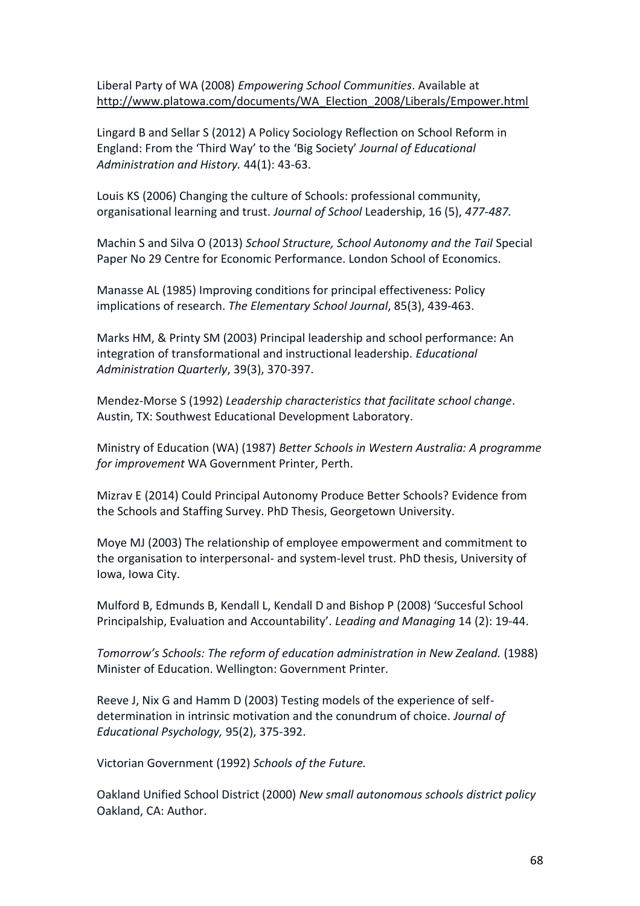Liberal Party of WA (2008) *Empowering School Communities*. Available at http://www.platowa.com/documents/WA_Election_2008/Liberals/Empower.html

Lingard B and Sellar S (2012) A Policy Sociology Reflection on School Reform in England: From the 'Third Way' to the 'Big Society' *Journal of Educational Administration and History.* 44(1): 43-63.

Louis KS (2006) Changing the culture of Schools: professional community, organisational learning and trust. *Journal of School* Leadership, 16 (5), *477-487.*

Machin S and Silva O (2013) *School Structure, School Autonomy and the Tail* Special Paper No 29 Centre for Economic Performance. London School of Economics.

Manasse AL (1985) Improving conditions for principal effectiveness: Policy implications of research. *The Elementary School Journal*, 85(3), 439-463.

Marks HM, & Printy SM (2003) Principal leadership and school performance: An integration of transformational and instructional leadership. *Educational Administration Quarterly*, 39(3), 370-397.

Mendez-Morse S (1992) *Leadership characteristics that facilitate school change*. Austin, TX: Southwest Educational Development Laboratory.

Ministry of Education (WA) (1987) *Better Schools in Western Australia: A programme for improvement* WA Government Printer, Perth.

Mizrav E (2014) Could Principal Autonomy Produce Better Schools? Evidence from the Schools and Staffing Survey. PhD Thesis, Georgetown University.

Moye MJ (2003) The relationship of employee empowerment and commitment to the organisation to interpersonal- and system-level trust. PhD thesis, University of Iowa, Iowa City.

Mulford B, Edmunds B, Kendall L, Kendall D and Bishop P (2008) 'Succesful School Principalship, Evaluation and Accountability'. *Leading and Managing* 14 (2): 19-44.

*Tomorrow's Schools: The reform of education administration in New Zealand.* (1988) Minister of Education. Wellington: Government Printer.

Reeve J, Nix G and Hamm D (2003) Testing models of the experience of self-determination in intrinsic motivation and the conundrum of choice. *Journal of Educational Psychology,* 95(2), 375-392.

Victorian Government (1992) *Schools of the Future.*

Oakland Unified School District (2000) *New small autonomous schools district policy* Oakland, CA: Author.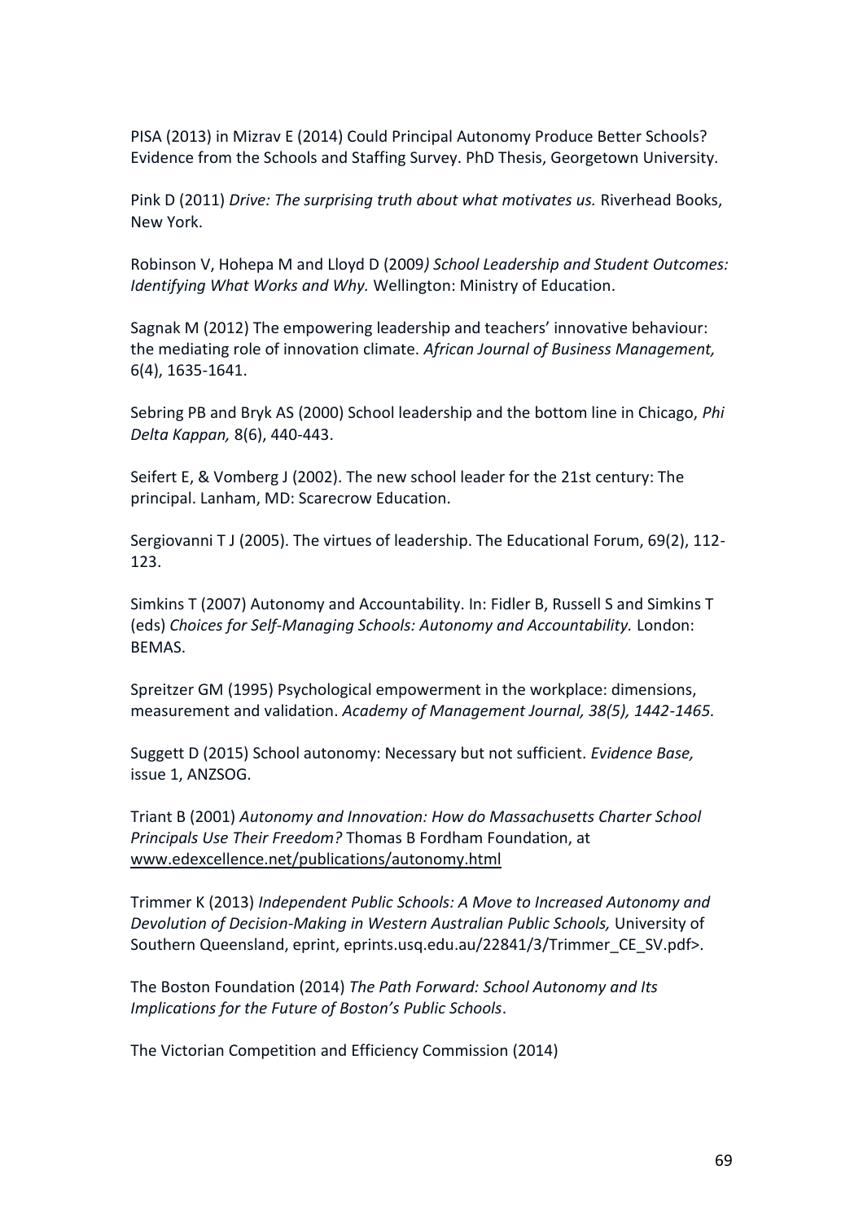PISA (2013) in Mizrav E (2014) Could Principal Autonomy Produce Better Schools? Evidence from the Schools and Staffing Survey. PhD Thesis, Georgetown University.

Pink D (2011) *Drive: The surprising truth about what motivates us.* Riverhead Books, New York.

Robinson V, Hohepa M and Lloyd D (2009*) School Leadership and Student Outcomes: Identifying What Works and Why.* Wellington: Ministry of Education.

Sagnak M (2012) The empowering leadership and teachers' innovative behaviour: the mediating role of innovation climate. *African Journal of Business Management,* 6(4), 1635-1641.

Sebring PB and Bryk AS (2000) School leadership and the bottom line in Chicago, *Phi Delta Kappan,* 8(6), 440-443.

Seifert E, & Vomberg J (2002). The new school leader for the 21st century: The principal. Lanham, MD: Scarecrow Education.

Sergiovanni T J (2005). The virtues of leadership. The Educational Forum, 69(2), 112-123.

Simkins T (2007) Autonomy and Accountability. In: Fidler B, Russell S and Simkins T (eds) *Choices for Self-Managing Schools: Autonomy and Accountability.* London: BEMAS.

Spreitzer GM (1995) Psychological empowerment in the workplace: dimensions, measurement and validation. *Academy of Management Journal, 38(5), 1442-1465.*

Suggett D (2015) School autonomy: Necessary but not sufficient. *Evidence Base,* issue 1, ANZSOG.

Triant B (2001) *Autonomy and Innovation: How do Massachusetts Charter School Principals Use Their Freedom?* Thomas B Fordham Foundation, at www.edexcellence.net/publications/autonomy.html

Trimmer K (2013) *Independent Public Schools: A Move to Increased Autonomy and Devolution of Decision-Making in Western Australian Public Schools,* University of Southern Queensland, eprint, eprints.usq.edu.au/22841/3/Trimmer_CE_SV.pdf>.

The Boston Foundation (2014) *The Path Forward: School Autonomy and Its Implications for the Future of Boston's Public Schools*.

The Victorian Competition and Efficiency Commission (2014)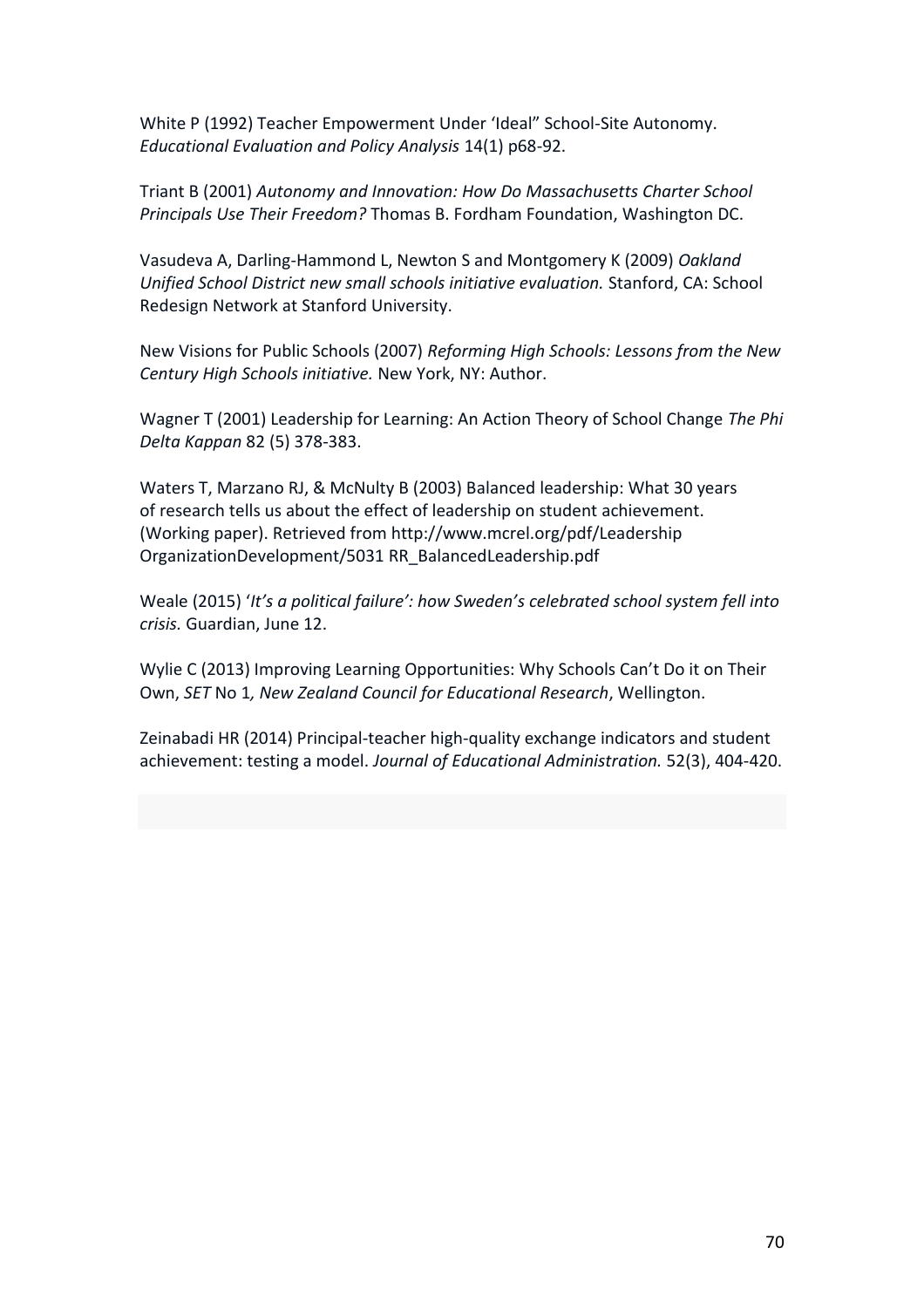White P (1992) Teacher Empowerment Under 'Ideal" School-Site Autonomy. *Educational Evaluation and Policy Analysis* 14(1) p68-92.

Triant B (2001) *Autonomy and Innovation: How Do Massachusetts Charter School Principals Use Their Freedom?* Thomas B. Fordham Foundation, Washington DC.

Vasudeva A, Darling-Hammond L, Newton S and Montgomery K (2009) *Oakland Unified School District new small schools initiative evaluation.* Stanford, CA: School Redesign Network at Stanford University.

New Visions for Public Schools (2007) *Reforming High Schools: Lessons from the New Century High Schools initiative.* New York, NY: Author.

Wagner T (2001) Leadership for Learning: An Action Theory of School Change *The Phi Delta Kappan* 82 (5) 378-383.

Waters T, Marzano RJ, & McNulty B (2003) Balanced leadership: What 30 years of research tells us about the effect of leadership on student achievement. (Working paper). Retrieved from http://www.mcrel.org/pdf/Leadership OrganizationDevelopment/5031 RR_BalancedLeadership.pdf

Weale (2015) '*It's a political failure': how Sweden's celebrated school system fell into crisis.* Guardian, June 12.

Wylie C (2013) Improving Learning Opportunities: Why Schools Can't Do it on Their Own, *SET* No 1*, New Zealand Council for Educational Research*, Wellington.

Zeinabadi HR (2014) Principal-teacher high-quality exchange indicators and student achievement: testing a model. *Journal of Educational Administration.* 52(3), 404-420.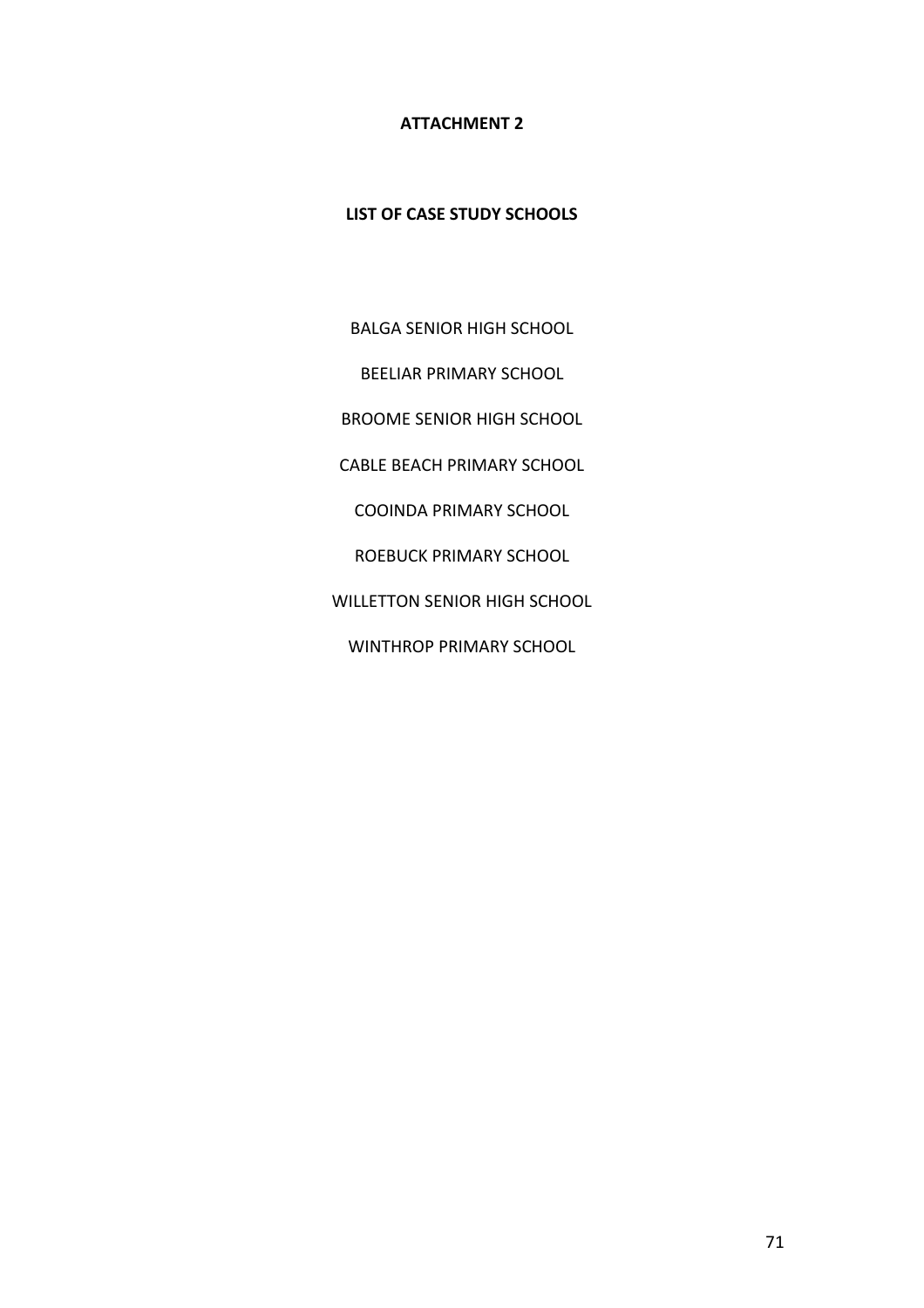**ATTACHMENT 2**

**LIST OF CASE STUDY SCHOOLS**

BALGA SENIOR HIGH SCHOOL

BEELIAR PRIMARY SCHOOL

BROOME SENIOR HIGH SCHOOL

CABLE BEACH PRIMARY SCHOOL

COOINDA PRIMARY SCHOOL

ROEBUCK PRIMARY SCHOOL

WILLETTON SENIOR HIGH SCHOOL

WINTHROP PRIMARY SCHOOL